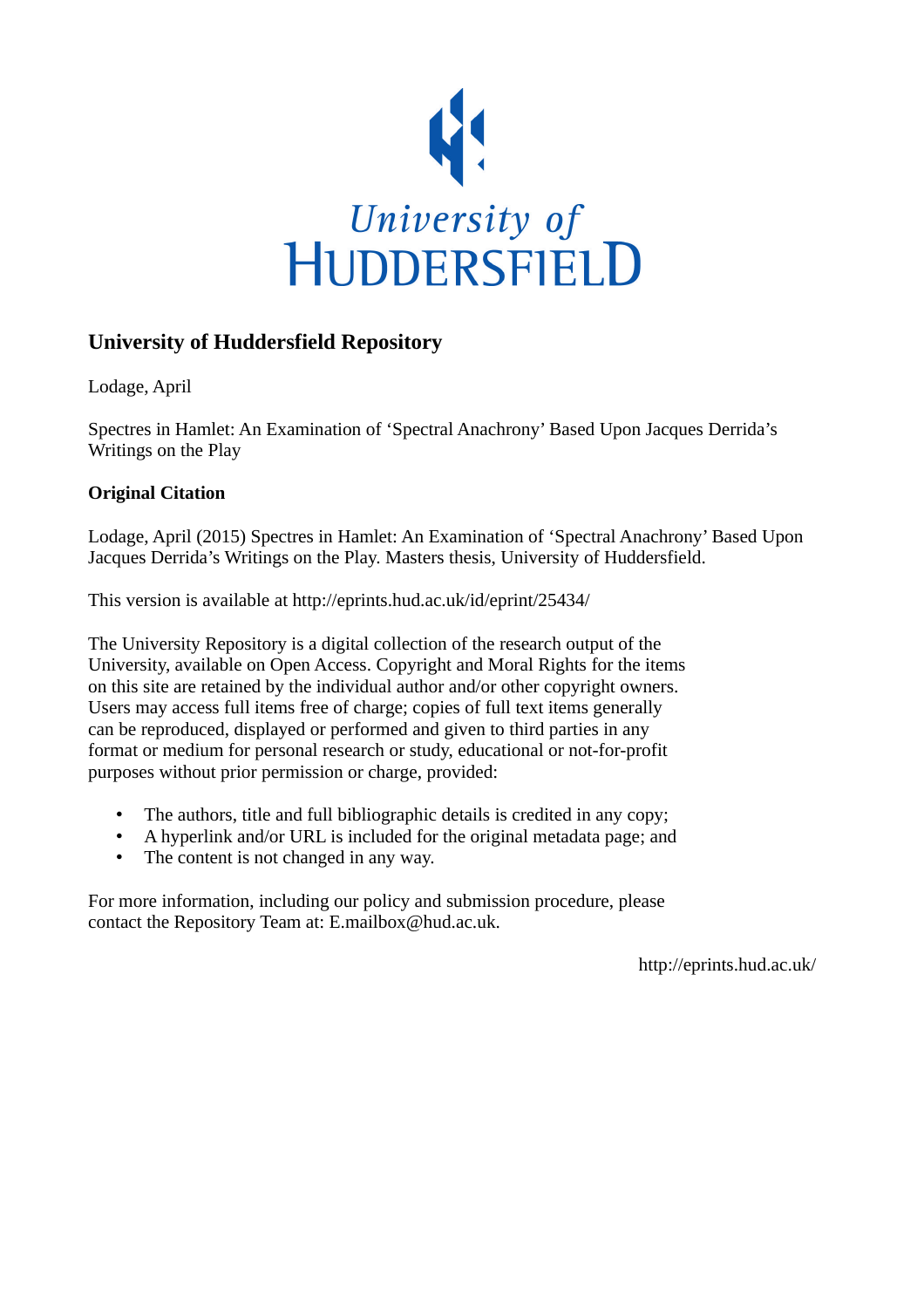University of
HUDDERSFIELD

## University of Huddersfield Repository

Lodage, April

Spectres in Hamlet: An Examination of 'Spectral Anachrony' Based Upon Jacques Derrida's Writings on the Play

### Original Citation

Lodage, April (2015) Spectres in Hamlet: An Examination of 'Spectral Anachrony' Based Upon Jacques Derrida's Writings on the Play. Masters thesis, University of Huddersfield.

This version is available at http://eprints.hud.ac.uk/id/eprint/25434/

The University Repository is a digital collection of the research output of the University, available on Open Access. Copyright and Moral Rights for the items on this site are retained by the individual author and/or other copyright owners. Users may access full items free of charge; copies of full text items generally can be reproduced, displayed or performed and given to third parties in any format or medium for personal research or study, educational or not-for-profit purposes without prior permission or charge, provided:

- The authors, title and full bibliographic details is credited in any copy;
- A hyperlink and/or URL is included for the original metadata page; and
- The content is not changed in any way.

For more information, including our policy and submission procedure, please contact the Repository Team at: E.mailbox@hud.ac.uk.

http://eprints.hud.ac.uk/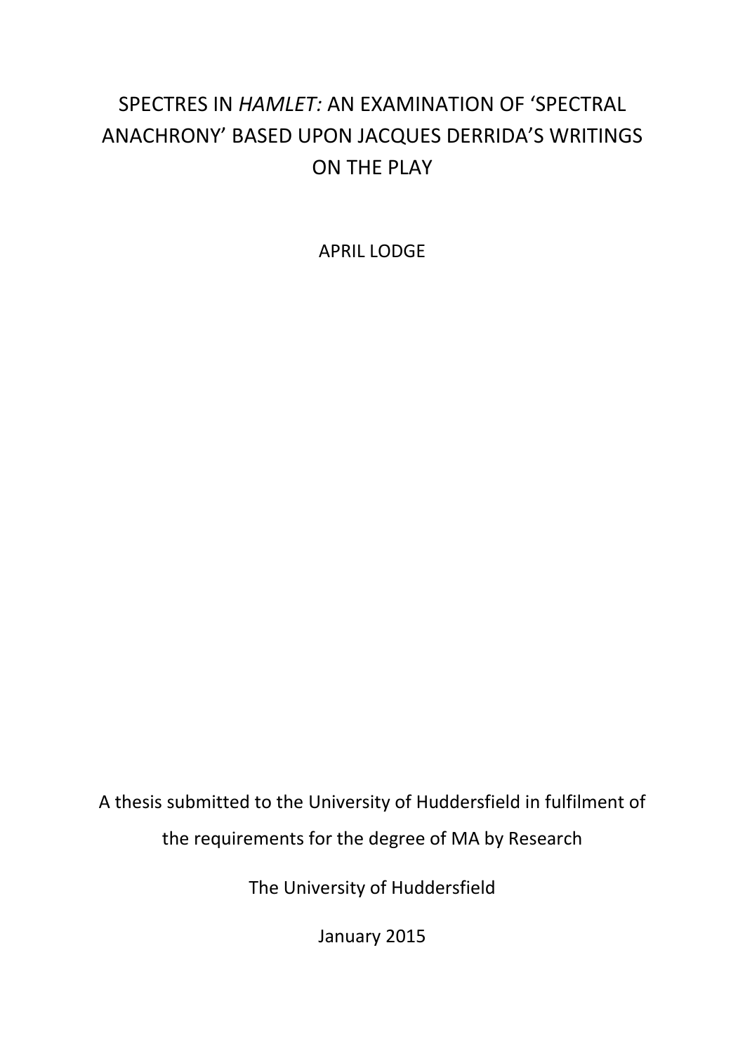# SPECTRES IN *HAMLET:* AN EXAMINATION OF 'SPECTRAL ANACHRONY' BASED UPON JACQUES DERRIDA'S WRITINGS ON THE PLAY

APRIL LODGE

A thesis submitted to the University of Huddersfield in fulfilment of the requirements for the degree of MA by Research

The University of Huddersfield

January 2015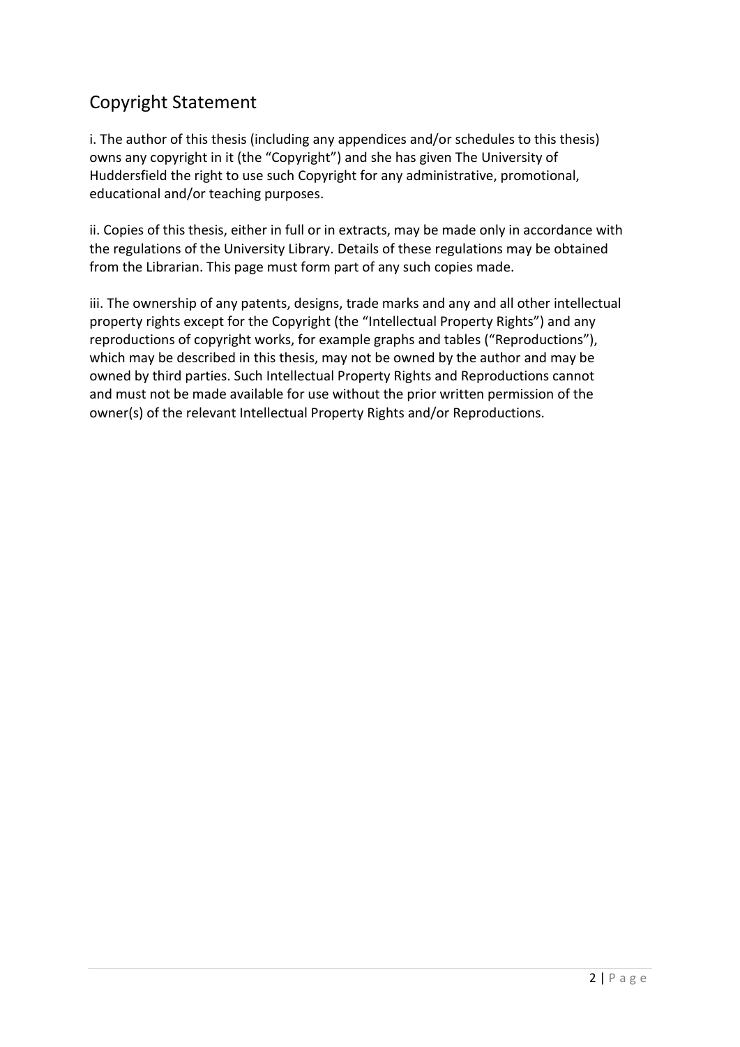## Copyright Statement

i. The author of this thesis (including any appendices and/or schedules to this thesis) owns any copyright in it (the "Copyright") and she has given The University of Huddersfield the right to use such Copyright for any administrative, promotional, educational and/or teaching purposes.

ii. Copies of this thesis, either in full or in extracts, may be made only in accordance with the regulations of the University Library. Details of these regulations may be obtained from the Librarian. This page must form part of any such copies made.

iii. The ownership of any patents, designs, trade marks and any and all other intellectual property rights except for the Copyright (the "Intellectual Property Rights") and any reproductions of copyright works, for example graphs and tables ("Reproductions"), which may be described in this thesis, may not be owned by the author and may be owned by third parties. Such Intellectual Property Rights and Reproductions cannot and must not be made available for use without the prior written permission of the owner(s) of the relevant Intellectual Property Rights and/or Reproductions.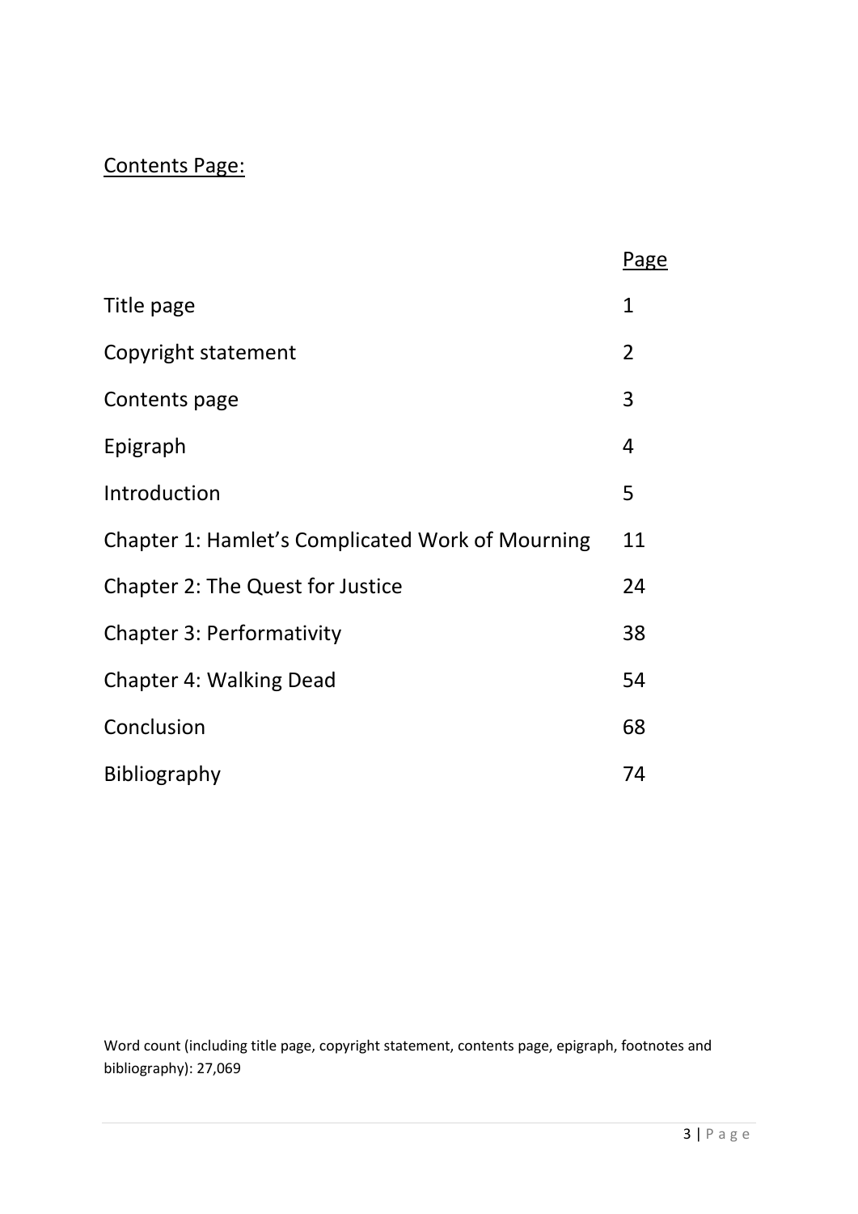## Contents Page:

| | Page |
|---|---|
| Title page | 1 |
| Copyright statement | 2 |
| Contents page | 3 |
| Epigraph | 4 |
| Introduction | 5 |
| Chapter 1: Hamlet's Complicated Work of Mourning | 11 |
| Chapter 2: The Quest for Justice | 24 |
| Chapter 3: Performativity | 38 |
| Chapter 4: Walking Dead | 54 |
| Conclusion | 68 |
| Bibliography | 74 |

Word count (including title page, copyright statement, contents page, epigraph, footnotes and bibliography): 27,069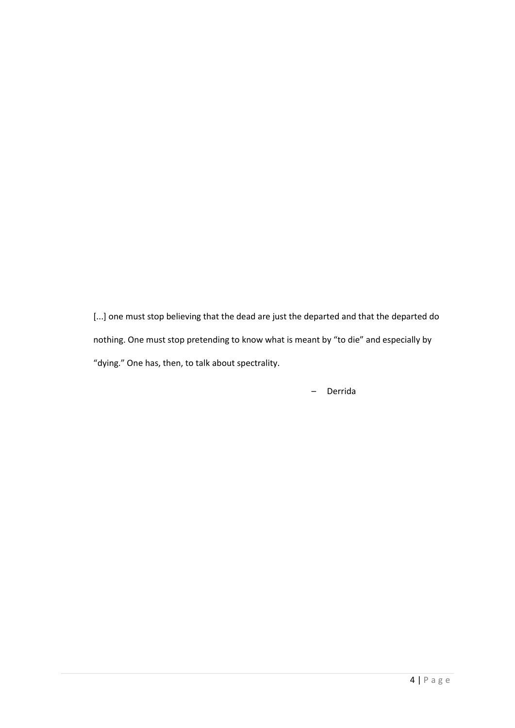[...] one must stop believing that the dead are just the departed and that the departed do nothing. One must stop pretending to know what is meant by "to die" and especially by "dying." One has, then, to talk about spectrality.

– Derrida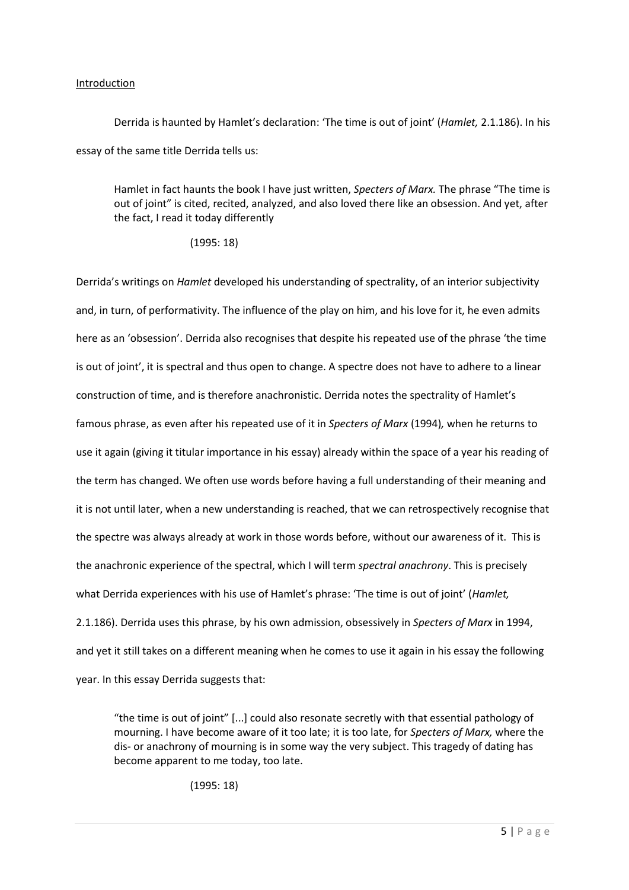## Introduction

Derrida is haunted by Hamlet's declaration: 'The time is out of joint' (*Hamlet,* 2.1.186). In his essay of the same title Derrida tells us:

> Hamlet in fact haunts the book I have just written, *Specters of Marx.* The phrase "The time is out of joint" is cited, recited, analyzed, and also loved there like an obsession. And yet, after the fact, I read it today differently
>
> (1995: 18)

Derrida's writings on *Hamlet* developed his understanding of spectrality, of an interior subjectivity and, in turn, of performativity. The influence of the play on him, and his love for it, he even admits here as an 'obsession'. Derrida also recognises that despite his repeated use of the phrase 'the time is out of joint', it is spectral and thus open to change. A spectre does not have to adhere to a linear construction of time, and is therefore anachronistic. Derrida notes the spectrality of Hamlet's famous phrase, as even after his repeated use of it in *Specters of Marx* (1994)*,* when he returns to use it again (giving it titular importance in his essay) already within the space of a year his reading of the term has changed. We often use words before having a full understanding of their meaning and it is not until later, when a new understanding is reached, that we can retrospectively recognise that the spectre was always already at work in those words before, without our awareness of it. This is the anachronic experience of the spectral, which I will term *spectral anachrony*. This is precisely what Derrida experiences with his use of Hamlet's phrase: 'The time is out of joint' (*Hamlet,* 2.1.186). Derrida uses this phrase, by his own admission, obsessively in *Specters of Marx* in 1994, and yet it still takes on a different meaning when he comes to use it again in his essay the following year. In this essay Derrida suggests that:

> "the time is out of joint" [...] could also resonate secretly with that essential pathology of mourning. I have become aware of it too late; it is too late, for *Specters of Marx,* where the dis- or anachrony of mourning is in some way the very subject. This tragedy of dating has become apparent to me today, too late.
>
> (1995: 18)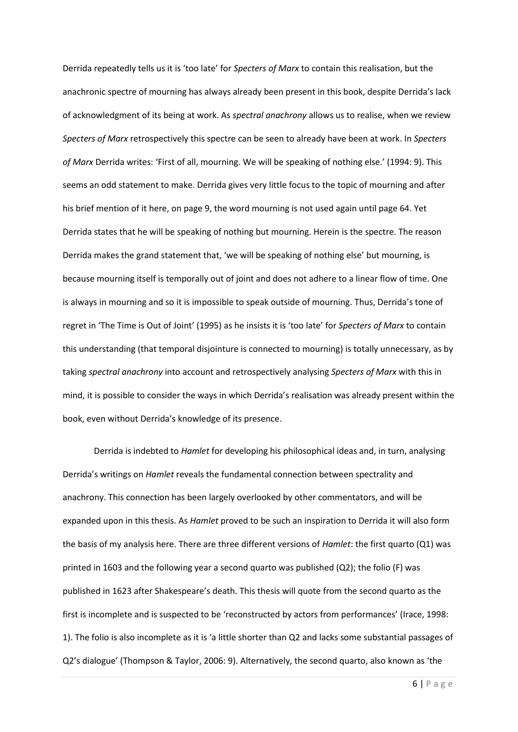Derrida repeatedly tells us it is 'too late' for *Specters of Marx* to contain this realisation, but the anachronic spectre of mourning has always already been present in this book, despite Derrida's lack of acknowledgment of its being at work. As *spectral anachrony* allows us to realise, when we review *Specters of Marx* retrospectively this spectre can be seen to already have been at work. In *Specters of Marx* Derrida writes: 'First of all, mourning. We will be speaking of nothing else.' (1994: 9). This seems an odd statement to make. Derrida gives very little focus to the topic of mourning and after his brief mention of it here, on page 9, the word mourning is not used again until page 64. Yet Derrida states that he will be speaking of nothing but mourning. Herein is the spectre. The reason Derrida makes the grand statement that, 'we will be speaking of nothing else' but mourning, is because mourning itself is temporally out of joint and does not adhere to a linear flow of time. One is always in mourning and so it is impossible to speak outside of mourning. Thus, Derrida's tone of regret in 'The Time is Out of Joint' (1995) as he insists it is 'too late' for *Specters of Marx* to contain this understanding (that temporal disjointure is connected to mourning) is totally unnecessary, as by taking *spectral anachrony* into account and retrospectively analysing *Specters of Marx* with this in mind, it is possible to consider the ways in which Derrida's realisation was already present within the book, even without Derrida's knowledge of its presence.

Derrida is indebted to *Hamlet* for developing his philosophical ideas and, in turn, analysing Derrida's writings on *Hamlet* reveals the fundamental connection between spectrality and anachrony. This connection has been largely overlooked by other commentators, and will be expanded upon in this thesis. As *Hamlet* proved to be such an inspiration to Derrida it will also form the basis of my analysis here. There are three different versions of *Hamlet*: the first quarto (Q1) was printed in 1603 and the following year a second quarto was published (Q2); the folio (F) was published in 1623 after Shakespeare's death. This thesis will quote from the second quarto as the first is incomplete and is suspected to be 'reconstructed by actors from performances' (Irace, 1998: 1). The folio is also incomplete as it is 'a little shorter than Q2 and lacks some substantial passages of Q2's dialogue' (Thompson & Taylor, 2006: 9). Alternatively, the second quarto, also known as 'the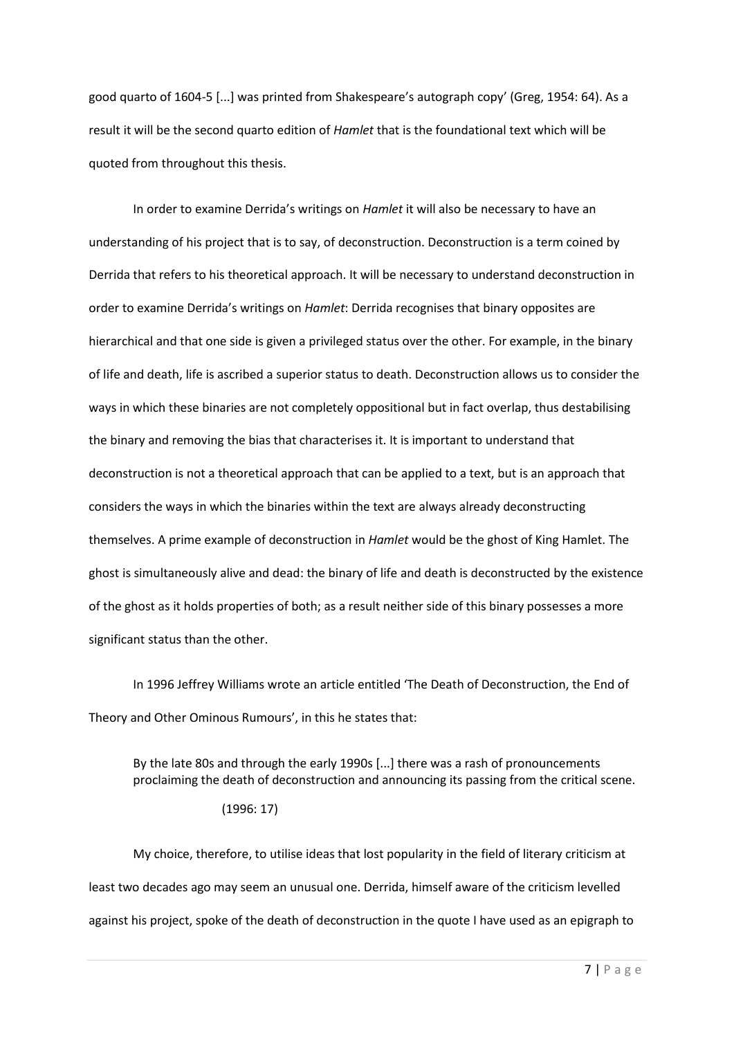good quarto of 1604-5 [...] was printed from Shakespeare's autograph copy' (Greg, 1954: 64). As a result it will be the second quarto edition of *Hamlet* that is the foundational text which will be quoted from throughout this thesis.

In order to examine Derrida's writings on *Hamlet* it will also be necessary to have an understanding of his project that is to say, of deconstruction. Deconstruction is a term coined by Derrida that refers to his theoretical approach. It will be necessary to understand deconstruction in order to examine Derrida's writings on *Hamlet*: Derrida recognises that binary opposites are hierarchical and that one side is given a privileged status over the other. For example, in the binary of life and death, life is ascribed a superior status to death. Deconstruction allows us to consider the ways in which these binaries are not completely oppositional but in fact overlap, thus destabilising the binary and removing the bias that characterises it. It is important to understand that deconstruction is not a theoretical approach that can be applied to a text, but is an approach that considers the ways in which the binaries within the text are always already deconstructing themselves. A prime example of deconstruction in *Hamlet* would be the ghost of King Hamlet. The ghost is simultaneously alive and dead: the binary of life and death is deconstructed by the existence of the ghost as it holds properties of both; as a result neither side of this binary possesses a more significant status than the other.

In 1996 Jeffrey Williams wrote an article entitled 'The Death of Deconstruction, the End of Theory and Other Ominous Rumours', in this he states that:

> By the late 80s and through the early 1990s [...] there was a rash of pronouncements proclaiming the death of deconstruction and announcing its passing from the critical scene.
>
> (1996: 17)

My choice, therefore, to utilise ideas that lost popularity in the field of literary criticism at least two decades ago may seem an unusual one. Derrida, himself aware of the criticism levelled against his project, spoke of the death of deconstruction in the quote I have used as an epigraph to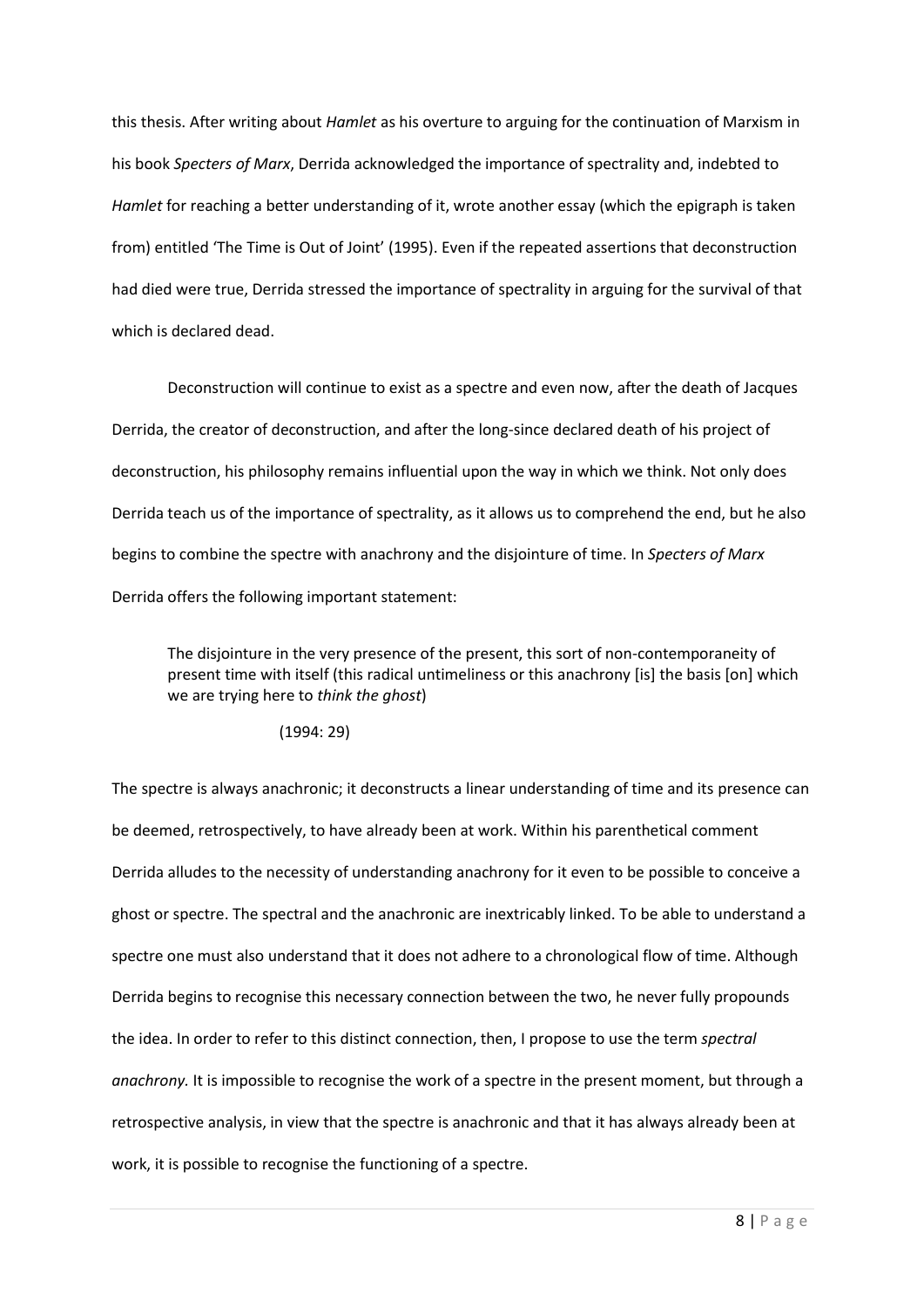this thesis. After writing about *Hamlet* as his overture to arguing for the continuation of Marxism in his book *Specters of Marx*, Derrida acknowledged the importance of spectrality and, indebted to *Hamlet* for reaching a better understanding of it, wrote another essay (which the epigraph is taken from) entitled 'The Time is Out of Joint' (1995). Even if the repeated assertions that deconstruction had died were true, Derrida stressed the importance of spectrality in arguing for the survival of that which is declared dead.

Deconstruction will continue to exist as a spectre and even now, after the death of Jacques Derrida, the creator of deconstruction, and after the long-since declared death of his project of deconstruction, his philosophy remains influential upon the way in which we think. Not only does Derrida teach us of the importance of spectrality, as it allows us to comprehend the end, but he also begins to combine the spectre with anachrony and the disjointure of time. In *Specters of Marx* Derrida offers the following important statement:

> The disjointure in the very presence of the present, this sort of non-contemporaneity of present time with itself (this radical untimeliness or this anachrony [is] the basis [on] which we are trying here to *think the ghost*)
>
> (1994: 29)

The spectre is always anachronic; it deconstructs a linear understanding of time and its presence can be deemed, retrospectively, to have already been at work. Within his parenthetical comment Derrida alludes to the necessity of understanding anachrony for it even to be possible to conceive a ghost or spectre. The spectral and the anachronic are inextricably linked. To be able to understand a spectre one must also understand that it does not adhere to a chronological flow of time. Although Derrida begins to recognise this necessary connection between the two, he never fully propounds the idea. In order to refer to this distinct connection, then, I propose to use the term *spectral anachrony.* It is impossible to recognise the work of a spectre in the present moment, but through a retrospective analysis, in view that the spectre is anachronic and that it has always already been at work, it is possible to recognise the functioning of a spectre.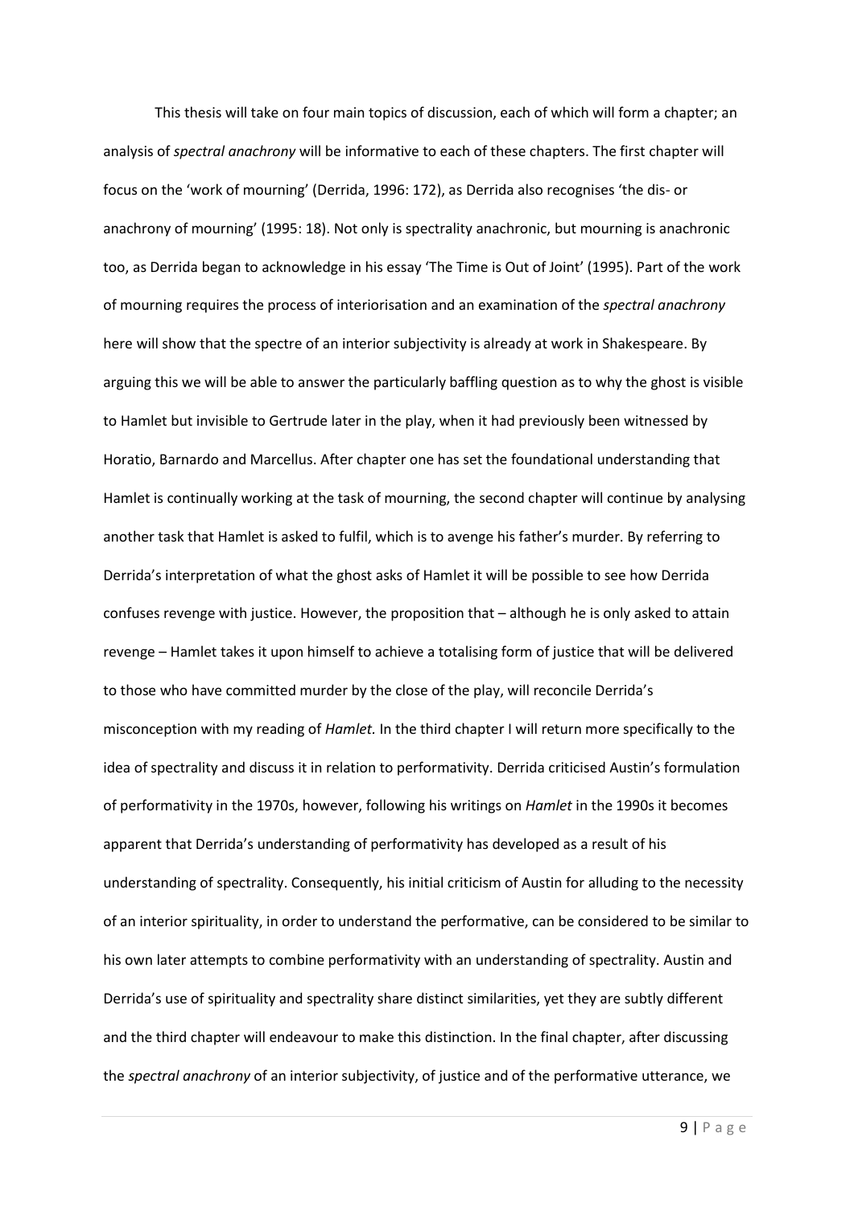This thesis will take on four main topics of discussion, each of which will form a chapter; an analysis of *spectral anachrony* will be informative to each of these chapters. The first chapter will focus on the 'work of mourning' (Derrida, 1996: 172), as Derrida also recognises 'the dis- or anachrony of mourning' (1995: 18). Not only is spectrality anachronic, but mourning is anachronic too, as Derrida began to acknowledge in his essay 'The Time is Out of Joint' (1995). Part of the work of mourning requires the process of interiorisation and an examination of the *spectral anachrony* here will show that the spectre of an interior subjectivity is already at work in Shakespeare. By arguing this we will be able to answer the particularly baffling question as to why the ghost is visible to Hamlet but invisible to Gertrude later in the play, when it had previously been witnessed by Horatio, Barnardo and Marcellus. After chapter one has set the foundational understanding that Hamlet is continually working at the task of mourning, the second chapter will continue by analysing another task that Hamlet is asked to fulfil, which is to avenge his father's murder. By referring to Derrida's interpretation of what the ghost asks of Hamlet it will be possible to see how Derrida confuses revenge with justice. However, the proposition that – although he is only asked to attain revenge – Hamlet takes it upon himself to achieve a totalising form of justice that will be delivered to those who have committed murder by the close of the play, will reconcile Derrida's misconception with my reading of *Hamlet.* In the third chapter I will return more specifically to the idea of spectrality and discuss it in relation to performativity. Derrida criticised Austin's formulation of performativity in the 1970s, however, following his writings on *Hamlet* in the 1990s it becomes apparent that Derrida's understanding of performativity has developed as a result of his understanding of spectrality. Consequently, his initial criticism of Austin for alluding to the necessity of an interior spirituality, in order to understand the performative, can be considered to be similar to his own later attempts to combine performativity with an understanding of spectrality. Austin and Derrida's use of spirituality and spectrality share distinct similarities, yet they are subtly different and the third chapter will endeavour to make this distinction. In the final chapter, after discussing the *spectral anachrony* of an interior subjectivity, of justice and of the performative utterance, we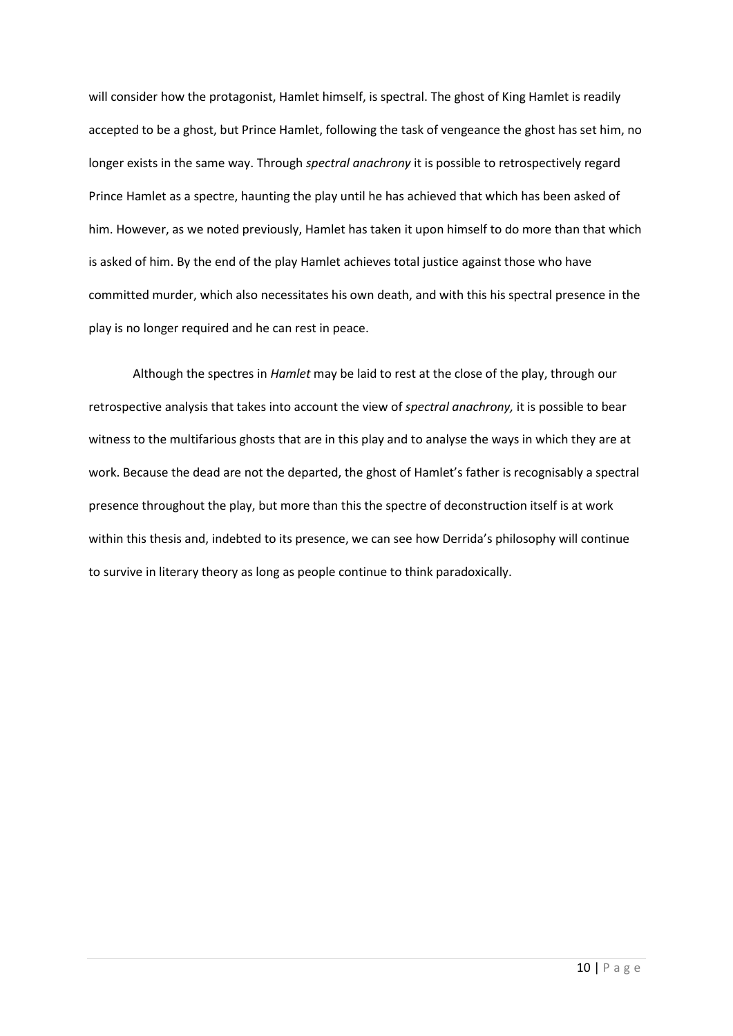will consider how the protagonist, Hamlet himself, is spectral. The ghost of King Hamlet is readily accepted to be a ghost, but Prince Hamlet, following the task of vengeance the ghost has set him, no longer exists in the same way. Through *spectral anachrony* it is possible to retrospectively regard Prince Hamlet as a spectre, haunting the play until he has achieved that which has been asked of him. However, as we noted previously, Hamlet has taken it upon himself to do more than that which is asked of him. By the end of the play Hamlet achieves total justice against those who have committed murder, which also necessitates his own death, and with this his spectral presence in the play is no longer required and he can rest in peace.

Although the spectres in *Hamlet* may be laid to rest at the close of the play, through our retrospective analysis that takes into account the view of *spectral anachrony,* it is possible to bear witness to the multifarious ghosts that are in this play and to analyse the ways in which they are at work. Because the dead are not the departed, the ghost of Hamlet's father is recognisably a spectral presence throughout the play, but more than this the spectre of deconstruction itself is at work within this thesis and, indebted to its presence, we can see how Derrida's philosophy will continue to survive in literary theory as long as people continue to think paradoxically.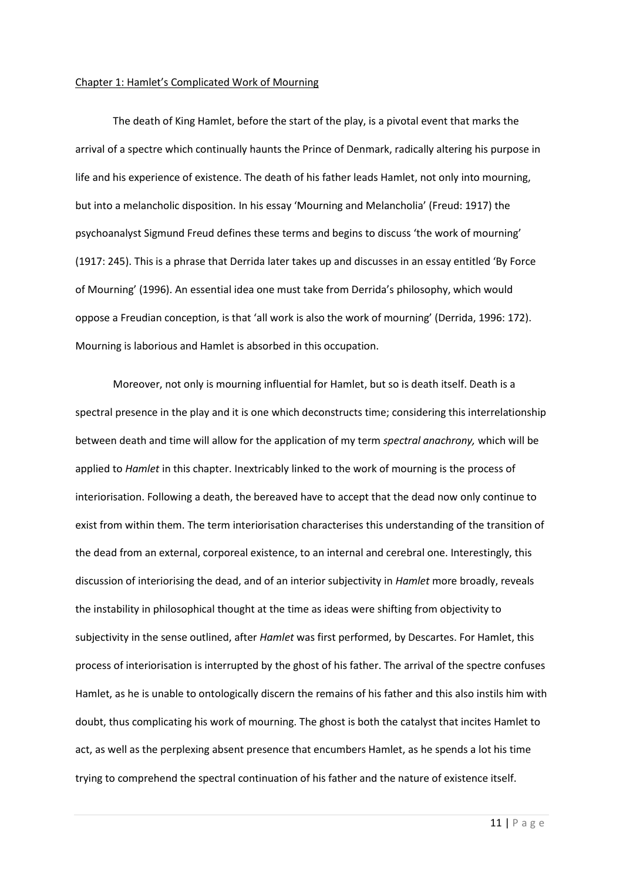## Chapter 1: Hamlet's Complicated Work of Mourning

The death of King Hamlet, before the start of the play, is a pivotal event that marks the arrival of a spectre which continually haunts the Prince of Denmark, radically altering his purpose in life and his experience of existence. The death of his father leads Hamlet, not only into mourning, but into a melancholic disposition. In his essay 'Mourning and Melancholia' (Freud: 1917) the psychoanalyst Sigmund Freud defines these terms and begins to discuss 'the work of mourning' (1917: 245). This is a phrase that Derrida later takes up and discusses in an essay entitled 'By Force of Mourning' (1996). An essential idea one must take from Derrida's philosophy, which would oppose a Freudian conception, is that 'all work is also the work of mourning' (Derrida, 1996: 172). Mourning is laborious and Hamlet is absorbed in this occupation.

Moreover, not only is mourning influential for Hamlet, but so is death itself. Death is a spectral presence in the play and it is one which deconstructs time; considering this interrelationship between death and time will allow for the application of my term *spectral anachrony,* which will be applied to *Hamlet* in this chapter. Inextricably linked to the work of mourning is the process of interiorisation. Following a death, the bereaved have to accept that the dead now only continue to exist from within them. The term interiorisation characterises this understanding of the transition of the dead from an external, corporeal existence, to an internal and cerebral one. Interestingly, this discussion of interiorising the dead, and of an interior subjectivity in *Hamlet* more broadly, reveals the instability in philosophical thought at the time as ideas were shifting from objectivity to subjectivity in the sense outlined, after *Hamlet* was first performed, by Descartes. For Hamlet, this process of interiorisation is interrupted by the ghost of his father. The arrival of the spectre confuses Hamlet, as he is unable to ontologically discern the remains of his father and this also instils him with doubt, thus complicating his work of mourning. The ghost is both the catalyst that incites Hamlet to act, as well as the perplexing absent presence that encumbers Hamlet, as he spends a lot his time trying to comprehend the spectral continuation of his father and the nature of existence itself.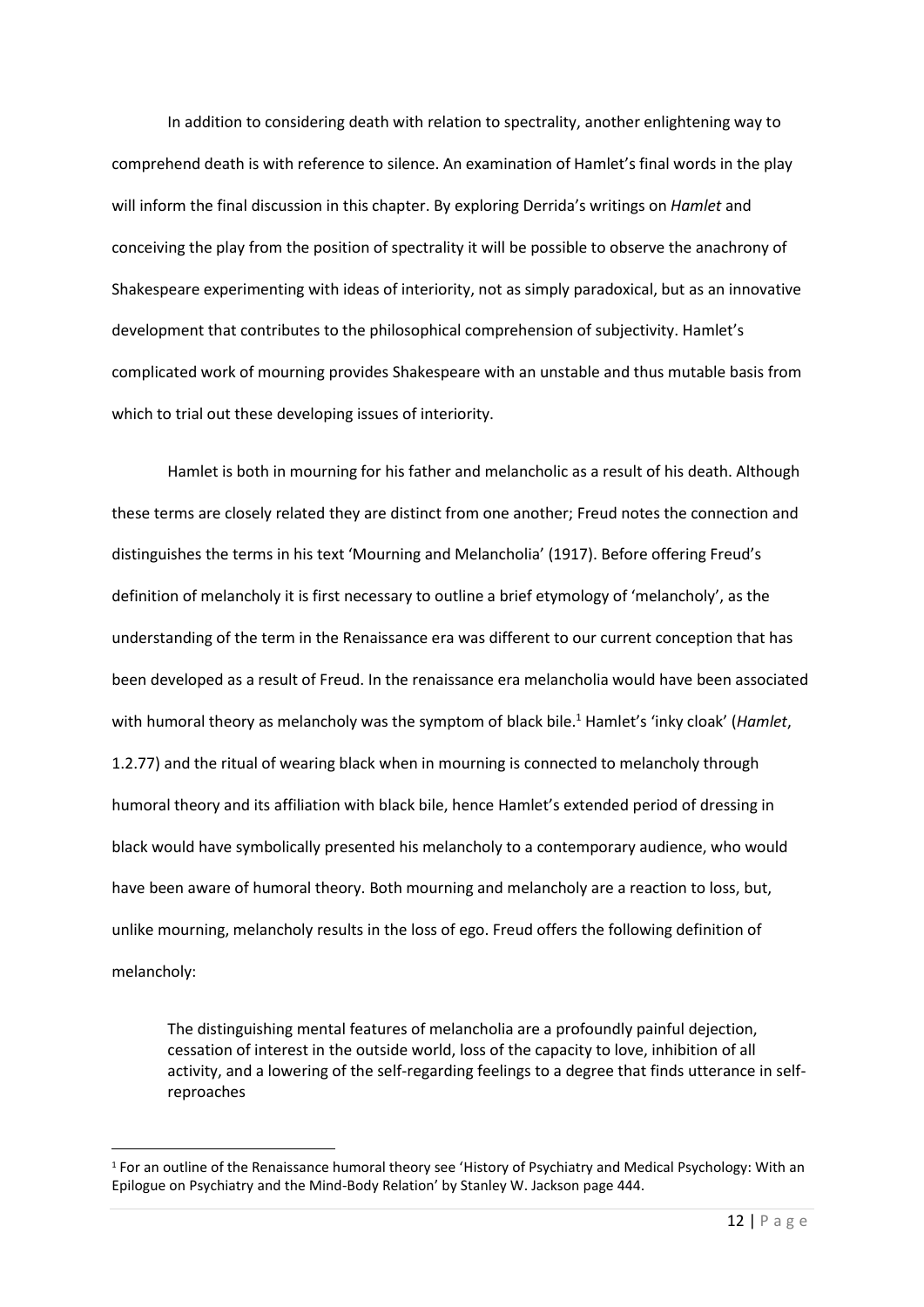In addition to considering death with relation to spectrality, another enlightening way to comprehend death is with reference to silence. An examination of Hamlet's final words in the play will inform the final discussion in this chapter. By exploring Derrida's writings on *Hamlet* and conceiving the play from the position of spectrality it will be possible to observe the anachrony of Shakespeare experimenting with ideas of interiority, not as simply paradoxical, but as an innovative development that contributes to the philosophical comprehension of subjectivity. Hamlet's complicated work of mourning provides Shakespeare with an unstable and thus mutable basis from which to trial out these developing issues of interiority.

Hamlet is both in mourning for his father and melancholic as a result of his death. Although these terms are closely related they are distinct from one another; Freud notes the connection and distinguishes the terms in his text 'Mourning and Melancholia' (1917). Before offering Freud's definition of melancholy it is first necessary to outline a brief etymology of 'melancholy', as the understanding of the term in the Renaissance era was different to our current conception that has been developed as a result of Freud. In the renaissance era melancholia would have been associated with humoral theory as melancholy was the symptom of black bile.[1] Hamlet's 'inky cloak' (*Hamlet*, 1.2.77) and the ritual of wearing black when in mourning is connected to melancholy through humoral theory and its affiliation with black bile, hence Hamlet's extended period of dressing in black would have symbolically presented his melancholy to a contemporary audience, who would have been aware of humoral theory. Both mourning and melancholy are a reaction to loss, but, unlike mourning, melancholy results in the loss of ego. Freud offers the following definition of melancholy:

> The distinguishing mental features of melancholia are a profoundly painful dejection, cessation of interest in the outside world, loss of the capacity to love, inhibition of all activity, and a lowering of the self-regarding feelings to a degree that finds utterance in self-reproaches

[1] For an outline of the Renaissance humoral theory see 'History of Psychiatry and Medical Psychology: With an Epilogue on Psychiatry and the Mind-Body Relation' by Stanley W. Jackson page 444.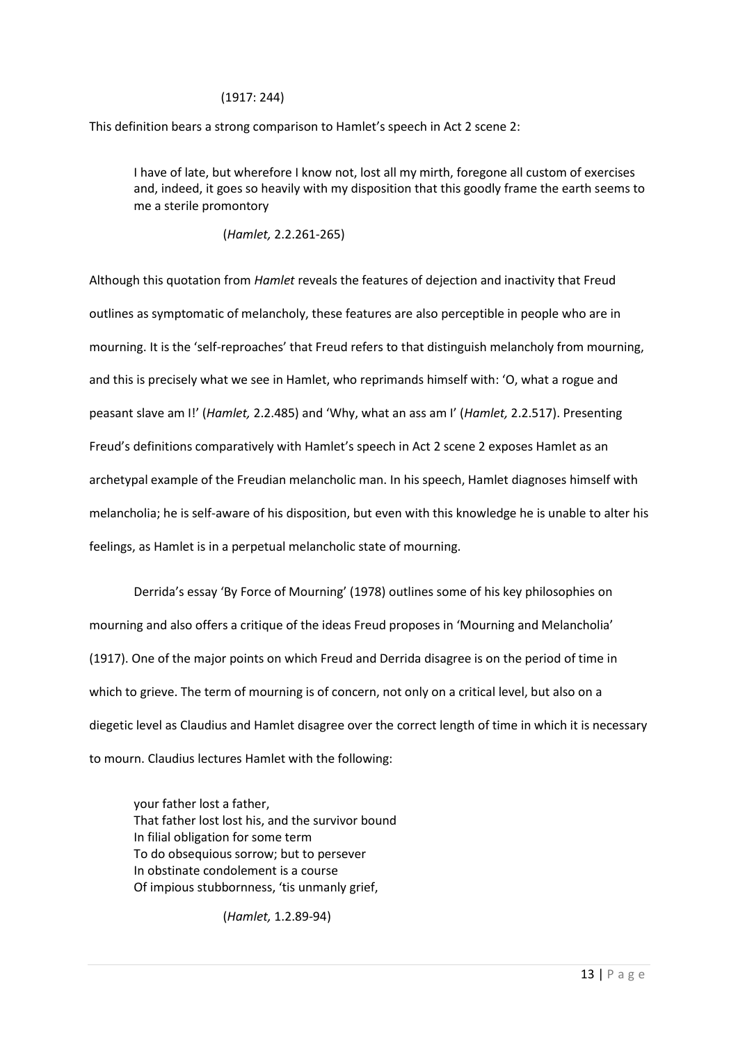(1917: 244)

This definition bears a strong comparison to Hamlet's speech in Act 2 scene 2:

> I have of late, but wherefore I know not, lost all my mirth, foregone all custom of exercises and, indeed, it goes so heavily with my disposition that this goodly frame the earth seems to me a sterile promontory
>
> (*Hamlet,* 2.2.261-265)

Although this quotation from *Hamlet* reveals the features of dejection and inactivity that Freud outlines as symptomatic of melancholy, these features are also perceptible in people who are in mourning. It is the 'self-reproaches' that Freud refers to that distinguish melancholy from mourning, and this is precisely what we see in Hamlet, who reprimands himself with: 'O, what a rogue and peasant slave am I!' (*Hamlet,* 2.2.485) and 'Why, what an ass am I' (*Hamlet,* 2.2.517). Presenting Freud's definitions comparatively with Hamlet's speech in Act 2 scene 2 exposes Hamlet as an archetypal example of the Freudian melancholic man. In his speech, Hamlet diagnoses himself with melancholia; he is self-aware of his disposition, but even with this knowledge he is unable to alter his feelings, as Hamlet is in a perpetual melancholic state of mourning.

Derrida's essay 'By Force of Mourning' (1978) outlines some of his key philosophies on mourning and also offers a critique of the ideas Freud proposes in 'Mourning and Melancholia' (1917). One of the major points on which Freud and Derrida disagree is on the period of time in which to grieve. The term of mourning is of concern, not only on a critical level, but also on a diegetic level as Claudius and Hamlet disagree over the correct length of time in which it is necessary to mourn. Claudius lectures Hamlet with the following:

> your father lost a father,
> That father lost lost his, and the survivor bound
> In filial obligation for some term
> To do obsequious sorrow; but to persever
> In obstinate condolement is a course
> Of impious stubbornness, 'tis unmanly grief,
>
> (*Hamlet,* 1.2.89-94)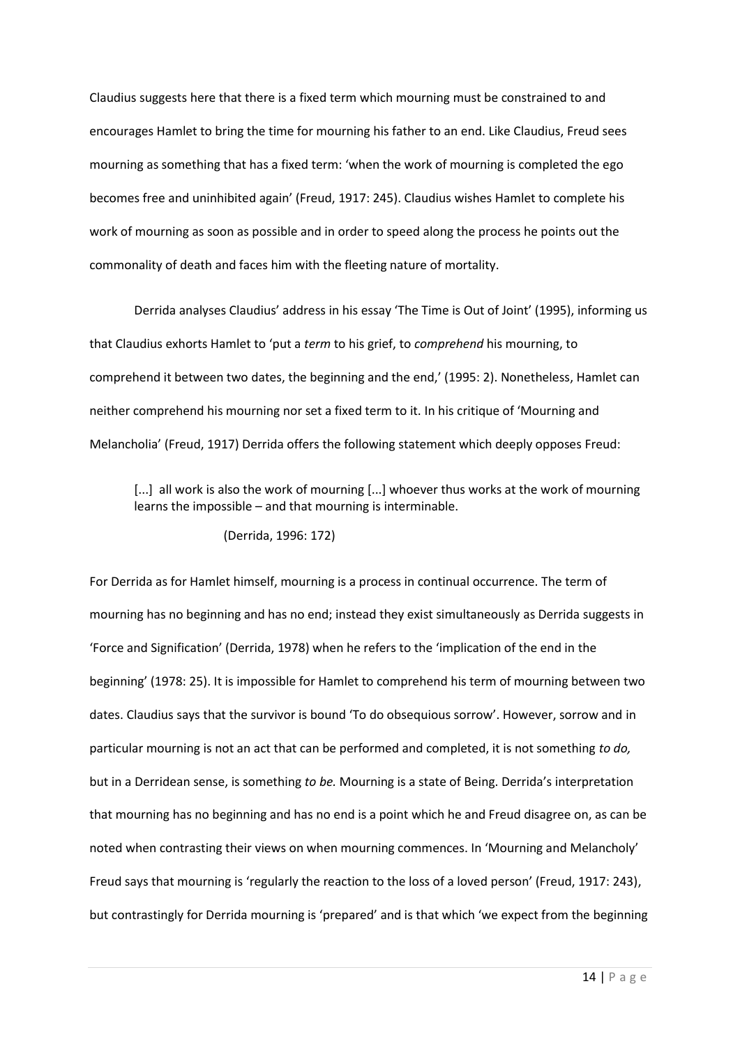Claudius suggests here that there is a fixed term which mourning must be constrained to and encourages Hamlet to bring the time for mourning his father to an end. Like Claudius, Freud sees mourning as something that has a fixed term: 'when the work of mourning is completed the ego becomes free and uninhibited again' (Freud, 1917: 245). Claudius wishes Hamlet to complete his work of mourning as soon as possible and in order to speed along the process he points out the commonality of death and faces him with the fleeting nature of mortality.

Derrida analyses Claudius' address in his essay 'The Time is Out of Joint' (1995), informing us that Claudius exhorts Hamlet to 'put a *term* to his grief, to *comprehend* his mourning, to comprehend it between two dates, the beginning and the end,' (1995: 2). Nonetheless, Hamlet can neither comprehend his mourning nor set a fixed term to it. In his critique of 'Mourning and Melancholia' (Freud, 1917) Derrida offers the following statement which deeply opposes Freud:

> [...] all work is also the work of mourning [...] whoever thus works at the work of mourning learns the impossible – and that mourning is interminable.
>
> (Derrida, 1996: 172)

For Derrida as for Hamlet himself, mourning is a process in continual occurrence. The term of mourning has no beginning and has no end; instead they exist simultaneously as Derrida suggests in 'Force and Signification' (Derrida, 1978) when he refers to the 'implication of the end in the beginning' (1978: 25). It is impossible for Hamlet to comprehend his term of mourning between two dates. Claudius says that the survivor is bound 'To do obsequious sorrow'. However, sorrow and in particular mourning is not an act that can be performed and completed, it is not something *to do,* but in a Derridean sense, is something *to be.* Mourning is a state of Being. Derrida's interpretation that mourning has no beginning and has no end is a point which he and Freud disagree on, as can be noted when contrasting their views on when mourning commences. In 'Mourning and Melancholy' Freud says that mourning is 'regularly the reaction to the loss of a loved person' (Freud, 1917: 243), but contrastingly for Derrida mourning is 'prepared' and is that which 'we expect from the beginning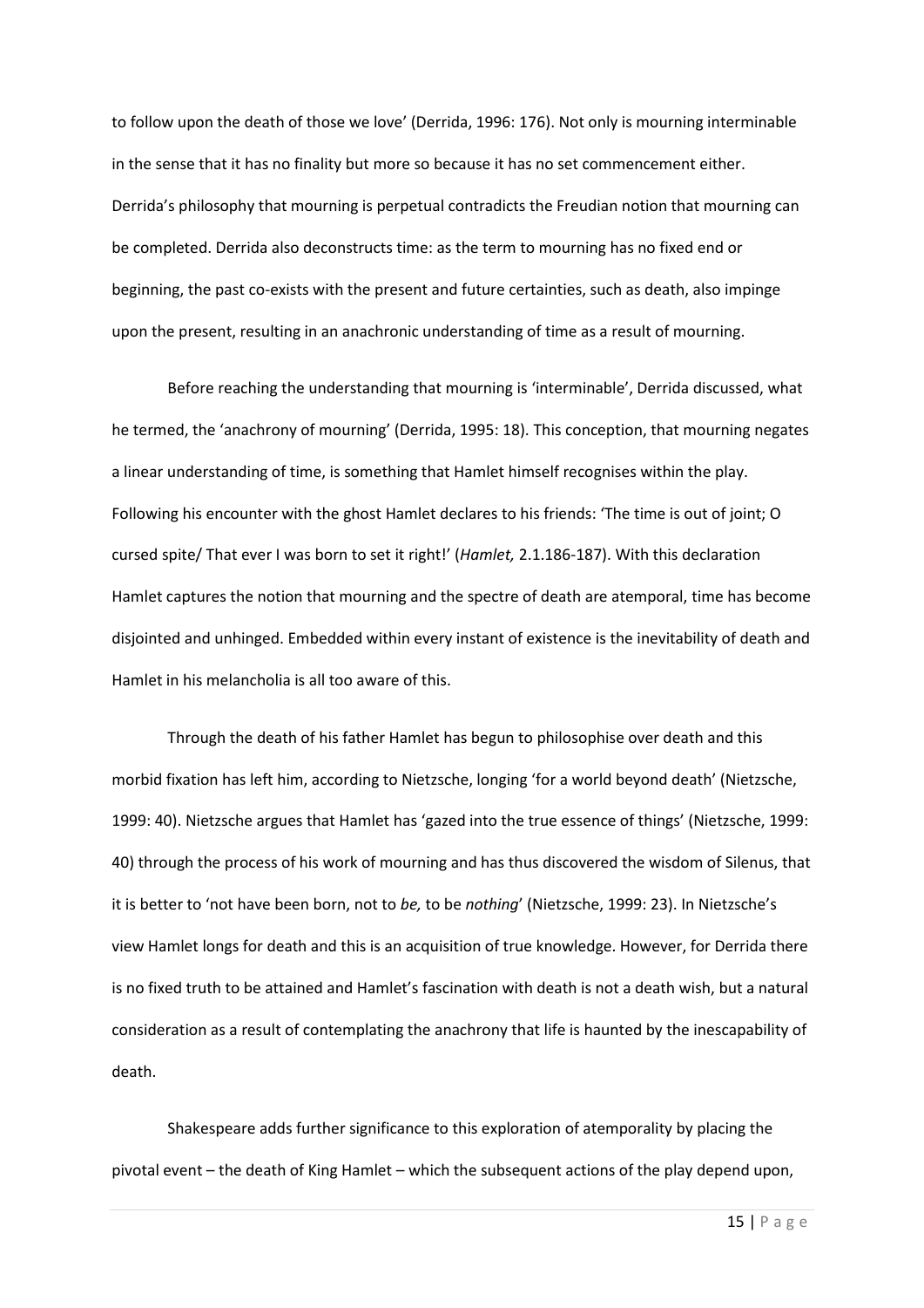to follow upon the death of those we love' (Derrida, 1996: 176). Not only is mourning interminable in the sense that it has no finality but more so because it has no set commencement either. Derrida's philosophy that mourning is perpetual contradicts the Freudian notion that mourning can be completed. Derrida also deconstructs time: as the term to mourning has no fixed end or beginning, the past co-exists with the present and future certainties, such as death, also impinge upon the present, resulting in an anachronic understanding of time as a result of mourning.

Before reaching the understanding that mourning is 'interminable', Derrida discussed, what he termed, the 'anachrony of mourning' (Derrida, 1995: 18). This conception, that mourning negates a linear understanding of time, is something that Hamlet himself recognises within the play. Following his encounter with the ghost Hamlet declares to his friends: 'The time is out of joint; O cursed spite/ That ever I was born to set it right!' (*Hamlet,* 2.1.186-187). With this declaration Hamlet captures the notion that mourning and the spectre of death are atemporal, time has become disjointed and unhinged. Embedded within every instant of existence is the inevitability of death and Hamlet in his melancholia is all too aware of this.

Through the death of his father Hamlet has begun to philosophise over death and this morbid fixation has left him, according to Nietzsche, longing 'for a world beyond death' (Nietzsche, 1999: 40). Nietzsche argues that Hamlet has 'gazed into the true essence of things' (Nietzsche, 1999: 40) through the process of his work of mourning and has thus discovered the wisdom of Silenus, that it is better to 'not have been born, not to *be,* to be *nothing*' (Nietzsche, 1999: 23). In Nietzsche's view Hamlet longs for death and this is an acquisition of true knowledge. However, for Derrida there is no fixed truth to be attained and Hamlet's fascination with death is not a death wish, but a natural consideration as a result of contemplating the anachrony that life is haunted by the inescapability of death.

Shakespeare adds further significance to this exploration of atemporality by placing the pivotal event – the death of King Hamlet – which the subsequent actions of the play depend upon,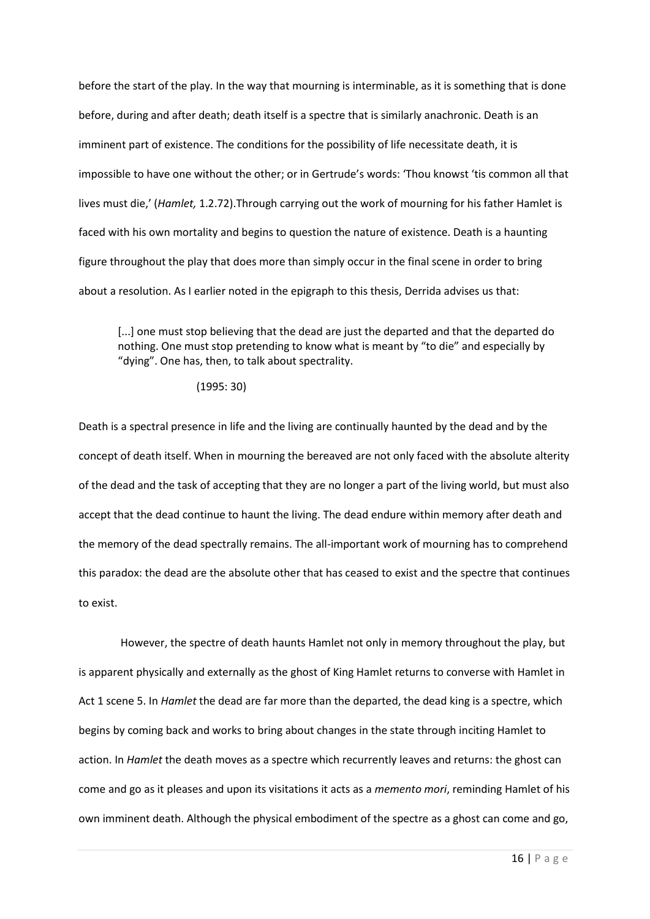before the start of the play. In the way that mourning is interminable, as it is something that is done before, during and after death; death itself is a spectre that is similarly anachronic. Death is an imminent part of existence. The conditions for the possibility of life necessitate death, it is impossible to have one without the other; or in Gertrude's words: 'Thou knowst 'tis common all that lives must die,' (*Hamlet,* 1.2.72).Through carrying out the work of mourning for his father Hamlet is faced with his own mortality and begins to question the nature of existence. Death is a haunting figure throughout the play that does more than simply occur in the final scene in order to bring about a resolution. As I earlier noted in the epigraph to this thesis, Derrida advises us that:

> [...] one must stop believing that the dead are just the departed and that the departed do nothing. One must stop pretending to know what is meant by "to die" and especially by "dying". One has, then, to talk about spectrality.
>
> (1995: 30)

Death is a spectral presence in life and the living are continually haunted by the dead and by the concept of death itself. When in mourning the bereaved are not only faced with the absolute alterity of the dead and the task of accepting that they are no longer a part of the living world, but must also accept that the dead continue to haunt the living. The dead endure within memory after death and the memory of the dead spectrally remains. The all-important work of mourning has to comprehend this paradox: the dead are the absolute other that has ceased to exist and the spectre that continues to exist.

However, the spectre of death haunts Hamlet not only in memory throughout the play, but is apparent physically and externally as the ghost of King Hamlet returns to converse with Hamlet in Act 1 scene 5. In *Hamlet* the dead are far more than the departed, the dead king is a spectre, which begins by coming back and works to bring about changes in the state through inciting Hamlet to action. In *Hamlet* the death moves as a spectre which recurrently leaves and returns: the ghost can come and go as it pleases and upon its visitations it acts as a *memento mori*, reminding Hamlet of his own imminent death. Although the physical embodiment of the spectre as a ghost can come and go,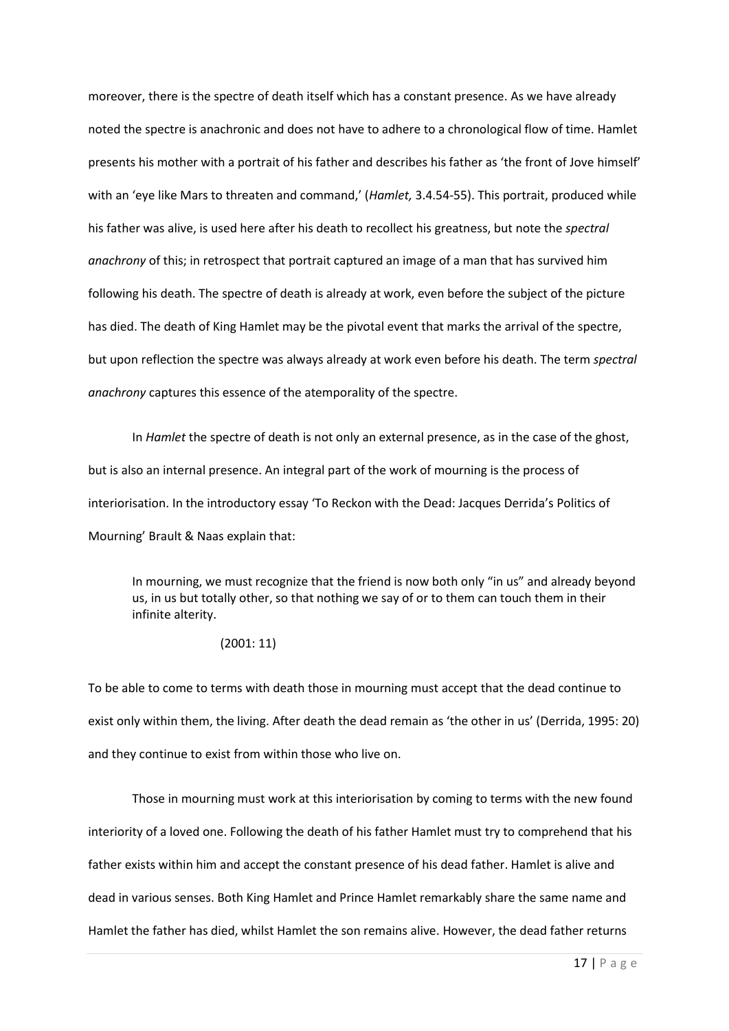moreover, there is the spectre of death itself which has a constant presence. As we have already noted the spectre is anachronic and does not have to adhere to a chronological flow of time. Hamlet presents his mother with a portrait of his father and describes his father as 'the front of Jove himself' with an 'eye like Mars to threaten and command,' (*Hamlet,* 3.4.54-55). This portrait, produced while his father was alive, is used here after his death to recollect his greatness, but note the *spectral anachrony* of this; in retrospect that portrait captured an image of a man that has survived him following his death. The spectre of death is already at work, even before the subject of the picture has died. The death of King Hamlet may be the pivotal event that marks the arrival of the spectre, but upon reflection the spectre was always already at work even before his death. The term *spectral anachrony* captures this essence of the atemporality of the spectre.

In *Hamlet* the spectre of death is not only an external presence, as in the case of the ghost, but is also an internal presence. An integral part of the work of mourning is the process of interiorisation. In the introductory essay 'To Reckon with the Dead: Jacques Derrida's Politics of Mourning' Brault & Naas explain that:

> In mourning, we must recognize that the friend is now both only "in us" and already beyond us, in us but totally other, so that nothing we say of or to them can touch them in their infinite alterity.
>
> (2001: 11)

To be able to come to terms with death those in mourning must accept that the dead continue to exist only within them, the living. After death the dead remain as 'the other in us' (Derrida, 1995: 20) and they continue to exist from within those who live on.

Those in mourning must work at this interiorisation by coming to terms with the new found interiority of a loved one. Following the death of his father Hamlet must try to comprehend that his father exists within him and accept the constant presence of his dead father. Hamlet is alive and dead in various senses. Both King Hamlet and Prince Hamlet remarkably share the same name and Hamlet the father has died, whilst Hamlet the son remains alive. However, the dead father returns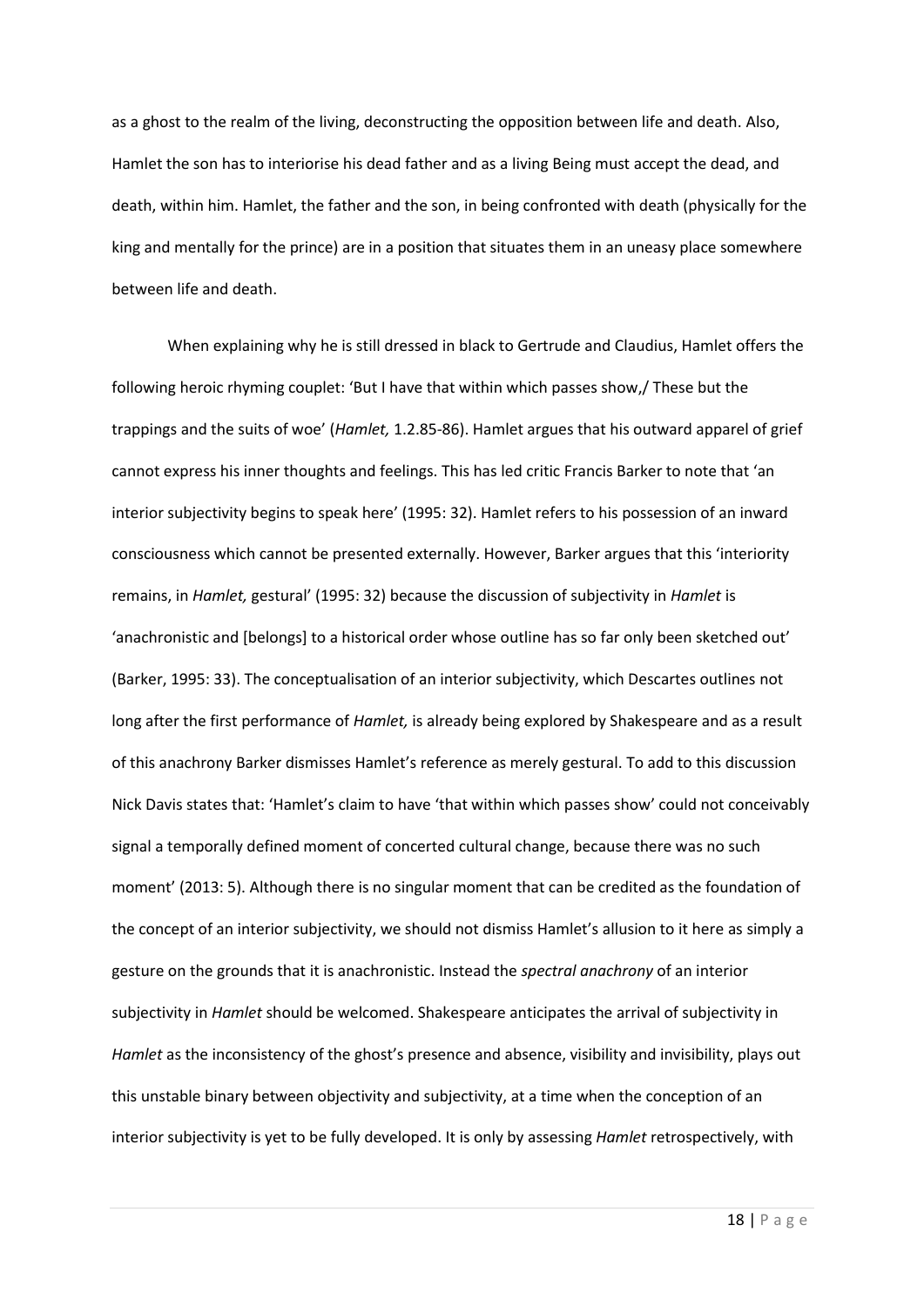as a ghost to the realm of the living, deconstructing the opposition between life and death. Also, Hamlet the son has to interiorise his dead father and as a living Being must accept the dead, and death, within him. Hamlet, the father and the son, in being confronted with death (physically for the king and mentally for the prince) are in a position that situates them in an uneasy place somewhere between life and death.

When explaining why he is still dressed in black to Gertrude and Claudius, Hamlet offers the following heroic rhyming couplet: 'But I have that within which passes show,/ These but the trappings and the suits of woe' (*Hamlet,* 1.2.85-86). Hamlet argues that his outward apparel of grief cannot express his inner thoughts and feelings. This has led critic Francis Barker to note that 'an interior subjectivity begins to speak here' (1995: 32). Hamlet refers to his possession of an inward consciousness which cannot be presented externally. However, Barker argues that this 'interiority remains, in *Hamlet,* gestural' (1995: 32) because the discussion of subjectivity in *Hamlet* is 'anachronistic and [belongs] to a historical order whose outline has so far only been sketched out' (Barker, 1995: 33). The conceptualisation of an interior subjectivity, which Descartes outlines not long after the first performance of *Hamlet,* is already being explored by Shakespeare and as a result of this anachrony Barker dismisses Hamlet's reference as merely gestural. To add to this discussion Nick Davis states that: 'Hamlet's claim to have 'that within which passes show' could not conceivably signal a temporally defined moment of concerted cultural change, because there was no such moment' (2013: 5). Although there is no singular moment that can be credited as the foundation of the concept of an interior subjectivity, we should not dismiss Hamlet's allusion to it here as simply a gesture on the grounds that it is anachronistic. Instead the *spectral anachrony* of an interior subjectivity in *Hamlet* should be welcomed. Shakespeare anticipates the arrival of subjectivity in *Hamlet* as the inconsistency of the ghost's presence and absence, visibility and invisibility, plays out this unstable binary between objectivity and subjectivity, at a time when the conception of an interior subjectivity is yet to be fully developed. It is only by assessing *Hamlet* retrospectively, with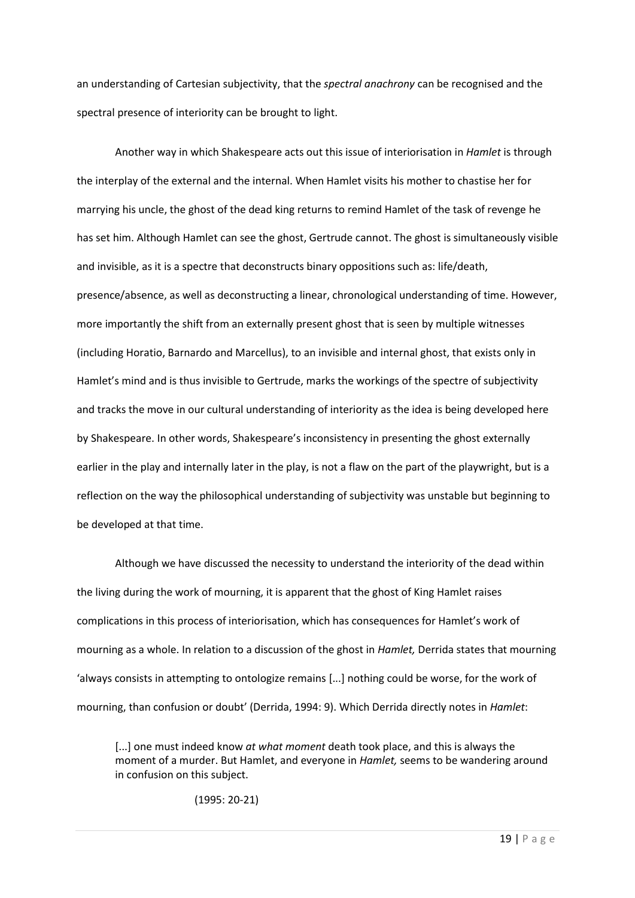an understanding of Cartesian subjectivity, that the *spectral anachrony* can be recognised and the spectral presence of interiority can be brought to light.

Another way in which Shakespeare acts out this issue of interiorisation in *Hamlet* is through the interplay of the external and the internal. When Hamlet visits his mother to chastise her for marrying his uncle, the ghost of the dead king returns to remind Hamlet of the task of revenge he has set him. Although Hamlet can see the ghost, Gertrude cannot. The ghost is simultaneously visible and invisible, as it is a spectre that deconstructs binary oppositions such as: life/death, presence/absence, as well as deconstructing a linear, chronological understanding of time. However, more importantly the shift from an externally present ghost that is seen by multiple witnesses (including Horatio, Barnardo and Marcellus), to an invisible and internal ghost, that exists only in Hamlet's mind and is thus invisible to Gertrude, marks the workings of the spectre of subjectivity and tracks the move in our cultural understanding of interiority as the idea is being developed here by Shakespeare. In other words, Shakespeare's inconsistency in presenting the ghost externally earlier in the play and internally later in the play, is not a flaw on the part of the playwright, but is a reflection on the way the philosophical understanding of subjectivity was unstable but beginning to be developed at that time.

Although we have discussed the necessity to understand the interiority of the dead within the living during the work of mourning, it is apparent that the ghost of King Hamlet raises complications in this process of interiorisation, which has consequences for Hamlet's work of mourning as a whole. In relation to a discussion of the ghost in *Hamlet,* Derrida states that mourning 'always consists in attempting to ontologize remains [...] nothing could be worse, for the work of mourning, than confusion or doubt' (Derrida, 1994: 9). Which Derrida directly notes in *Hamlet*:

> [...] one must indeed know *at what moment* death took place, and this is always the moment of a murder. But Hamlet, and everyone in *Hamlet,* seems to be wandering around in confusion on this subject.
>
> (1995: 20-21)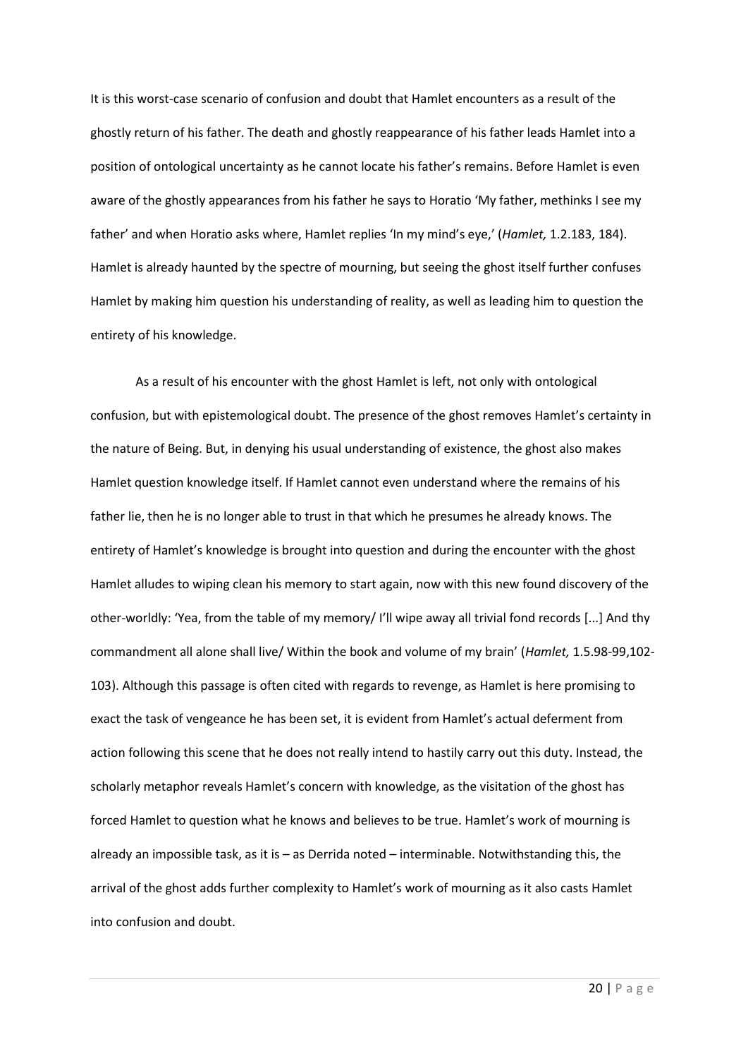It is this worst-case scenario of confusion and doubt that Hamlet encounters as a result of the ghostly return of his father. The death and ghostly reappearance of his father leads Hamlet into a position of ontological uncertainty as he cannot locate his father's remains. Before Hamlet is even aware of the ghostly appearances from his father he says to Horatio 'My father, methinks I see my father' and when Horatio asks where, Hamlet replies 'In my mind's eye,' (*Hamlet,* 1.2.183, 184). Hamlet is already haunted by the spectre of mourning, but seeing the ghost itself further confuses Hamlet by making him question his understanding of reality, as well as leading him to question the entirety of his knowledge.

As a result of his encounter with the ghost Hamlet is left, not only with ontological confusion, but with epistemological doubt. The presence of the ghost removes Hamlet's certainty in the nature of Being. But, in denying his usual understanding of existence, the ghost also makes Hamlet question knowledge itself. If Hamlet cannot even understand where the remains of his father lie, then he is no longer able to trust in that which he presumes he already knows. The entirety of Hamlet's knowledge is brought into question and during the encounter with the ghost Hamlet alludes to wiping clean his memory to start again, now with this new found discovery of the other-worldly: 'Yea, from the table of my memory/ I'll wipe away all trivial fond records [...] And thy commandment all alone shall live/ Within the book and volume of my brain' (*Hamlet,* 1.5.98-99,102-103). Although this passage is often cited with regards to revenge, as Hamlet is here promising to exact the task of vengeance he has been set, it is evident from Hamlet's actual deferment from action following this scene that he does not really intend to hastily carry out this duty. Instead, the scholarly metaphor reveals Hamlet's concern with knowledge, as the visitation of the ghost has forced Hamlet to question what he knows and believes to be true. Hamlet's work of mourning is already an impossible task, as it is – as Derrida noted – interminable. Notwithstanding this, the arrival of the ghost adds further complexity to Hamlet's work of mourning as it also casts Hamlet into confusion and doubt.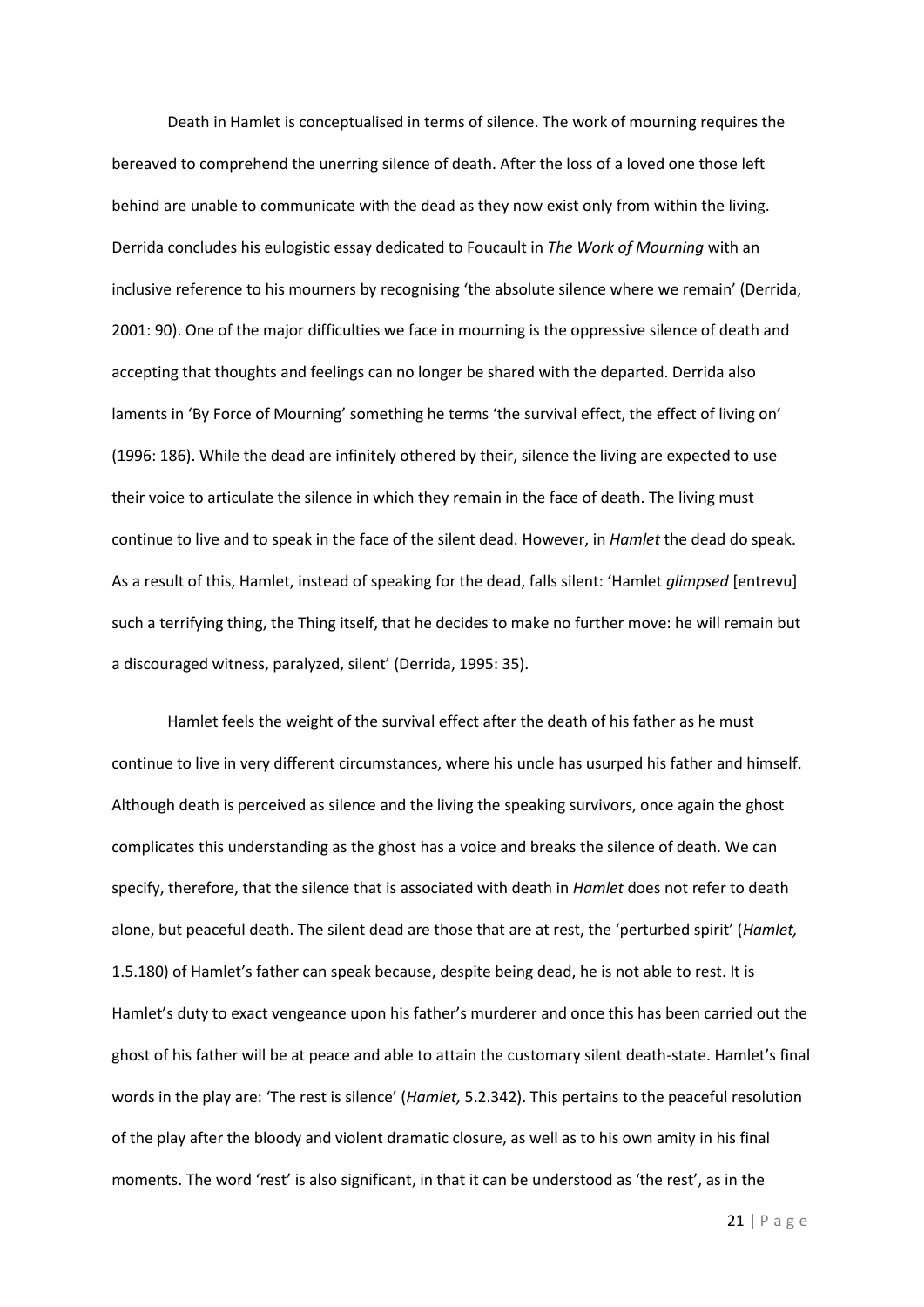Death in Hamlet is conceptualised in terms of silence. The work of mourning requires the bereaved to comprehend the unerring silence of death. After the loss of a loved one those left behind are unable to communicate with the dead as they now exist only from within the living. Derrida concludes his eulogistic essay dedicated to Foucault in *The Work of Mourning* with an inclusive reference to his mourners by recognising 'the absolute silence where we remain' (Derrida, 2001: 90). One of the major difficulties we face in mourning is the oppressive silence of death and accepting that thoughts and feelings can no longer be shared with the departed. Derrida also laments in 'By Force of Mourning' something he terms 'the survival effect, the effect of living on' (1996: 186). While the dead are infinitely othered by their, silence the living are expected to use their voice to articulate the silence in which they remain in the face of death. The living must continue to live and to speak in the face of the silent dead. However, in *Hamlet* the dead do speak. As a result of this, Hamlet, instead of speaking for the dead, falls silent: 'Hamlet *glimpsed* [entrevu] such a terrifying thing, the Thing itself, that he decides to make no further move: he will remain but a discouraged witness, paralyzed, silent' (Derrida, 1995: 35).

Hamlet feels the weight of the survival effect after the death of his father as he must continue to live in very different circumstances, where his uncle has usurped his father and himself. Although death is perceived as silence and the living the speaking survivors, once again the ghost complicates this understanding as the ghost has a voice and breaks the silence of death. We can specify, therefore, that the silence that is associated with death in *Hamlet* does not refer to death alone, but peaceful death. The silent dead are those that are at rest, the 'perturbed spirit' (*Hamlet,* 1.5.180) of Hamlet's father can speak because, despite being dead, he is not able to rest. It is Hamlet's duty to exact vengeance upon his father's murderer and once this has been carried out the ghost of his father will be at peace and able to attain the customary silent death-state. Hamlet's final words in the play are: 'The rest is silence' (*Hamlet,* 5.2.342). This pertains to the peaceful resolution of the play after the bloody and violent dramatic closure, as well as to his own amity in his final moments. The word 'rest' is also significant, in that it can be understood as 'the rest', as in the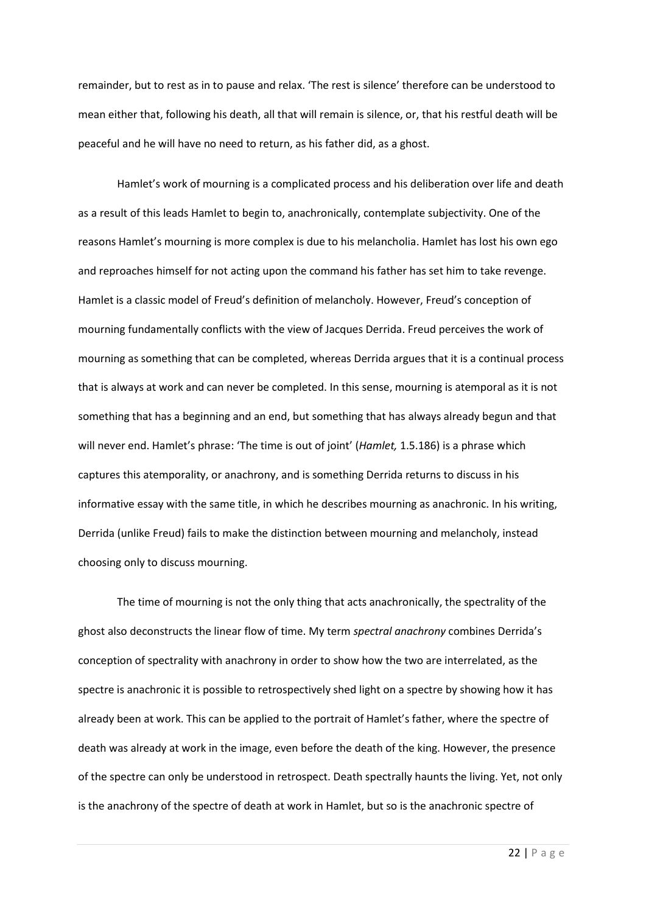remainder, but to rest as in to pause and relax. 'The rest is silence' therefore can be understood to mean either that, following his death, all that will remain is silence, or, that his restful death will be peaceful and he will have no need to return, as his father did, as a ghost.

Hamlet's work of mourning is a complicated process and his deliberation over life and death as a result of this leads Hamlet to begin to, anachronically, contemplate subjectivity. One of the reasons Hamlet's mourning is more complex is due to his melancholia. Hamlet has lost his own ego and reproaches himself for not acting upon the command his father has set him to take revenge. Hamlet is a classic model of Freud's definition of melancholy. However, Freud's conception of mourning fundamentally conflicts with the view of Jacques Derrida. Freud perceives the work of mourning as something that can be completed, whereas Derrida argues that it is a continual process that is always at work and can never be completed. In this sense, mourning is atemporal as it is not something that has a beginning and an end, but something that has always already begun and that will never end. Hamlet's phrase: 'The time is out of joint' (*Hamlet,* 1.5.186) is a phrase which captures this atemporality, or anachrony, and is something Derrida returns to discuss in his informative essay with the same title, in which he describes mourning as anachronic. In his writing, Derrida (unlike Freud) fails to make the distinction between mourning and melancholy, instead choosing only to discuss mourning.

The time of mourning is not the only thing that acts anachronically, the spectrality of the ghost also deconstructs the linear flow of time. My term *spectral anachrony* combines Derrida's conception of spectrality with anachrony in order to show how the two are interrelated, as the spectre is anachronic it is possible to retrospectively shed light on a spectre by showing how it has already been at work. This can be applied to the portrait of Hamlet's father, where the spectre of death was already at work in the image, even before the death of the king. However, the presence of the spectre can only be understood in retrospect. Death spectrally haunts the living. Yet, not only is the anachrony of the spectre of death at work in Hamlet, but so is the anachronic spectre of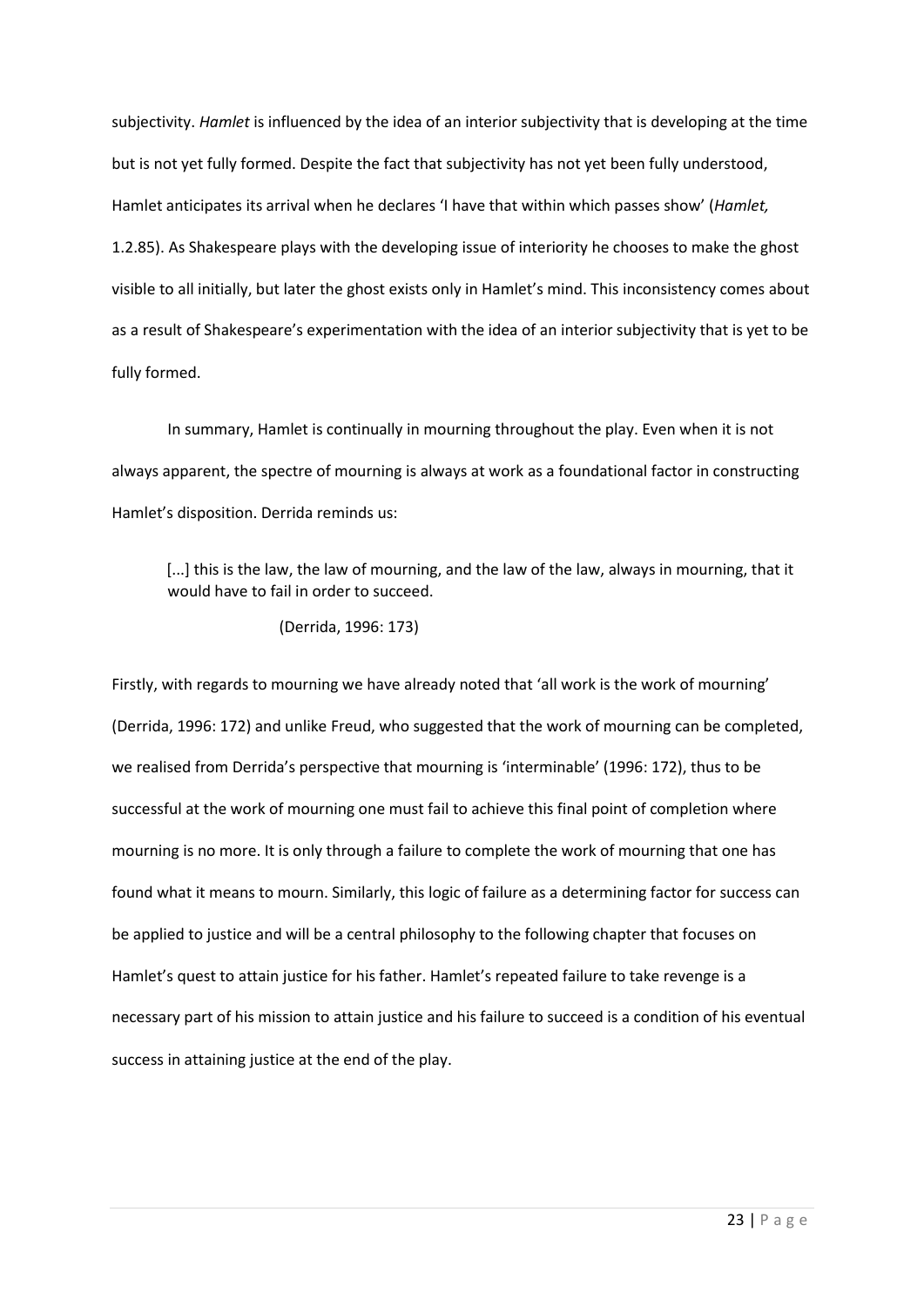subjectivity. *Hamlet* is influenced by the idea of an interior subjectivity that is developing at the time but is not yet fully formed. Despite the fact that subjectivity has not yet been fully understood, Hamlet anticipates its arrival when he declares 'I have that within which passes show' (*Hamlet,* 1.2.85). As Shakespeare plays with the developing issue of interiority he chooses to make the ghost visible to all initially, but later the ghost exists only in Hamlet's mind. This inconsistency comes about as a result of Shakespeare's experimentation with the idea of an interior subjectivity that is yet to be fully formed.

In summary, Hamlet is continually in mourning throughout the play. Even when it is not always apparent, the spectre of mourning is always at work as a foundational factor in constructing Hamlet's disposition. Derrida reminds us:

> [...] this is the law, the law of mourning, and the law of the law, always in mourning, that it would have to fail in order to succeed.
>
> (Derrida, 1996: 173)

Firstly, with regards to mourning we have already noted that 'all work is the work of mourning' (Derrida, 1996: 172) and unlike Freud, who suggested that the work of mourning can be completed, we realised from Derrida's perspective that mourning is 'interminable' (1996: 172), thus to be successful at the work of mourning one must fail to achieve this final point of completion where mourning is no more. It is only through a failure to complete the work of mourning that one has found what it means to mourn. Similarly, this logic of failure as a determining factor for success can be applied to justice and will be a central philosophy to the following chapter that focuses on Hamlet's quest to attain justice for his father. Hamlet's repeated failure to take revenge is a necessary part of his mission to attain justice and his failure to succeed is a condition of his eventual success in attaining justice at the end of the play.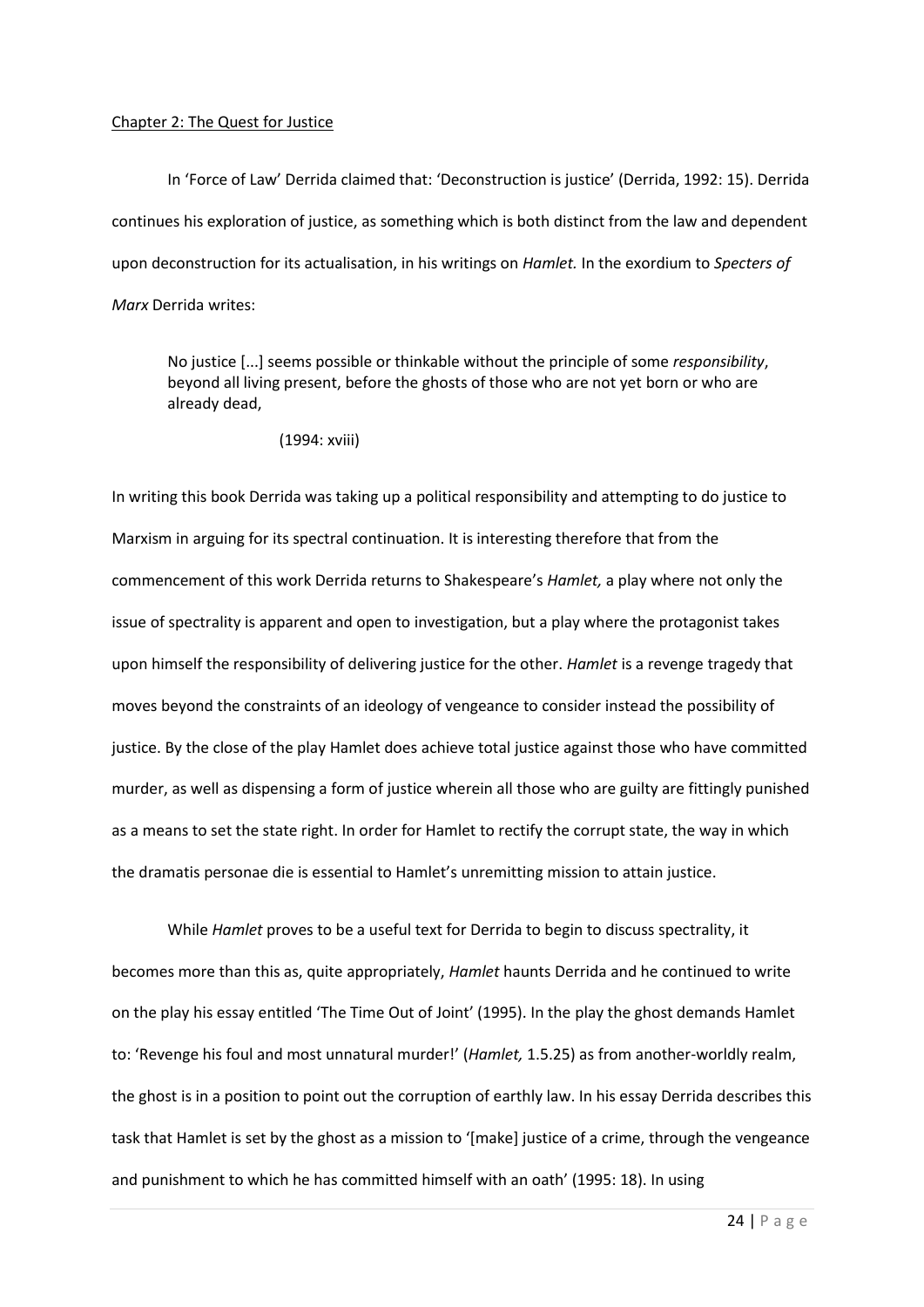## Chapter 2: The Quest for Justice

In 'Force of Law' Derrida claimed that: 'Deconstruction is justice' (Derrida, 1992: 15). Derrida continues his exploration of justice, as something which is both distinct from the law and dependent upon deconstruction for its actualisation, in his writings on *Hamlet.* In the exordium to *Specters of Marx* Derrida writes:

> No justice [...] seems possible or thinkable without the principle of some *responsibility*, beyond all living present, before the ghosts of those who are not yet born or who are already dead,
>
> (1994: xviii)

In writing this book Derrida was taking up a political responsibility and attempting to do justice to Marxism in arguing for its spectral continuation. It is interesting therefore that from the commencement of this work Derrida returns to Shakespeare's *Hamlet,* a play where not only the issue of spectrality is apparent and open to investigation, but a play where the protagonist takes upon himself the responsibility of delivering justice for the other. *Hamlet* is a revenge tragedy that moves beyond the constraints of an ideology of vengeance to consider instead the possibility of justice. By the close of the play Hamlet does achieve total justice against those who have committed murder, as well as dispensing a form of justice wherein all those who are guilty are fittingly punished as a means to set the state right. In order for Hamlet to rectify the corrupt state, the way in which the dramatis personae die is essential to Hamlet's unremitting mission to attain justice.

While *Hamlet* proves to be a useful text for Derrida to begin to discuss spectrality, it becomes more than this as, quite appropriately, *Hamlet* haunts Derrida and he continued to write on the play his essay entitled 'The Time Out of Joint' (1995). In the play the ghost demands Hamlet to: 'Revenge his foul and most unnatural murder!' (*Hamlet,* 1.5.25) as from another-worldly realm, the ghost is in a position to point out the corruption of earthly law. In his essay Derrida describes this task that Hamlet is set by the ghost as a mission to '[make] justice of a crime, through the vengeance and punishment to which he has committed himself with an oath' (1995: 18). In using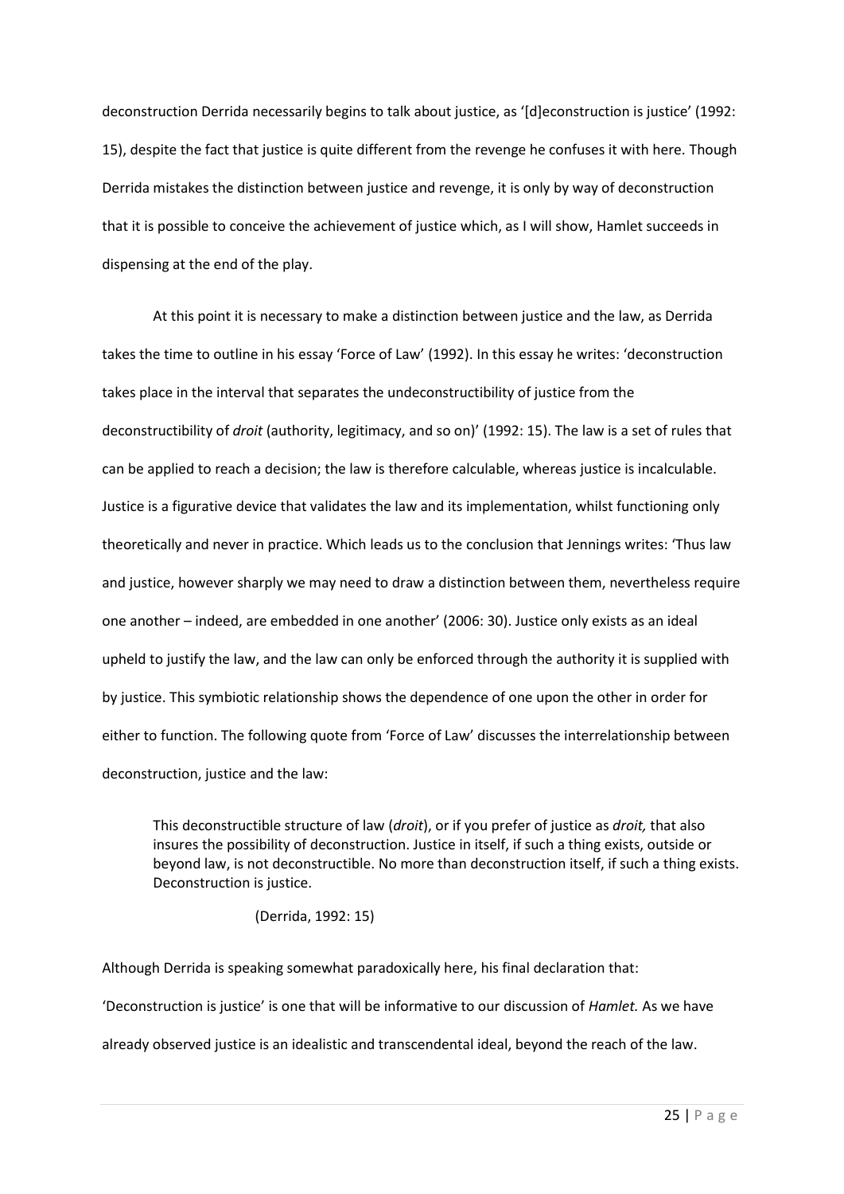deconstruction Derrida necessarily begins to talk about justice, as '[d]econstruction is justice' (1992: 15), despite the fact that justice is quite different from the revenge he confuses it with here. Though Derrida mistakes the distinction between justice and revenge, it is only by way of deconstruction that it is possible to conceive the achievement of justice which, as I will show, Hamlet succeeds in dispensing at the end of the play.

At this point it is necessary to make a distinction between justice and the law, as Derrida takes the time to outline in his essay 'Force of Law' (1992). In this essay he writes: 'deconstruction takes place in the interval that separates the undeconstructibility of justice from the deconstructibility of *droit* (authority, legitimacy, and so on)' (1992: 15). The law is a set of rules that can be applied to reach a decision; the law is therefore calculable, whereas justice is incalculable. Justice is a figurative device that validates the law and its implementation, whilst functioning only theoretically and never in practice. Which leads us to the conclusion that Jennings writes: 'Thus law and justice, however sharply we may need to draw a distinction between them, nevertheless require one another – indeed, are embedded in one another' (2006: 30). Justice only exists as an ideal upheld to justify the law, and the law can only be enforced through the authority it is supplied with by justice. This symbiotic relationship shows the dependence of one upon the other in order for either to function. The following quote from 'Force of Law' discusses the interrelationship between deconstruction, justice and the law:

> This deconstructible structure of law (*droit*), or if you prefer of justice as *droit,* that also insures the possibility of deconstruction. Justice in itself, if such a thing exists, outside or beyond law, is not deconstructible. No more than deconstruction itself, if such a thing exists. Deconstruction is justice.
>
> (Derrida, 1992: 15)

Although Derrida is speaking somewhat paradoxically here, his final declaration that: 'Deconstruction is justice' is one that will be informative to our discussion of *Hamlet.* As we have already observed justice is an idealistic and transcendental ideal, beyond the reach of the law.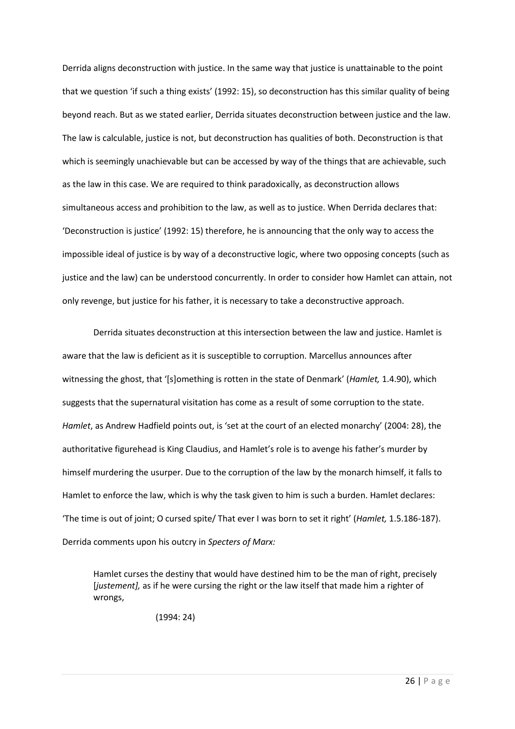Derrida aligns deconstruction with justice. In the same way that justice is unattainable to the point that we question 'if such a thing exists' (1992: 15), so deconstruction has this similar quality of being beyond reach. But as we stated earlier, Derrida situates deconstruction between justice and the law. The law is calculable, justice is not, but deconstruction has qualities of both. Deconstruction is that which is seemingly unachievable but can be accessed by way of the things that are achievable, such as the law in this case. We are required to think paradoxically, as deconstruction allows simultaneous access and prohibition to the law, as well as to justice. When Derrida declares that: 'Deconstruction is justice' (1992: 15) therefore, he is announcing that the only way to access the impossible ideal of justice is by way of a deconstructive logic, where two opposing concepts (such as justice and the law) can be understood concurrently. In order to consider how Hamlet can attain, not only revenge, but justice for his father, it is necessary to take a deconstructive approach.

Derrida situates deconstruction at this intersection between the law and justice. Hamlet is aware that the law is deficient as it is susceptible to corruption. Marcellus announces after witnessing the ghost, that '[s]omething is rotten in the state of Denmark' (*Hamlet,* 1.4.90), which suggests that the supernatural visitation has come as a result of some corruption to the state. *Hamlet*, as Andrew Hadfield points out, is 'set at the court of an elected monarchy' (2004: 28), the authoritative figurehead is King Claudius, and Hamlet's role is to avenge his father's murder by himself murdering the usurper. Due to the corruption of the law by the monarch himself, it falls to Hamlet to enforce the law, which is why the task given to him is such a burden. Hamlet declares: 'The time is out of joint; O cursed spite/ That ever I was born to set it right' (*Hamlet,* 1.5.186-187). Derrida comments upon his outcry in *Specters of Marx:*

> Hamlet curses the destiny that would have destined him to be the man of right, precisely [*justement],* as if he were cursing the right or the law itself that made him a righter of wrongs,
>
> (1994: 24)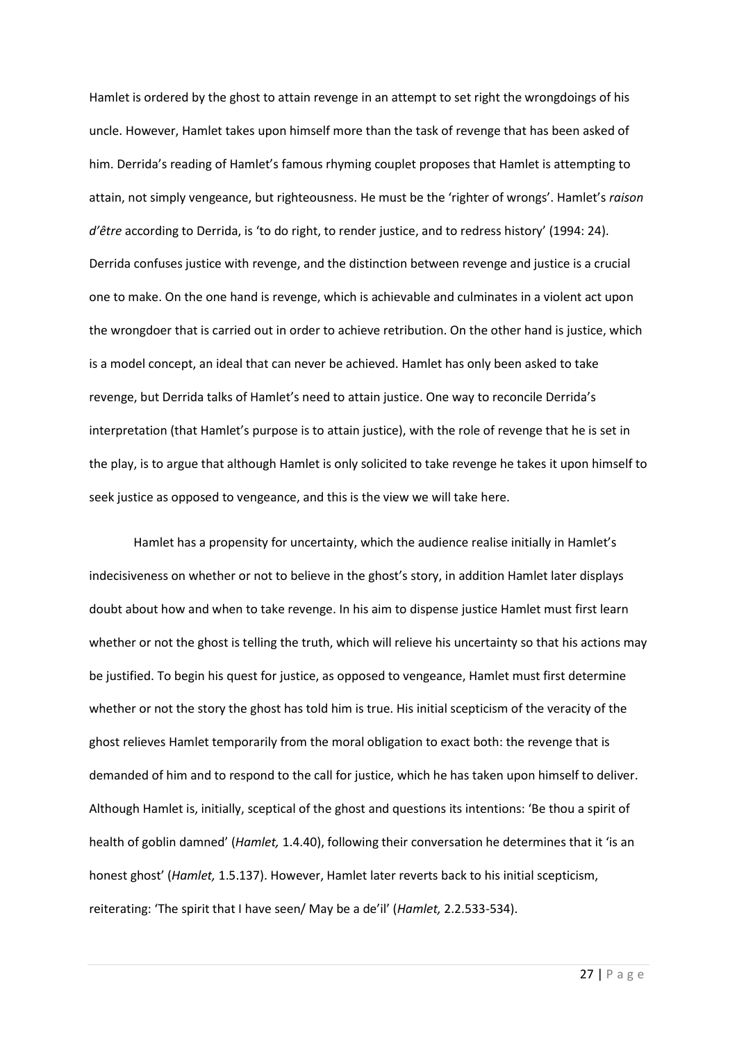Hamlet is ordered by the ghost to attain revenge in an attempt to set right the wrongdoings of his uncle. However, Hamlet takes upon himself more than the task of revenge that has been asked of him. Derrida's reading of Hamlet's famous rhyming couplet proposes that Hamlet is attempting to attain, not simply vengeance, but righteousness. He must be the 'righter of wrongs'. Hamlet's *raison d'être* according to Derrida, is 'to do right, to render justice, and to redress history' (1994: 24). Derrida confuses justice with revenge, and the distinction between revenge and justice is a crucial one to make. On the one hand is revenge, which is achievable and culminates in a violent act upon the wrongdoer that is carried out in order to achieve retribution. On the other hand is justice, which is a model concept, an ideal that can never be achieved. Hamlet has only been asked to take revenge, but Derrida talks of Hamlet's need to attain justice. One way to reconcile Derrida's interpretation (that Hamlet's purpose is to attain justice), with the role of revenge that he is set in the play, is to argue that although Hamlet is only solicited to take revenge he takes it upon himself to seek justice as opposed to vengeance, and this is the view we will take here.

Hamlet has a propensity for uncertainty, which the audience realise initially in Hamlet's indecisiveness on whether or not to believe in the ghost's story, in addition Hamlet later displays doubt about how and when to take revenge. In his aim to dispense justice Hamlet must first learn whether or not the ghost is telling the truth, which will relieve his uncertainty so that his actions may be justified. To begin his quest for justice, as opposed to vengeance, Hamlet must first determine whether or not the story the ghost has told him is true. His initial scepticism of the veracity of the ghost relieves Hamlet temporarily from the moral obligation to exact both: the revenge that is demanded of him and to respond to the call for justice, which he has taken upon himself to deliver. Although Hamlet is, initially, sceptical of the ghost and questions its intentions: 'Be thou a spirit of health of goblin damned' (*Hamlet,* 1.4.40), following their conversation he determines that it 'is an honest ghost' (*Hamlet,* 1.5.137). However, Hamlet later reverts back to his initial scepticism, reiterating: 'The spirit that I have seen/ May be a de'il' (*Hamlet,* 2.2.533-534).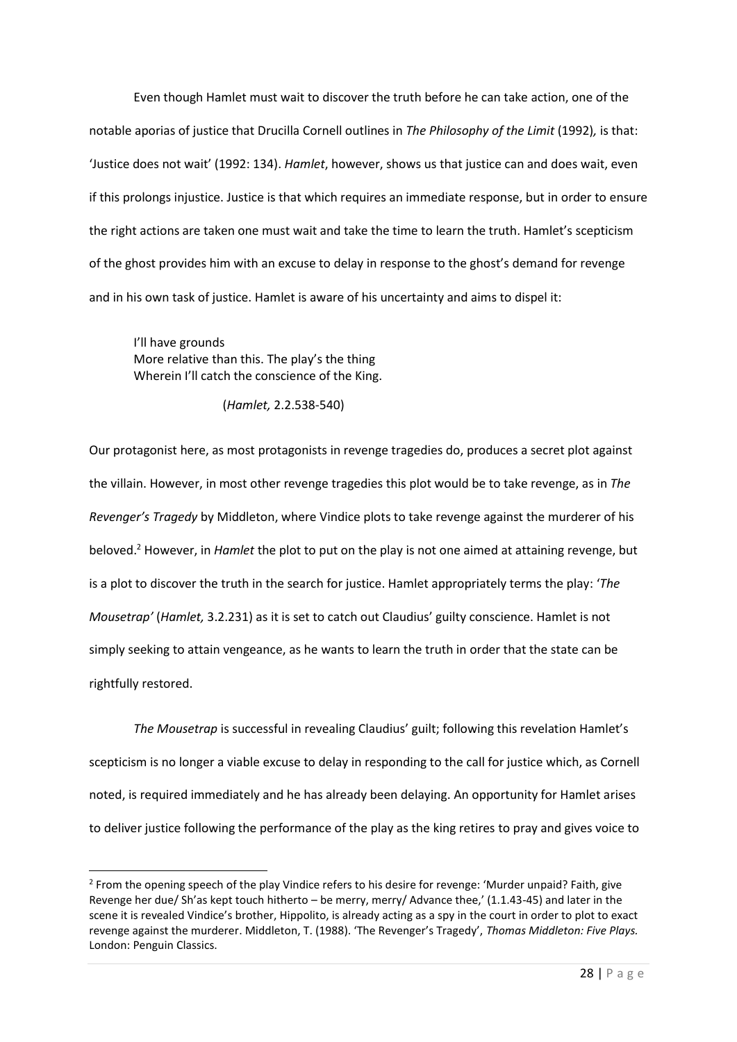Even though Hamlet must wait to discover the truth before he can take action, one of the notable aporias of justice that Drucilla Cornell outlines in *The Philosophy of the Limit* (1992)*,* is that: 'Justice does not wait' (1992: 134). *Hamlet*, however, shows us that justice can and does wait, even if this prolongs injustice. Justice is that which requires an immediate response, but in order to ensure the right actions are taken one must wait and take the time to learn the truth. Hamlet's scepticism of the ghost provides him with an excuse to delay in response to the ghost's demand for revenge and in his own task of justice. Hamlet is aware of his uncertainty and aims to dispel it:

> I'll have grounds
> More relative than this. The play's the thing
> Wherein I'll catch the conscience of the King.
>
> (*Hamlet,* 2.2.538-540)

Our protagonist here, as most protagonists in revenge tragedies do, produces a secret plot against the villain. However, in most other revenge tragedies this plot would be to take revenge, as in *The Revenger's Tragedy* by Middleton, where Vindice plots to take revenge against the murderer of his beloved.[2] However, in *Hamlet* the plot to put on the play is not one aimed at attaining revenge, but is a plot to discover the truth in the search for justice. Hamlet appropriately terms the play: '*The Mousetrap'* (*Hamlet,* 3.2.231) as it is set to catch out Claudius' guilty conscience. Hamlet is not simply seeking to attain vengeance, as he wants to learn the truth in order that the state can be rightfully restored.

*The Mousetrap* is successful in revealing Claudius' guilt; following this revelation Hamlet's scepticism is no longer a viable excuse to delay in responding to the call for justice which, as Cornell noted, is required immediately and he has already been delaying. An opportunity for Hamlet arises to deliver justice following the performance of the play as the king retires to pray and gives voice to

---

[2] From the opening speech of the play Vindice refers to his desire for revenge: 'Murder unpaid? Faith, give Revenge her due/ Sh'as kept touch hitherto – be merry, merry/ Advance thee,' (1.1.43-45) and later in the scene it is revealed Vindice's brother, Hippolito, is already acting as a spy in the court in order to plot to exact revenge against the murderer. Middleton, T. (1988). 'The Revenger's Tragedy', *Thomas Middleton: Five Plays.* London: Penguin Classics.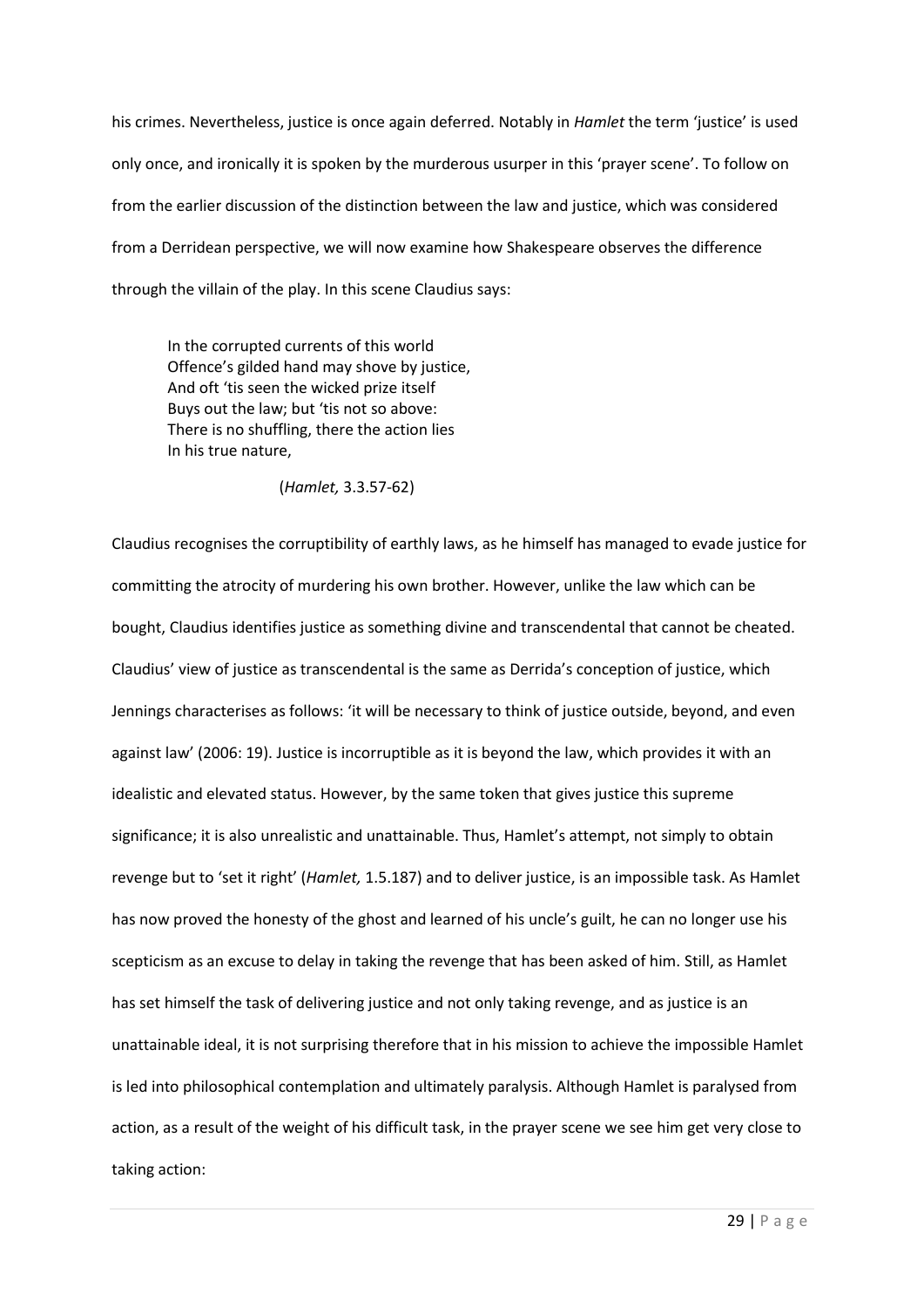his crimes. Nevertheless, justice is once again deferred. Notably in *Hamlet* the term 'justice' is used only once, and ironically it is spoken by the murderous usurper in this 'prayer scene'. To follow on from the earlier discussion of the distinction between the law and justice, which was considered from a Derridean perspective, we will now examine how Shakespeare observes the difference through the villain of the play. In this scene Claudius says:

> In the corrupted currents of this world
> Offence's gilded hand may shove by justice,
> And oft 'tis seen the wicked prize itself
> Buys out the law; but 'tis not so above:
> There is no shuffling, there the action lies
> In his true nature,
>
> (*Hamlet,* 3.3.57-62)

Claudius recognises the corruptibility of earthly laws, as he himself has managed to evade justice for committing the atrocity of murdering his own brother. However, unlike the law which can be bought, Claudius identifies justice as something divine and transcendental that cannot be cheated. Claudius' view of justice as transcendental is the same as Derrida's conception of justice, which Jennings characterises as follows: 'it will be necessary to think of justice outside, beyond, and even against law' (2006: 19). Justice is incorruptible as it is beyond the law, which provides it with an idealistic and elevated status. However, by the same token that gives justice this supreme significance; it is also unrealistic and unattainable. Thus, Hamlet's attempt, not simply to obtain revenge but to 'set it right' (*Hamlet,* 1.5.187) and to deliver justice, is an impossible task. As Hamlet has now proved the honesty of the ghost and learned of his uncle's guilt, he can no longer use his scepticism as an excuse to delay in taking the revenge that has been asked of him. Still, as Hamlet has set himself the task of delivering justice and not only taking revenge, and as justice is an unattainable ideal, it is not surprising therefore that in his mission to achieve the impossible Hamlet is led into philosophical contemplation and ultimately paralysis. Although Hamlet is paralysed from action, as a result of the weight of his difficult task, in the prayer scene we see him get very close to taking action: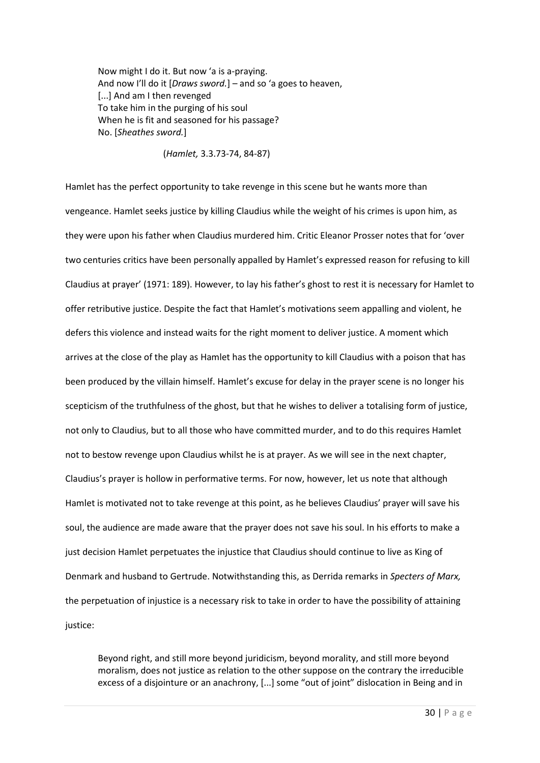> Now might I do it. But now 'a is a-praying.
> And now I'll do it [*Draws sword.*] – and so 'a goes to heaven,
> [...] And am I then revenged
> To take him in the purging of his soul
> When he is fit and seasoned for his passage?
> No. [*Sheathes sword.*]
>
> (*Hamlet,* 3.3.73-74, 84-87)

Hamlet has the perfect opportunity to take revenge in this scene but he wants more than vengeance. Hamlet seeks justice by killing Claudius while the weight of his crimes is upon him, as they were upon his father when Claudius murdered him. Critic Eleanor Prosser notes that for 'over two centuries critics have been personally appalled by Hamlet's expressed reason for refusing to kill Claudius at prayer' (1971: 189). However, to lay his father's ghost to rest it is necessary for Hamlet to offer retributive justice. Despite the fact that Hamlet's motivations seem appalling and violent, he defers this violence and instead waits for the right moment to deliver justice. A moment which arrives at the close of the play as Hamlet has the opportunity to kill Claudius with a poison that has been produced by the villain himself. Hamlet's excuse for delay in the prayer scene is no longer his scepticism of the truthfulness of the ghost, but that he wishes to deliver a totalising form of justice, not only to Claudius, but to all those who have committed murder, and to do this requires Hamlet not to bestow revenge upon Claudius whilst he is at prayer. As we will see in the next chapter, Claudius's prayer is hollow in performative terms. For now, however, let us note that although Hamlet is motivated not to take revenge at this point, as he believes Claudius' prayer will save his soul, the audience are made aware that the prayer does not save his soul. In his efforts to make a just decision Hamlet perpetuates the injustice that Claudius should continue to live as King of Denmark and husband to Gertrude. Notwithstanding this, as Derrida remarks in *Specters of Marx,* the perpetuation of injustice is a necessary risk to take in order to have the possibility of attaining justice:

> Beyond right, and still more beyond juridicism, beyond morality, and still more beyond moralism, does not justice as relation to the other suppose on the contrary the irreducible excess of a disjointure or an anachrony, [...] some "out of joint" dislocation in Being and in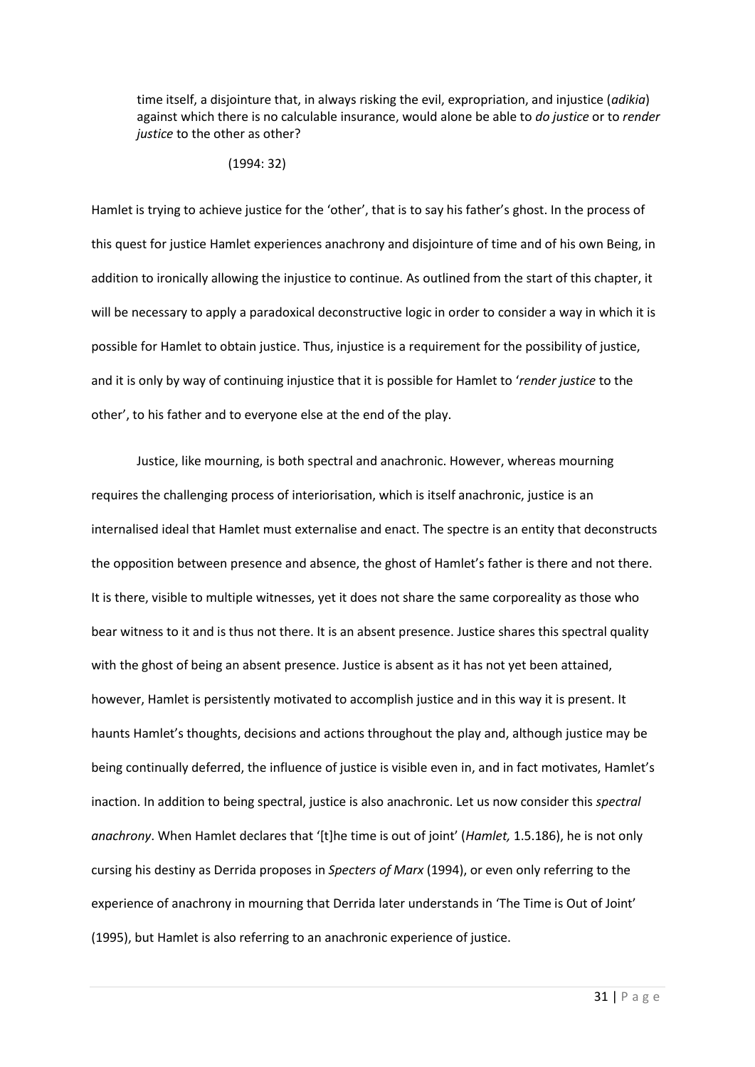> time itself, a disjointure that, in always risking the evil, expropriation, and injustice (*adikia*) against which there is no calculable insurance, would alone be able to *do justice* or to *render justice* to the other as other?
>
> (1994: 32)

Hamlet is trying to achieve justice for the 'other', that is to say his father's ghost. In the process of this quest for justice Hamlet experiences anachrony and disjointure of time and of his own Being, in addition to ironically allowing the injustice to continue. As outlined from the start of this chapter, it will be necessary to apply a paradoxical deconstructive logic in order to consider a way in which it is possible for Hamlet to obtain justice. Thus, injustice is a requirement for the possibility of justice, and it is only by way of continuing injustice that it is possible for Hamlet to '*render justice* to the other', to his father and to everyone else at the end of the play.

Justice, like mourning, is both spectral and anachronic. However, whereas mourning requires the challenging process of interiorisation, which is itself anachronic, justice is an internalised ideal that Hamlet must externalise and enact. The spectre is an entity that deconstructs the opposition between presence and absence, the ghost of Hamlet's father is there and not there. It is there, visible to multiple witnesses, yet it does not share the same corporeality as those who bear witness to it and is thus not there. It is an absent presence. Justice shares this spectral quality with the ghost of being an absent presence. Justice is absent as it has not yet been attained, however, Hamlet is persistently motivated to accomplish justice and in this way it is present. It haunts Hamlet's thoughts, decisions and actions throughout the play and, although justice may be being continually deferred, the influence of justice is visible even in, and in fact motivates, Hamlet's inaction. In addition to being spectral, justice is also anachronic. Let us now consider this *spectral anachrony*. When Hamlet declares that '[t]he time is out of joint' (*Hamlet,* 1.5.186), he is not only cursing his destiny as Derrida proposes in *Specters of Marx* (1994), or even only referring to the experience of anachrony in mourning that Derrida later understands in 'The Time is Out of Joint' (1995), but Hamlet is also referring to an anachronic experience of justice.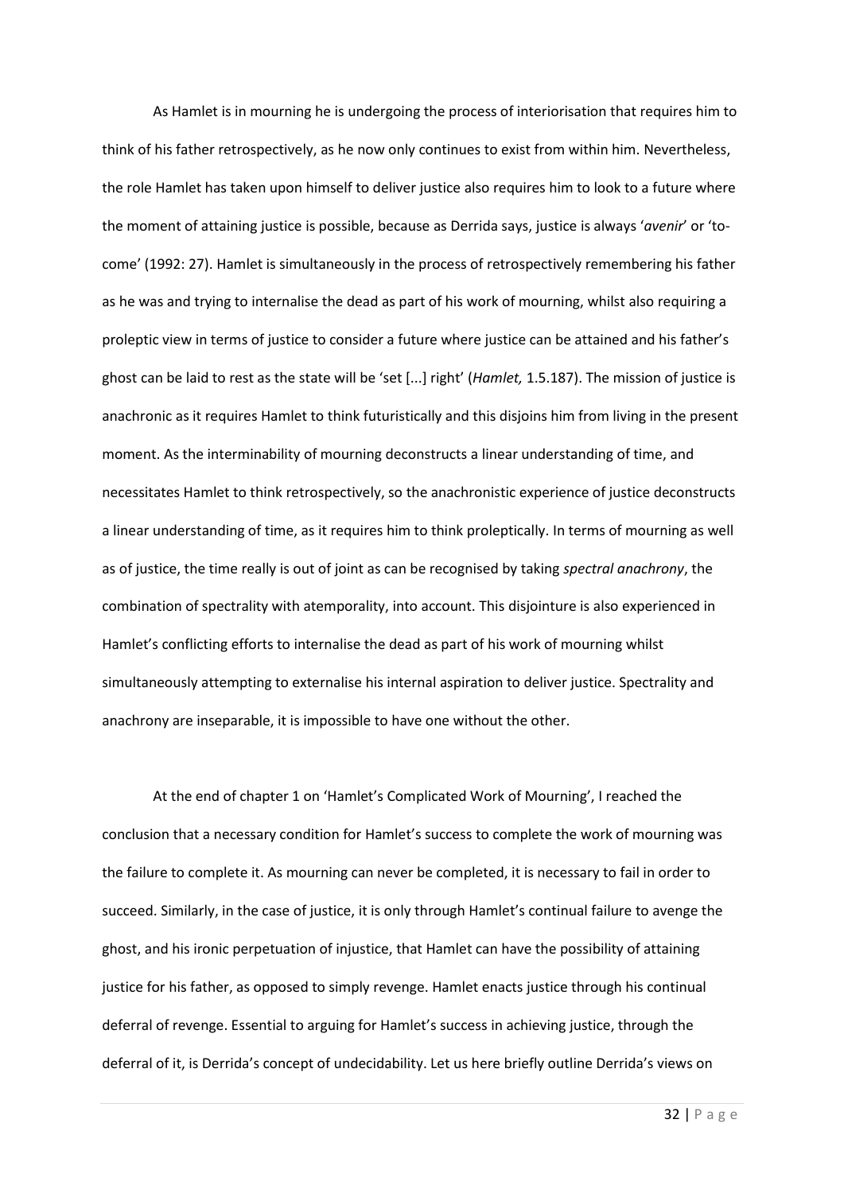As Hamlet is in mourning he is undergoing the process of interiorisation that requires him to think of his father retrospectively, as he now only continues to exist from within him. Nevertheless, the role Hamlet has taken upon himself to deliver justice also requires him to look to a future where the moment of attaining justice is possible, because as Derrida says, justice is always '*avenir*' or 'to-come' (1992: 27). Hamlet is simultaneously in the process of retrospectively remembering his father as he was and trying to internalise the dead as part of his work of mourning, whilst also requiring a proleptic view in terms of justice to consider a future where justice can be attained and his father's ghost can be laid to rest as the state will be 'set [...] right' (*Hamlet,* 1.5.187). The mission of justice is anachronic as it requires Hamlet to think futuristically and this disjoins him from living in the present moment. As the interminability of mourning deconstructs a linear understanding of time, and necessitates Hamlet to think retrospectively, so the anachronistic experience of justice deconstructs a linear understanding of time, as it requires him to think proleptically. In terms of mourning as well as of justice, the time really is out of joint as can be recognised by taking *spectral anachrony*, the combination of spectrality with atemporality, into account. This disjointure is also experienced in Hamlet's conflicting efforts to internalise the dead as part of his work of mourning whilst simultaneously attempting to externalise his internal aspiration to deliver justice. Spectrality and anachrony are inseparable, it is impossible to have one without the other.

At the end of chapter 1 on 'Hamlet's Complicated Work of Mourning', I reached the conclusion that a necessary condition for Hamlet's success to complete the work of mourning was the failure to complete it. As mourning can never be completed, it is necessary to fail in order to succeed. Similarly, in the case of justice, it is only through Hamlet's continual failure to avenge the ghost, and his ironic perpetuation of injustice, that Hamlet can have the possibility of attaining justice for his father, as opposed to simply revenge. Hamlet enacts justice through his continual deferral of revenge. Essential to arguing for Hamlet's success in achieving justice, through the deferral of it, is Derrida's concept of undecidability. Let us here briefly outline Derrida's views on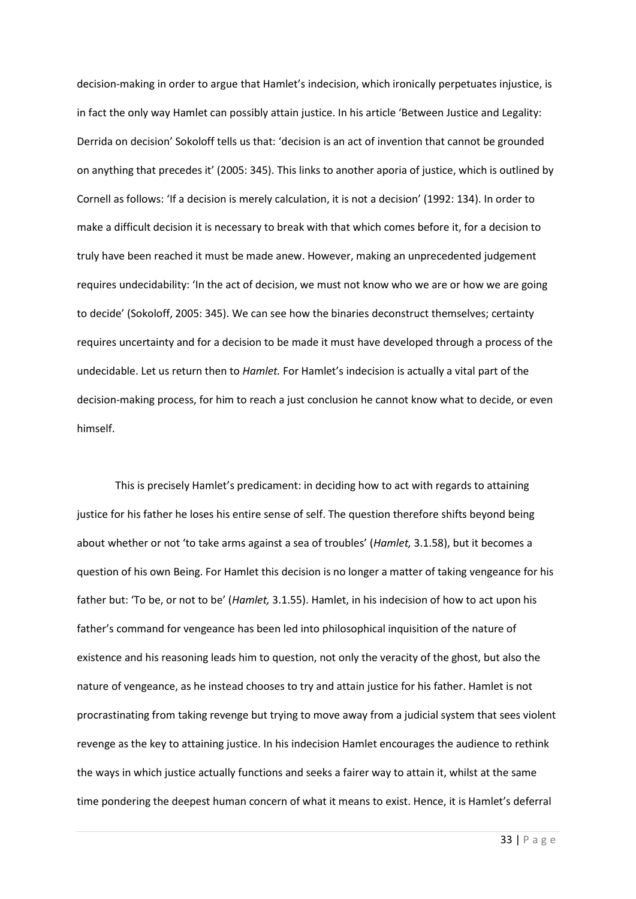decision-making in order to argue that Hamlet's indecision, which ironically perpetuates injustice, is in fact the only way Hamlet can possibly attain justice. In his article 'Between Justice and Legality: Derrida on decision' Sokoloff tells us that: 'decision is an act of invention that cannot be grounded on anything that precedes it' (2005: 345). This links to another aporia of justice, which is outlined by Cornell as follows: 'If a decision is merely calculation, it is not a decision' (1992: 134). In order to make a difficult decision it is necessary to break with that which comes before it, for a decision to truly have been reached it must be made anew. However, making an unprecedented judgement requires undecidability: 'In the act of decision, we must not know who we are or how we are going to decide' (Sokoloff, 2005: 345). We can see how the binaries deconstruct themselves; certainty requires uncertainty and for a decision to be made it must have developed through a process of the undecidable. Let us return then to *Hamlet.* For Hamlet's indecision is actually a vital part of the decision-making process, for him to reach a just conclusion he cannot know what to decide, or even himself.

This is precisely Hamlet's predicament: in deciding how to act with regards to attaining justice for his father he loses his entire sense of self. The question therefore shifts beyond being about whether or not 'to take arms against a sea of troubles' (*Hamlet,* 3.1.58), but it becomes a question of his own Being. For Hamlet this decision is no longer a matter of taking vengeance for his father but: 'To be, or not to be' (*Hamlet,* 3.1.55). Hamlet, in his indecision of how to act upon his father's command for vengeance has been led into philosophical inquisition of the nature of existence and his reasoning leads him to question, not only the veracity of the ghost, but also the nature of vengeance, as he instead chooses to try and attain justice for his father. Hamlet is not procrastinating from taking revenge but trying to move away from a judicial system that sees violent revenge as the key to attaining justice. In his indecision Hamlet encourages the audience to rethink the ways in which justice actually functions and seeks a fairer way to attain it, whilst at the same time pondering the deepest human concern of what it means to exist. Hence, it is Hamlet's deferral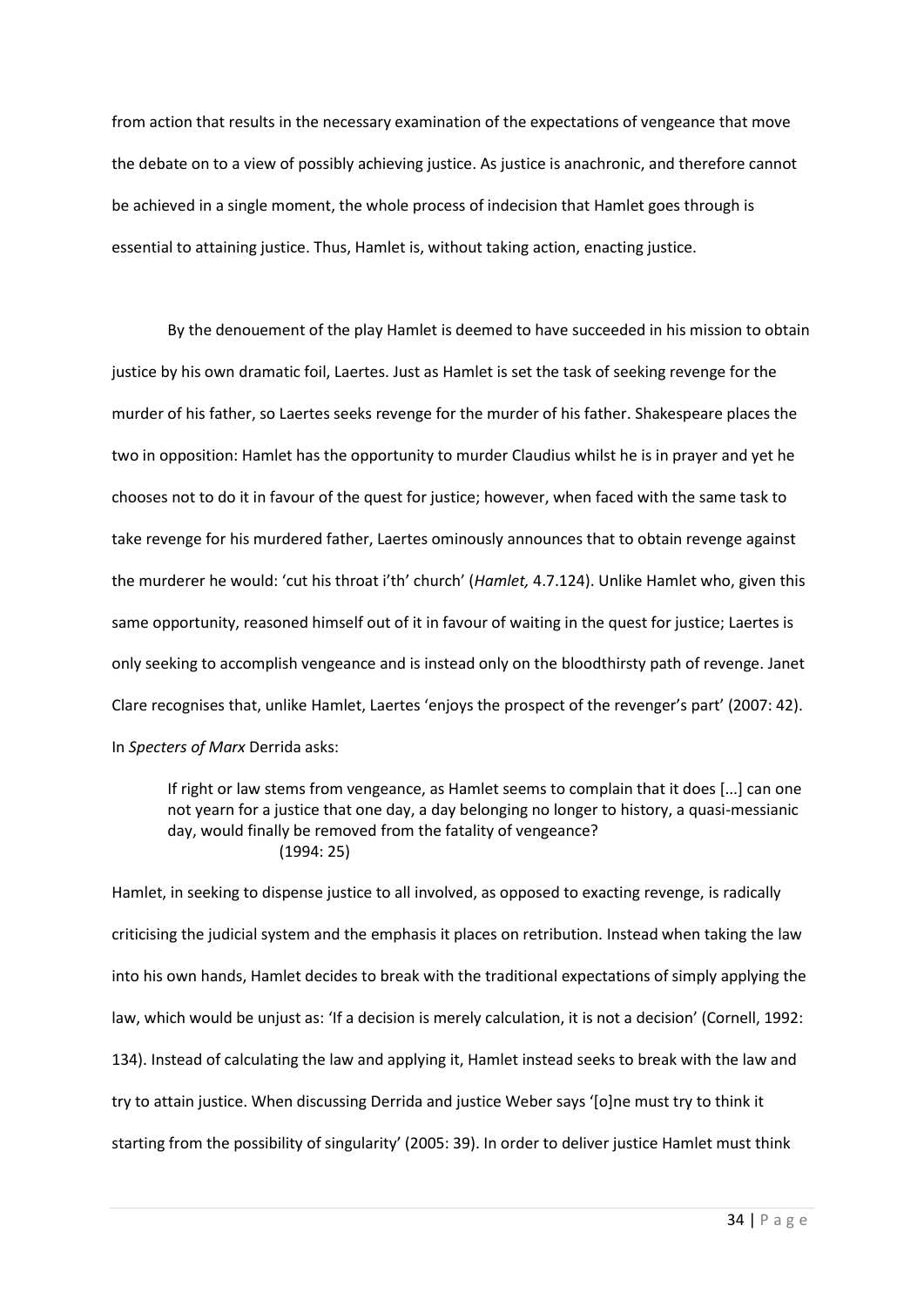from action that results in the necessary examination of the expectations of vengeance that move the debate on to a view of possibly achieving justice. As justice is anachronic, and therefore cannot be achieved in a single moment, the whole process of indecision that Hamlet goes through is essential to attaining justice. Thus, Hamlet is, without taking action, enacting justice.

By the denouement of the play Hamlet is deemed to have succeeded in his mission to obtain justice by his own dramatic foil, Laertes. Just as Hamlet is set the task of seeking revenge for the murder of his father, so Laertes seeks revenge for the murder of his father. Shakespeare places the two in opposition: Hamlet has the opportunity to murder Claudius whilst he is in prayer and yet he chooses not to do it in favour of the quest for justice; however, when faced with the same task to take revenge for his murdered father, Laertes ominously announces that to obtain revenge against the murderer he would: 'cut his throat i'th' church' (*Hamlet,* 4.7.124). Unlike Hamlet who, given this same opportunity, reasoned himself out of it in favour of waiting in the quest for justice; Laertes is only seeking to accomplish vengeance and is instead only on the bloodthirsty path of revenge. Janet Clare recognises that, unlike Hamlet, Laertes 'enjoys the prospect of the revenger's part' (2007: 42). In *Specters of Marx* Derrida asks:

> If right or law stems from vengeance, as Hamlet seems to complain that it does [...] can one not yearn for a justice that one day, a day belonging no longer to history, a quasi-messianic day, would finally be removed from the fatality of vengeance?
> (1994: 25)

Hamlet, in seeking to dispense justice to all involved, as opposed to exacting revenge, is radically criticising the judicial system and the emphasis it places on retribution. Instead when taking the law into his own hands, Hamlet decides to break with the traditional expectations of simply applying the law, which would be unjust as: 'If a decision is merely calculation, it is not a decision' (Cornell, 1992: 134). Instead of calculating the law and applying it, Hamlet instead seeks to break with the law and try to attain justice. When discussing Derrida and justice Weber says '[o]ne must try to think it starting from the possibility of singularity' (2005: 39). In order to deliver justice Hamlet must think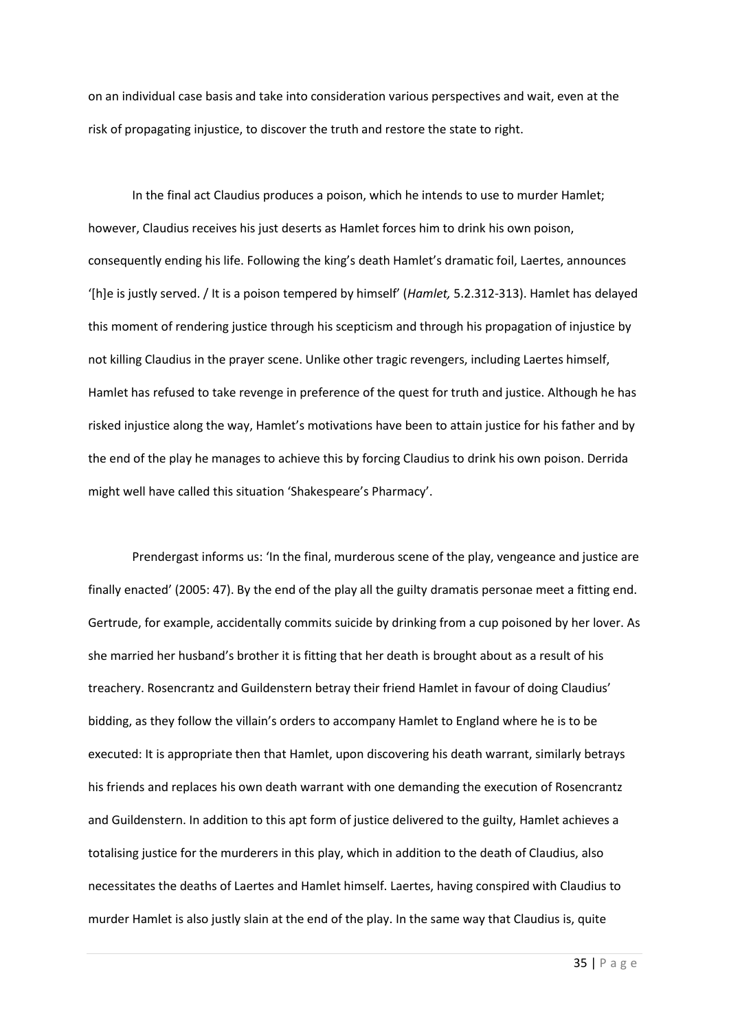on an individual case basis and take into consideration various perspectives and wait, even at the risk of propagating injustice, to discover the truth and restore the state to right.

In the final act Claudius produces a poison, which he intends to use to murder Hamlet; however, Claudius receives his just deserts as Hamlet forces him to drink his own poison, consequently ending his life. Following the king's death Hamlet's dramatic foil, Laertes, announces '[h]e is justly served. / It is a poison tempered by himself' (*Hamlet,* 5.2.312-313). Hamlet has delayed this moment of rendering justice through his scepticism and through his propagation of injustice by not killing Claudius in the prayer scene. Unlike other tragic revengers, including Laertes himself, Hamlet has refused to take revenge in preference of the quest for truth and justice. Although he has risked injustice along the way, Hamlet's motivations have been to attain justice for his father and by the end of the play he manages to achieve this by forcing Claudius to drink his own poison. Derrida might well have called this situation 'Shakespeare's Pharmacy'.

Prendergast informs us: 'In the final, murderous scene of the play, vengeance and justice are finally enacted' (2005: 47). By the end of the play all the guilty dramatis personae meet a fitting end. Gertrude, for example, accidentally commits suicide by drinking from a cup poisoned by her lover. As she married her husband's brother it is fitting that her death is brought about as a result of his treachery. Rosencrantz and Guildenstern betray their friend Hamlet in favour of doing Claudius' bidding, as they follow the villain's orders to accompany Hamlet to England where he is to be executed: It is appropriate then that Hamlet, upon discovering his death warrant, similarly betrays his friends and replaces his own death warrant with one demanding the execution of Rosencrantz and Guildenstern. In addition to this apt form of justice delivered to the guilty, Hamlet achieves a totalising justice for the murderers in this play, which in addition to the death of Claudius, also necessitates the deaths of Laertes and Hamlet himself. Laertes, having conspired with Claudius to murder Hamlet is also justly slain at the end of the play. In the same way that Claudius is, quite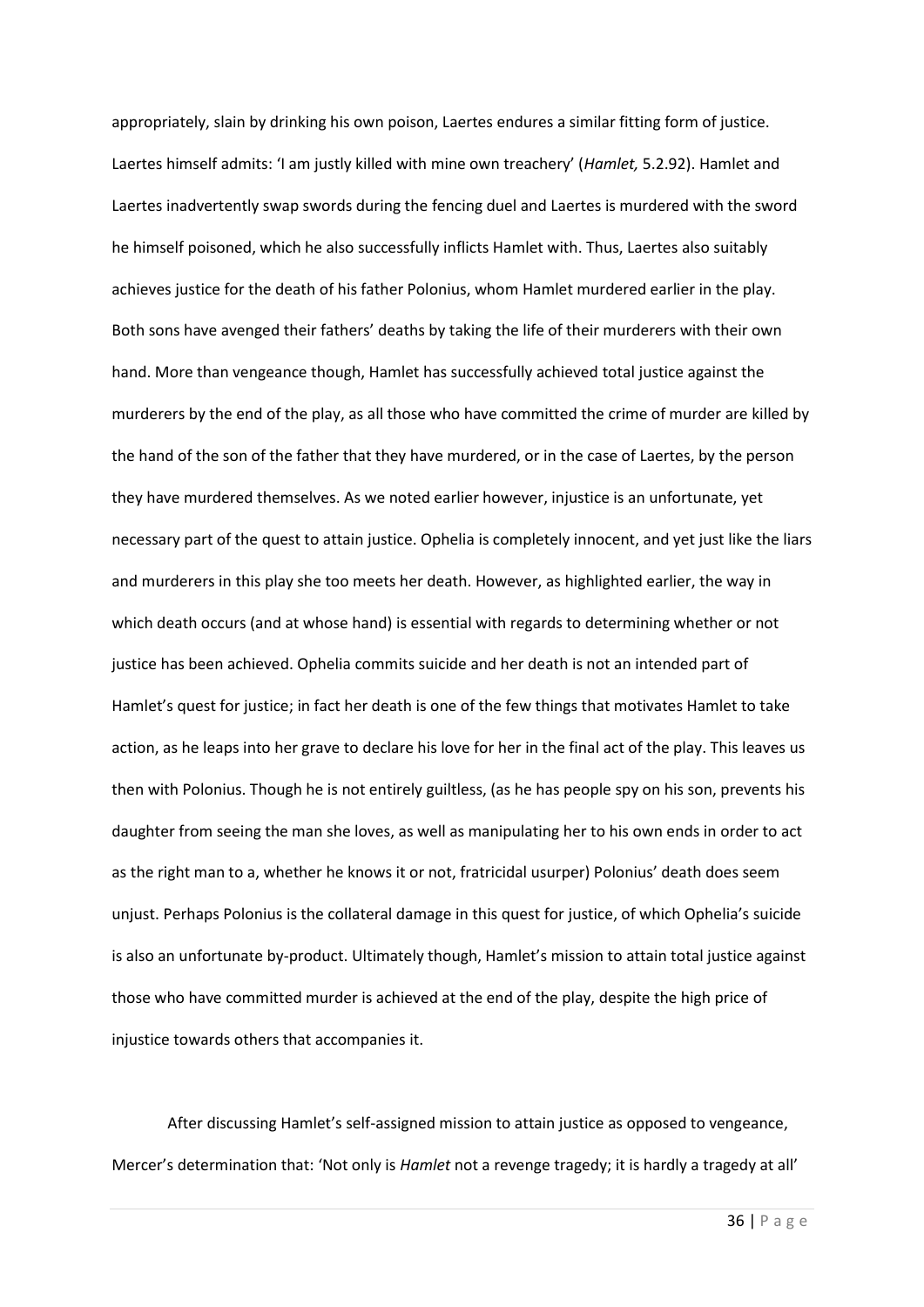appropriately, slain by drinking his own poison, Laertes endures a similar fitting form of justice. Laertes himself admits: 'I am justly killed with mine own treachery' (*Hamlet,* 5.2.92). Hamlet and Laertes inadvertently swap swords during the fencing duel and Laertes is murdered with the sword he himself poisoned, which he also successfully inflicts Hamlet with. Thus, Laertes also suitably achieves justice for the death of his father Polonius, whom Hamlet murdered earlier in the play. Both sons have avenged their fathers' deaths by taking the life of their murderers with their own hand. More than vengeance though, Hamlet has successfully achieved total justice against the murderers by the end of the play, as all those who have committed the crime of murder are killed by the hand of the son of the father that they have murdered, or in the case of Laertes, by the person they have murdered themselves. As we noted earlier however, injustice is an unfortunate, yet necessary part of the quest to attain justice. Ophelia is completely innocent, and yet just like the liars and murderers in this play she too meets her death. However, as highlighted earlier, the way in which death occurs (and at whose hand) is essential with regards to determining whether or not justice has been achieved. Ophelia commits suicide and her death is not an intended part of Hamlet's quest for justice; in fact her death is one of the few things that motivates Hamlet to take action, as he leaps into her grave to declare his love for her in the final act of the play. This leaves us then with Polonius. Though he is not entirely guiltless, (as he has people spy on his son, prevents his daughter from seeing the man she loves, as well as manipulating her to his own ends in order to act as the right man to a, whether he knows it or not, fratricidal usurper) Polonius' death does seem unjust. Perhaps Polonius is the collateral damage in this quest for justice, of which Ophelia's suicide is also an unfortunate by-product. Ultimately though, Hamlet's mission to attain total justice against those who have committed murder is achieved at the end of the play, despite the high price of injustice towards others that accompanies it.

After discussing Hamlet's self-assigned mission to attain justice as opposed to vengeance, Mercer's determination that: 'Not only is *Hamlet* not a revenge tragedy; it is hardly a tragedy at all'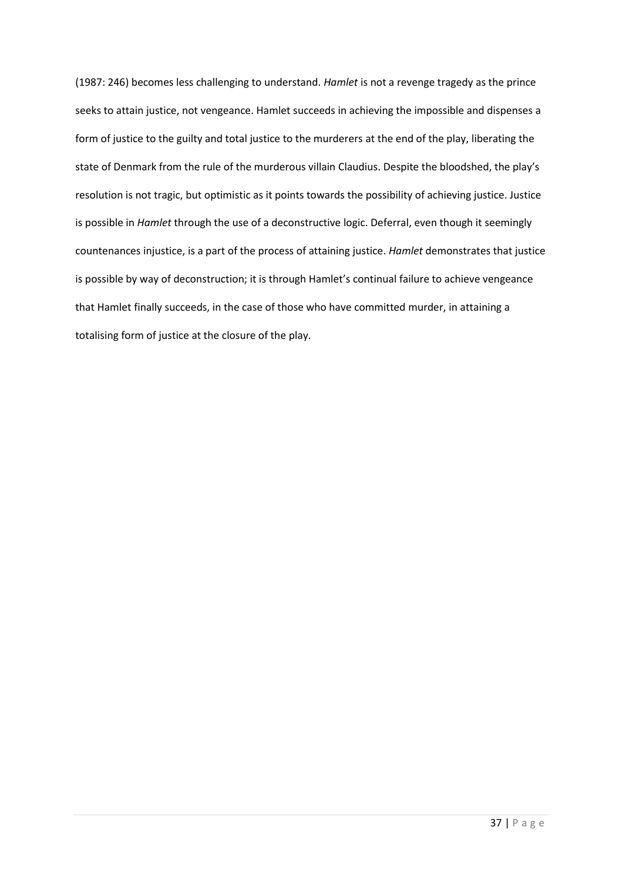(1987: 246) becomes less challenging to understand. *Hamlet* is not a revenge tragedy as the prince seeks to attain justice, not vengeance. Hamlet succeeds in achieving the impossible and dispenses a form of justice to the guilty and total justice to the murderers at the end of the play, liberating the state of Denmark from the rule of the murderous villain Claudius. Despite the bloodshed, the play's resolution is not tragic, but optimistic as it points towards the possibility of achieving justice. Justice is possible in *Hamlet* through the use of a deconstructive logic. Deferral, even though it seemingly countenances injustice, is a part of the process of attaining justice. *Hamlet* demonstrates that justice is possible by way of deconstruction; it is through Hamlet's continual failure to achieve vengeance that Hamlet finally succeeds, in the case of those who have committed murder, in attaining a totalising form of justice at the closure of the play.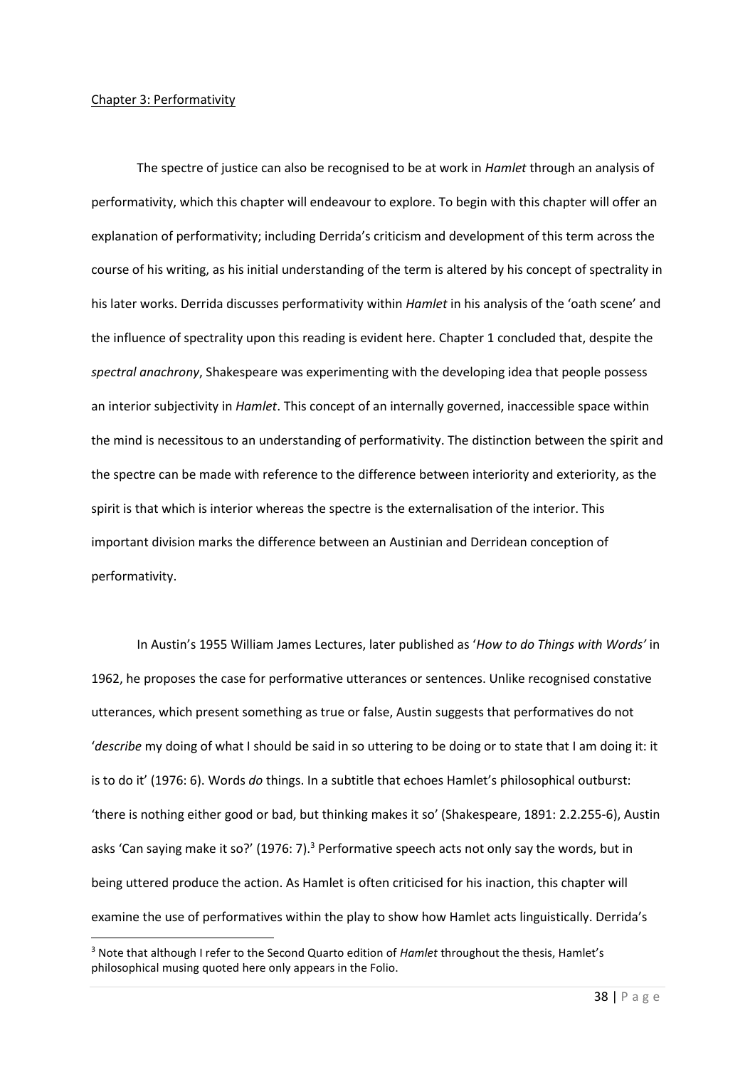Chapter 3: Performativity

The spectre of justice can also be recognised to be at work in *Hamlet* through an analysis of performativity, which this chapter will endeavour to explore. To begin with this chapter will offer an explanation of performativity; including Derrida's criticism and development of this term across the course of his writing, as his initial understanding of the term is altered by his concept of spectrality in his later works. Derrida discusses performativity within *Hamlet* in his analysis of the 'oath scene' and the influence of spectrality upon this reading is evident here. Chapter 1 concluded that, despite the *spectral anachrony*, Shakespeare was experimenting with the developing idea that people possess an interior subjectivity in *Hamlet*. This concept of an internally governed, inaccessible space within the mind is necessitous to an understanding of performativity. The distinction between the spirit and the spectre can be made with reference to the difference between interiority and exteriority, as the spirit is that which is interior whereas the spectre is the externalisation of the interior. This important division marks the difference between an Austinian and Derridean conception of performativity.

In Austin's 1955 William James Lectures, later published as '*How to do Things with Words'* in 1962, he proposes the case for performative utterances or sentences. Unlike recognised constative utterances, which present something as true or false, Austin suggests that performatives do not '*describe* my doing of what I should be said in so uttering to be doing or to state that I am doing it: it is to do it' (1976: 6). Words *do* things. In a subtitle that echoes Hamlet's philosophical outburst: 'there is nothing either good or bad, but thinking makes it so' (Shakespeare, 1891: 2.2.255-6), Austin asks 'Can saying make it so?' (1976: 7).[3] Performative speech acts not only say the words, but in being uttered produce the action. As Hamlet is often criticised for his inaction, this chapter will examine the use of performatives within the play to show how Hamlet acts linguistically. Derrida's

[3] Note that although I refer to the Second Quarto edition of *Hamlet* throughout the thesis, Hamlet's philosophical musing quoted here only appears in the Folio.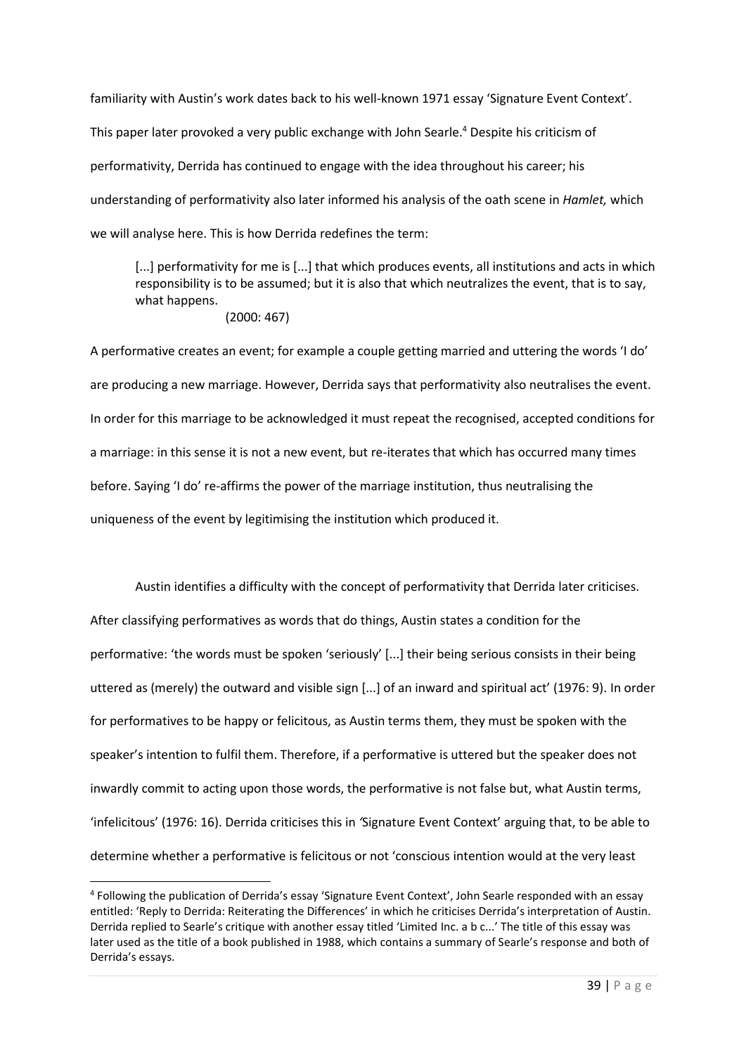familiarity with Austin's work dates back to his well-known 1971 essay 'Signature Event Context'. This paper later provoked a very public exchange with John Searle.[4] Despite his criticism of performativity, Derrida has continued to engage with the idea throughout his career; his understanding of performativity also later informed his analysis of the oath scene in *Hamlet,* which we will analyse here. This is how Derrida redefines the term:

> [...] performativity for me is [...] that which produces events, all institutions and acts in which responsibility is to be assumed; but it is also that which neutralizes the event, that is to say, what happens.
> (2000: 467)

A performative creates an event; for example a couple getting married and uttering the words 'I do' are producing a new marriage. However, Derrida says that performativity also neutralises the event. In order for this marriage to be acknowledged it must repeat the recognised, accepted conditions for a marriage: in this sense it is not a new event, but re-iterates that which has occurred many times before. Saying 'I do' re-affirms the power of the marriage institution, thus neutralising the uniqueness of the event by legitimising the institution which produced it.

Austin identifies a difficulty with the concept of performativity that Derrida later criticises. After classifying performatives as words that do things, Austin states a condition for the performative: 'the words must be spoken 'seriously' [...] their being serious consists in their being uttered as (merely) the outward and visible sign [...] of an inward and spiritual act' (1976: 9). In order for performatives to be happy or felicitous, as Austin terms them, they must be spoken with the speaker's intention to fulfil them. Therefore, if a performative is uttered but the speaker does not inwardly commit to acting upon those words, the performative is not false but, what Austin terms, 'infelicitous' (1976: 16). Derrida criticises this in 'Signature Event Context' arguing that, to be able to determine whether a performative is felicitous or not 'conscious intention would at the very least

[4] Following the publication of Derrida's essay 'Signature Event Context', John Searle responded with an essay entitled: 'Reply to Derrida: Reiterating the Differences' in which he criticises Derrida's interpretation of Austin. Derrida replied to Searle's critique with another essay titled 'Limited Inc. a b c...' The title of this essay was later used as the title of a book published in 1988, which contains a summary of Searle's response and both of Derrida's essays.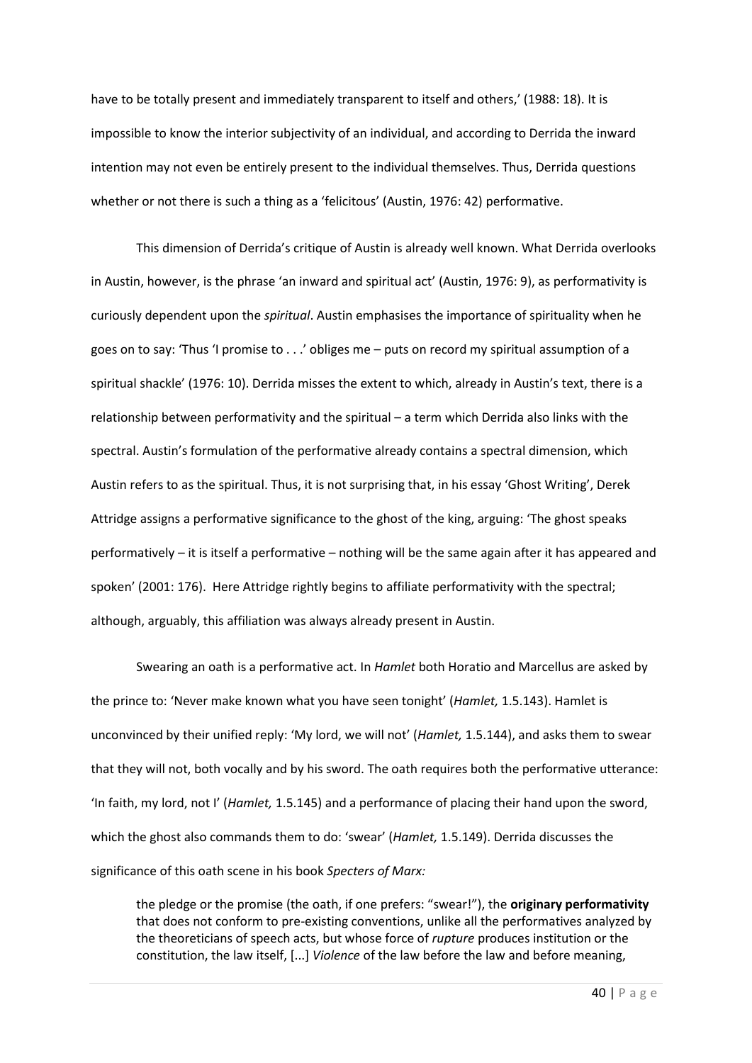have to be totally present and immediately transparent to itself and others,' (1988: 18). It is impossible to know the interior subjectivity of an individual, and according to Derrida the inward intention may not even be entirely present to the individual themselves. Thus, Derrida questions whether or not there is such a thing as a 'felicitous' (Austin, 1976: 42) performative.

This dimension of Derrida's critique of Austin is already well known. What Derrida overlooks in Austin, however, is the phrase 'an inward and spiritual act' (Austin, 1976: 9), as performativity is curiously dependent upon the *spiritual*. Austin emphasises the importance of spirituality when he goes on to say: 'Thus 'I promise to . . .' obliges me – puts on record my spiritual assumption of a spiritual shackle' (1976: 10). Derrida misses the extent to which, already in Austin's text, there is a relationship between performativity and the spiritual – a term which Derrida also links with the spectral. Austin's formulation of the performative already contains a spectral dimension, which Austin refers to as the spiritual. Thus, it is not surprising that, in his essay 'Ghost Writing', Derek Attridge assigns a performative significance to the ghost of the king, arguing: 'The ghost speaks performatively – it is itself a performative – nothing will be the same again after it has appeared and spoken' (2001: 176). Here Attridge rightly begins to affiliate performativity with the spectral; although, arguably, this affiliation was always already present in Austin.

Swearing an oath is a performative act. In *Hamlet* both Horatio and Marcellus are asked by the prince to: 'Never make known what you have seen tonight' (*Hamlet,* 1.5.143). Hamlet is unconvinced by their unified reply: 'My lord, we will not' (*Hamlet,* 1.5.144), and asks them to swear that they will not, both vocally and by his sword. The oath requires both the performative utterance: 'In faith, my lord, not I' (*Hamlet,* 1.5.145) and a performance of placing their hand upon the sword, which the ghost also commands them to do: 'swear' (*Hamlet,* 1.5.149). Derrida discusses the significance of this oath scene in his book *Specters of Marx:*

> the pledge or the promise (the oath, if one prefers: "swear!"), the **originary performativity** that does not conform to pre-existing conventions, unlike all the performatives analyzed by the theoreticians of speech acts, but whose force of *rupture* produces institution or the constitution, the law itself, [...] *Violence* of the law before the law and before meaning,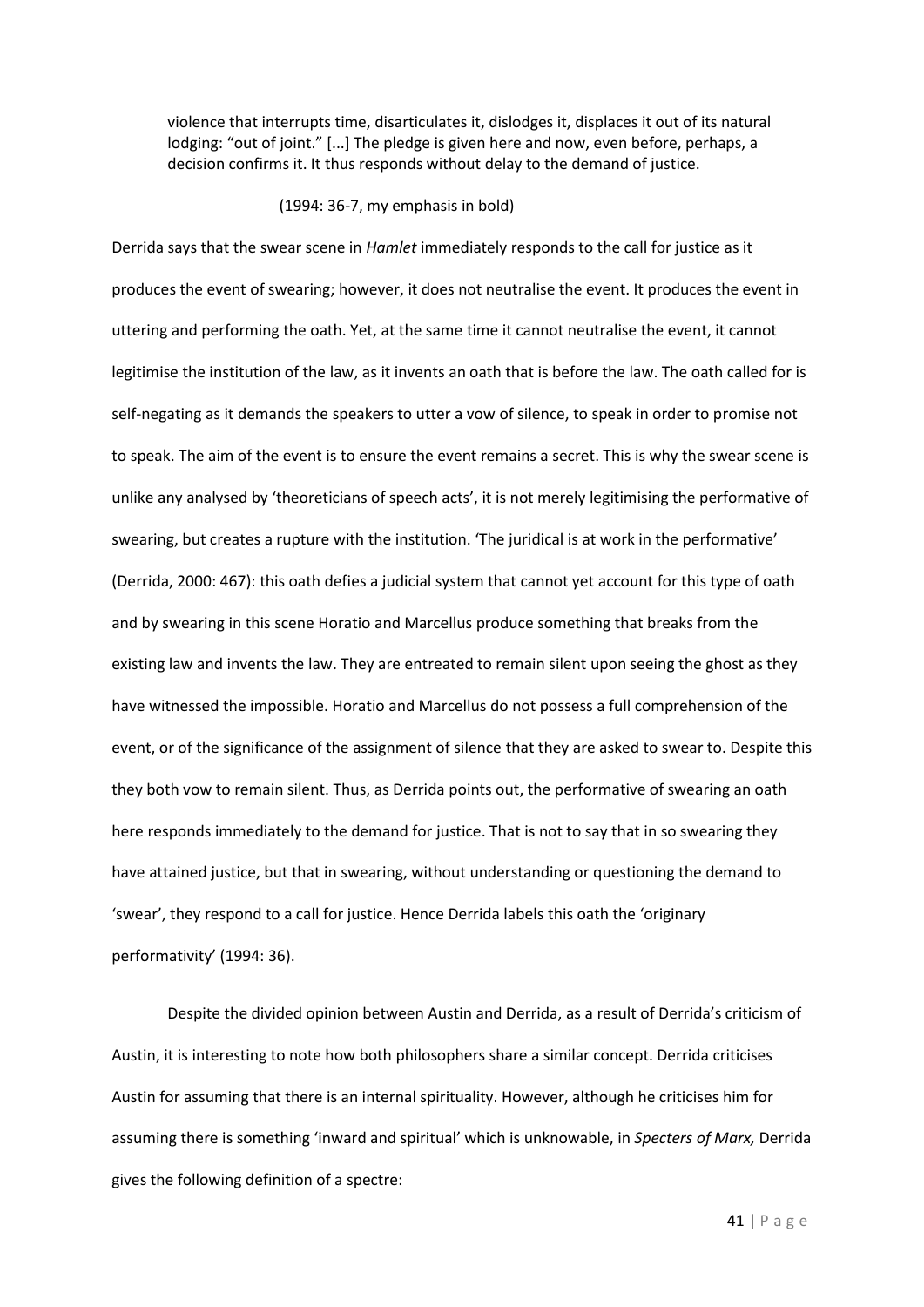> violence that interrupts time, disarticulates it, dislodges it, displaces it out of its natural lodging: "out of joint." [...] The pledge is given here and now, even before, perhaps, a decision confirms it. It thus responds without delay to the demand of justice.
>
> (1994: 36-7, my emphasis in bold)

Derrida says that the swear scene in *Hamlet* immediately responds to the call for justice as it produces the event of swearing; however, it does not neutralise the event. It produces the event in uttering and performing the oath. Yet, at the same time it cannot neutralise the event, it cannot legitimise the institution of the law, as it invents an oath that is before the law. The oath called for is self-negating as it demands the speakers to utter a vow of silence, to speak in order to promise not to speak. The aim of the event is to ensure the event remains a secret. This is why the swear scene is unlike any analysed by 'theoreticians of speech acts', it is not merely legitimising the performative of swearing, but creates a rupture with the institution. 'The juridical is at work in the performative' (Derrida, 2000: 467): this oath defies a judicial system that cannot yet account for this type of oath and by swearing in this scene Horatio and Marcellus produce something that breaks from the existing law and invents the law. They are entreated to remain silent upon seeing the ghost as they have witnessed the impossible. Horatio and Marcellus do not possess a full comprehension of the event, or of the significance of the assignment of silence that they are asked to swear to. Despite this they both vow to remain silent. Thus, as Derrida points out, the performative of swearing an oath here responds immediately to the demand for justice. That is not to say that in so swearing they have attained justice, but that in swearing, without understanding or questioning the demand to 'swear', they respond to a call for justice. Hence Derrida labels this oath the 'originary performativity' (1994: 36).

Despite the divided opinion between Austin and Derrida, as a result of Derrida's criticism of Austin, it is interesting to note how both philosophers share a similar concept. Derrida criticises Austin for assuming that there is an internal spirituality. However, although he criticises him for assuming there is something 'inward and spiritual' which is unknowable, in *Specters of Marx,* Derrida gives the following definition of a spectre: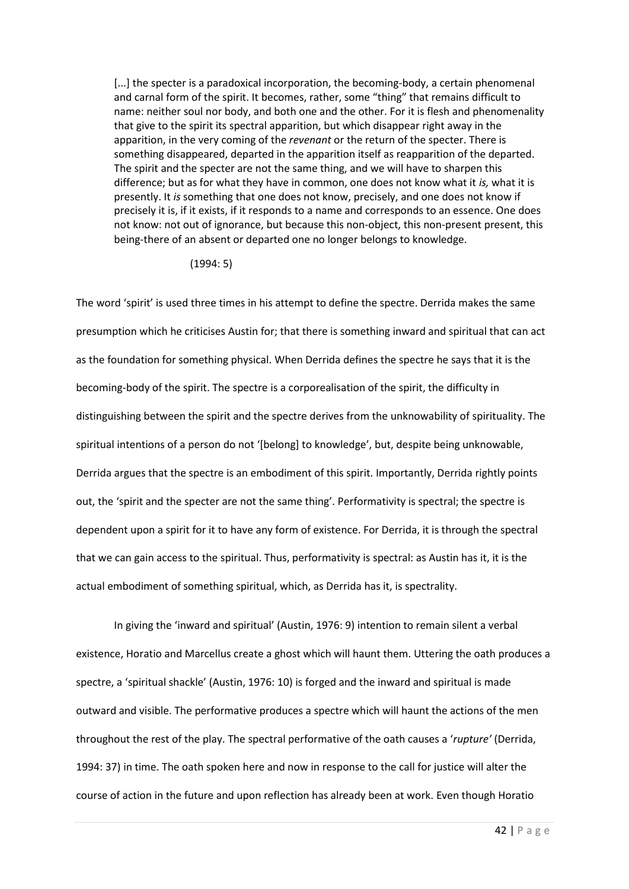> [...] the specter is a paradoxical incorporation, the becoming-body, a certain phenomenal and carnal form of the spirit. It becomes, rather, some "thing" that remains difficult to name: neither soul nor body, and both one and the other. For it is flesh and phenomenality that give to the spirit its spectral apparition, but which disappear right away in the apparition, in the very coming of the *revenant* or the return of the specter. There is something disappeared, departed in the apparition itself as reapparition of the departed. The spirit and the specter are not the same thing, and we will have to sharpen this difference; but as for what they have in common, one does not know what it *is,* what it is presently. It *is* something that one does not know, precisely, and one does not know if precisely it is, if it exists, if it responds to a name and corresponds to an essence. One does not know: not out of ignorance, but because this non-object, this non-present present, this being-there of an absent or departed one no longer belongs to knowledge.
>
> (1994: 5)

The word 'spirit' is used three times in his attempt to define the spectre. Derrida makes the same presumption which he criticises Austin for; that there is something inward and spiritual that can act as the foundation for something physical. When Derrida defines the spectre he says that it is the becoming-body of the spirit. The spectre is a corporealisation of the spirit, the difficulty in distinguishing between the spirit and the spectre derives from the unknowability of spirituality. The spiritual intentions of a person do not '[belong] to knowledge', but, despite being unknowable, Derrida argues that the spectre is an embodiment of this spirit. Importantly, Derrida rightly points out, the 'spirit and the specter are not the same thing'. Performativity is spectral; the spectre is dependent upon a spirit for it to have any form of existence. For Derrida, it is through the spectral that we can gain access to the spiritual. Thus, performativity is spectral: as Austin has it, it is the actual embodiment of something spiritual, which, as Derrida has it, is spectrality.

In giving the 'inward and spiritual' (Austin, 1976: 9) intention to remain silent a verbal existence, Horatio and Marcellus create a ghost which will haunt them. Uttering the oath produces a spectre, a 'spiritual shackle' (Austin, 1976: 10) is forged and the inward and spiritual is made outward and visible. The performative produces a spectre which will haunt the actions of the men throughout the rest of the play. The spectral performative of the oath causes a '*rupture'* (Derrida, 1994: 37) in time. The oath spoken here and now in response to the call for justice will alter the course of action in the future and upon reflection has already been at work. Even though Horatio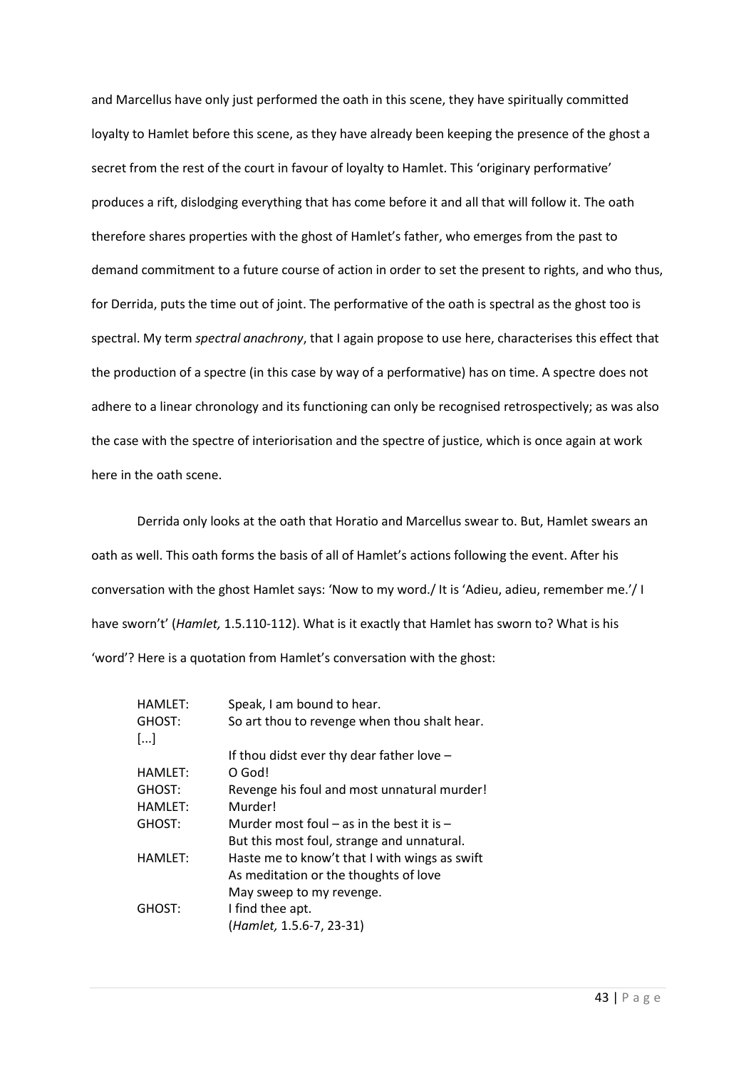and Marcellus have only just performed the oath in this scene, they have spiritually committed loyalty to Hamlet before this scene, as they have already been keeping the presence of the ghost a secret from the rest of the court in favour of loyalty to Hamlet. This 'originary performative' produces a rift, dislodging everything that has come before it and all that will follow it. The oath therefore shares properties with the ghost of Hamlet's father, who emerges from the past to demand commitment to a future course of action in order to set the present to rights, and who thus, for Derrida, puts the time out of joint. The performative of the oath is spectral as the ghost too is spectral. My term *spectral anachrony*, that I again propose to use here, characterises this effect that the production of a spectre (in this case by way of a performative) has on time. A spectre does not adhere to a linear chronology and its functioning can only be recognised retrospectively; as was also the case with the spectre of interiorisation and the spectre of justice, which is once again at work here in the oath scene.

Derrida only looks at the oath that Horatio and Marcellus swear to. But, Hamlet swears an oath as well. This oath forms the basis of all of Hamlet's actions following the event. After his conversation with the ghost Hamlet says: 'Now to my word./ It is 'Adieu, adieu, remember me.'/ I have sworn't' (*Hamlet,* 1.5.110-112). What is it exactly that Hamlet has sworn to? What is his 'word'? Here is a quotation from Hamlet's conversation with the ghost:

> HAMLET: Speak, I am bound to hear.
> GHOST: So art thou to revenge when thou shalt hear.
> [...]
> If thou didst ever thy dear father love –
> HAMLET: O God!
> GHOST: Revenge his foul and most unnatural murder!
> HAMLET: Murder!
> GHOST: Murder most foul – as in the best it is –
> But this most foul, strange and unnatural.
> HAMLET: Haste me to know't that I with wings as swift
> As meditation or the thoughts of love
> May sweep to my revenge.
> GHOST: I find thee apt.
> (*Hamlet,* 1.5.6-7, 23-31)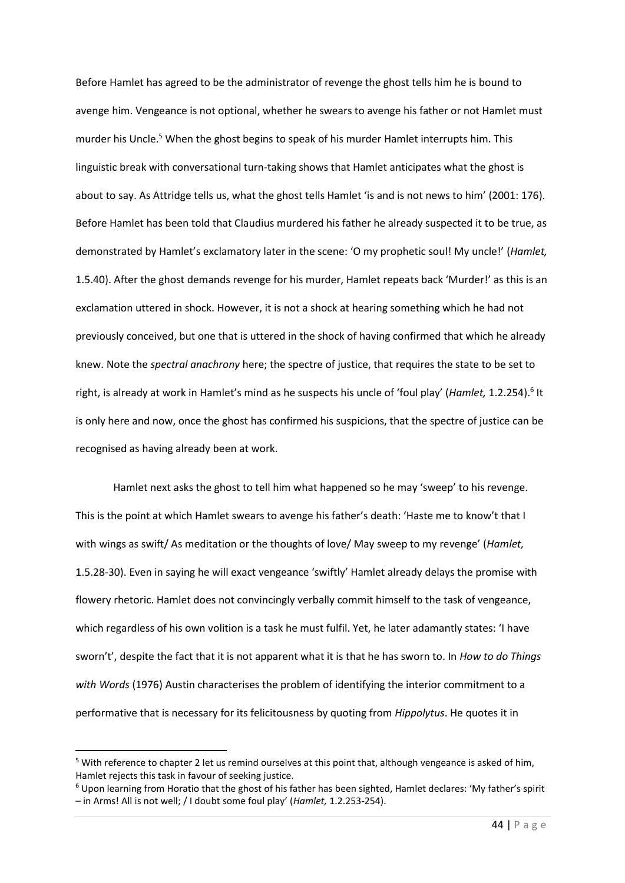Before Hamlet has agreed to be the administrator of revenge the ghost tells him he is bound to avenge him. Vengeance is not optional, whether he swears to avenge his father or not Hamlet must murder his Uncle.[5] When the ghost begins to speak of his murder Hamlet interrupts him. This linguistic break with conversational turn-taking shows that Hamlet anticipates what the ghost is about to say. As Attridge tells us, what the ghost tells Hamlet 'is and is not news to him' (2001: 176). Before Hamlet has been told that Claudius murdered his father he already suspected it to be true, as demonstrated by Hamlet's exclamatory later in the scene: 'O my prophetic soul! My uncle!' (*Hamlet,* 1.5.40). After the ghost demands revenge for his murder, Hamlet repeats back 'Murder!' as this is an exclamation uttered in shock. However, it is not a shock at hearing something which he had not previously conceived, but one that is uttered in the shock of having confirmed that which he already knew. Note the *spectral anachrony* here; the spectre of justice, that requires the state to be set to right, is already at work in Hamlet's mind as he suspects his uncle of 'foul play' (*Hamlet,* 1.2.254).[6] It is only here and now, once the ghost has confirmed his suspicions, that the spectre of justice can be recognised as having already been at work.

Hamlet next asks the ghost to tell him what happened so he may 'sweep' to his revenge. This is the point at which Hamlet swears to avenge his father's death: 'Haste me to know't that I with wings as swift/ As meditation or the thoughts of love/ May sweep to my revenge' (*Hamlet,* 1.5.28-30). Even in saying he will exact vengeance 'swiftly' Hamlet already delays the promise with flowery rhetoric. Hamlet does not convincingly verbally commit himself to the task of vengeance, which regardless of his own volition is a task he must fulfil. Yet, he later adamantly states: 'I have sworn't', despite the fact that it is not apparent what it is that he has sworn to. In *How to do Things with Words* (1976) Austin characterises the problem of identifying the interior commitment to a performative that is necessary for its felicitousness by quoting from *Hippolytus*. He quotes it in

[5] With reference to chapter 2 let us remind ourselves at this point that, although vengeance is asked of him, Hamlet rejects this task in favour of seeking justice.

[6] Upon learning from Horatio that the ghost of his father has been sighted, Hamlet declares: 'My father's spirit – in Arms! All is not well; / I doubt some foul play' (*Hamlet,* 1.2.253-254).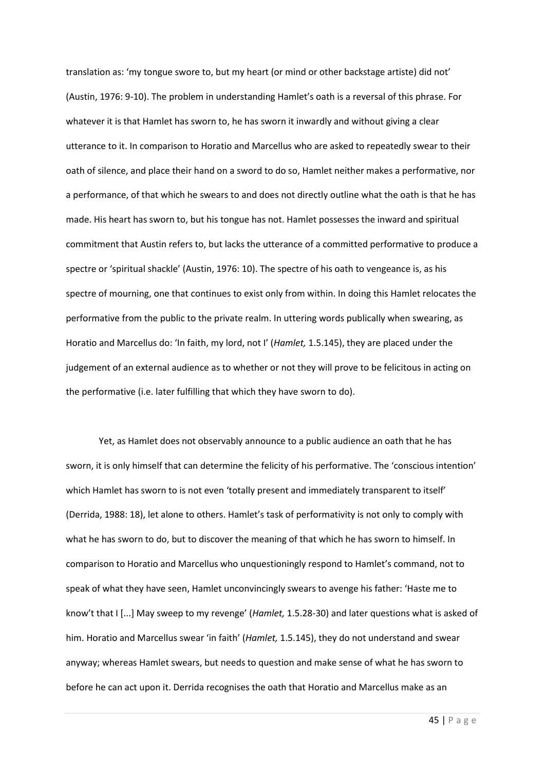translation as: 'my tongue swore to, but my heart (or mind or other backstage artiste) did not' (Austin, 1976: 9-10). The problem in understanding Hamlet's oath is a reversal of this phrase. For whatever it is that Hamlet has sworn to, he has sworn it inwardly and without giving a clear utterance to it. In comparison to Horatio and Marcellus who are asked to repeatedly swear to their oath of silence, and place their hand on a sword to do so, Hamlet neither makes a performative, nor a performance, of that which he swears to and does not directly outline what the oath is that he has made. His heart has sworn to, but his tongue has not. Hamlet possesses the inward and spiritual commitment that Austin refers to, but lacks the utterance of a committed performative to produce a spectre or 'spiritual shackle' (Austin, 1976: 10). The spectre of his oath to vengeance is, as his spectre of mourning, one that continues to exist only from within. In doing this Hamlet relocates the performative from the public to the private realm. In uttering words publically when swearing, as Horatio and Marcellus do: 'In faith, my lord, not I' (*Hamlet,* 1.5.145), they are placed under the judgement of an external audience as to whether or not they will prove to be felicitous in acting on the performative (i.e. later fulfilling that which they have sworn to do).

Yet, as Hamlet does not observably announce to a public audience an oath that he has sworn, it is only himself that can determine the felicity of his performative. The 'conscious intention' which Hamlet has sworn to is not even 'totally present and immediately transparent to itself' (Derrida, 1988: 18), let alone to others. Hamlet's task of performativity is not only to comply with what he has sworn to do, but to discover the meaning of that which he has sworn to himself. In comparison to Horatio and Marcellus who unquestioningly respond to Hamlet's command, not to speak of what they have seen, Hamlet unconvincingly swears to avenge his father: 'Haste me to know't that I [...] May sweep to my revenge' (*Hamlet,* 1.5.28-30) and later questions what is asked of him. Horatio and Marcellus swear 'in faith' (*Hamlet,* 1.5.145), they do not understand and swear anyway; whereas Hamlet swears, but needs to question and make sense of what he has sworn to before he can act upon it. Derrida recognises the oath that Horatio and Marcellus make as an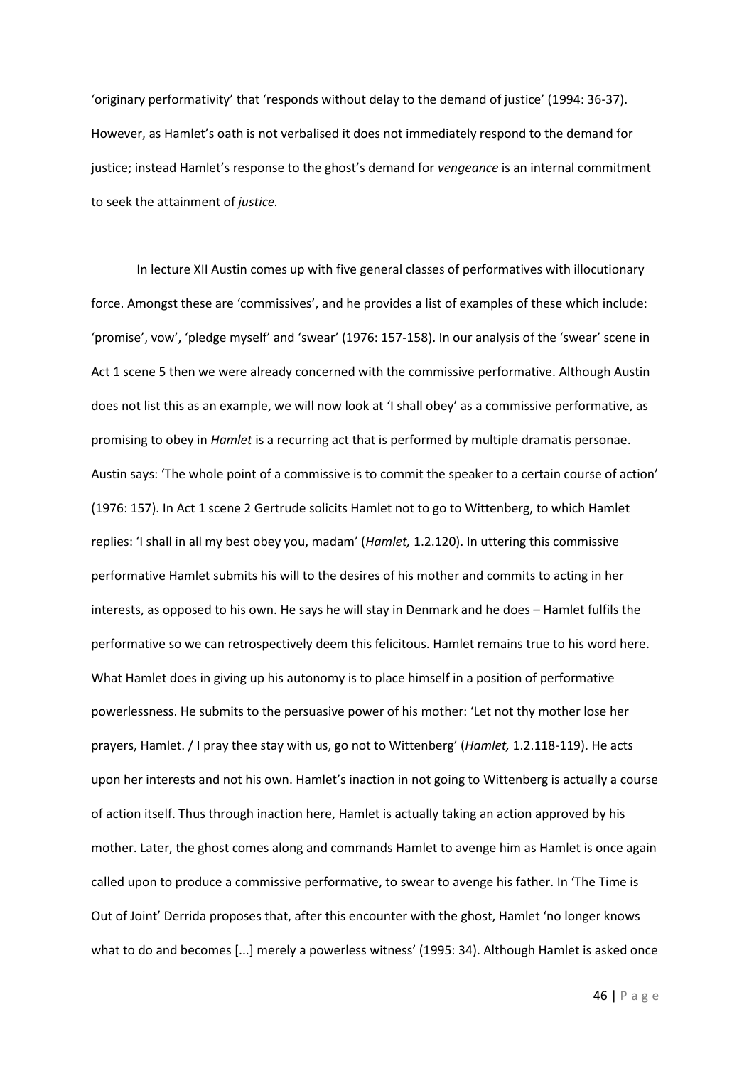'originary performativity' that 'responds without delay to the demand of justice' (1994: 36-37). However, as Hamlet's oath is not verbalised it does not immediately respond to the demand for justice; instead Hamlet's response to the ghost's demand for *vengeance* is an internal commitment to seek the attainment of *justice.*

In lecture XII Austin comes up with five general classes of performatives with illocutionary force. Amongst these are 'commissives', and he provides a list of examples of these which include: 'promise', vow', 'pledge myself' and 'swear' (1976: 157-158). In our analysis of the 'swear' scene in Act 1 scene 5 then we were already concerned with the commissive performative. Although Austin does not list this as an example, we will now look at 'I shall obey' as a commissive performative, as promising to obey in *Hamlet* is a recurring act that is performed by multiple dramatis personae. Austin says: 'The whole point of a commissive is to commit the speaker to a certain course of action' (1976: 157). In Act 1 scene 2 Gertrude solicits Hamlet not to go to Wittenberg, to which Hamlet replies: 'I shall in all my best obey you, madam' (*Hamlet,* 1.2.120). In uttering this commissive performative Hamlet submits his will to the desires of his mother and commits to acting in her interests, as opposed to his own. He says he will stay in Denmark and he does – Hamlet fulfils the performative so we can retrospectively deem this felicitous. Hamlet remains true to his word here. What Hamlet does in giving up his autonomy is to place himself in a position of performative powerlessness. He submits to the persuasive power of his mother: 'Let not thy mother lose her prayers, Hamlet. / I pray thee stay with us, go not to Wittenberg' (*Hamlet,* 1.2.118-119). He acts upon her interests and not his own. Hamlet's inaction in not going to Wittenberg is actually a course of action itself. Thus through inaction here, Hamlet is actually taking an action approved by his mother. Later, the ghost comes along and commands Hamlet to avenge him as Hamlet is once again called upon to produce a commissive performative, to swear to avenge his father. In 'The Time is Out of Joint' Derrida proposes that, after this encounter with the ghost, Hamlet 'no longer knows what to do and becomes [...] merely a powerless witness' (1995: 34). Although Hamlet is asked once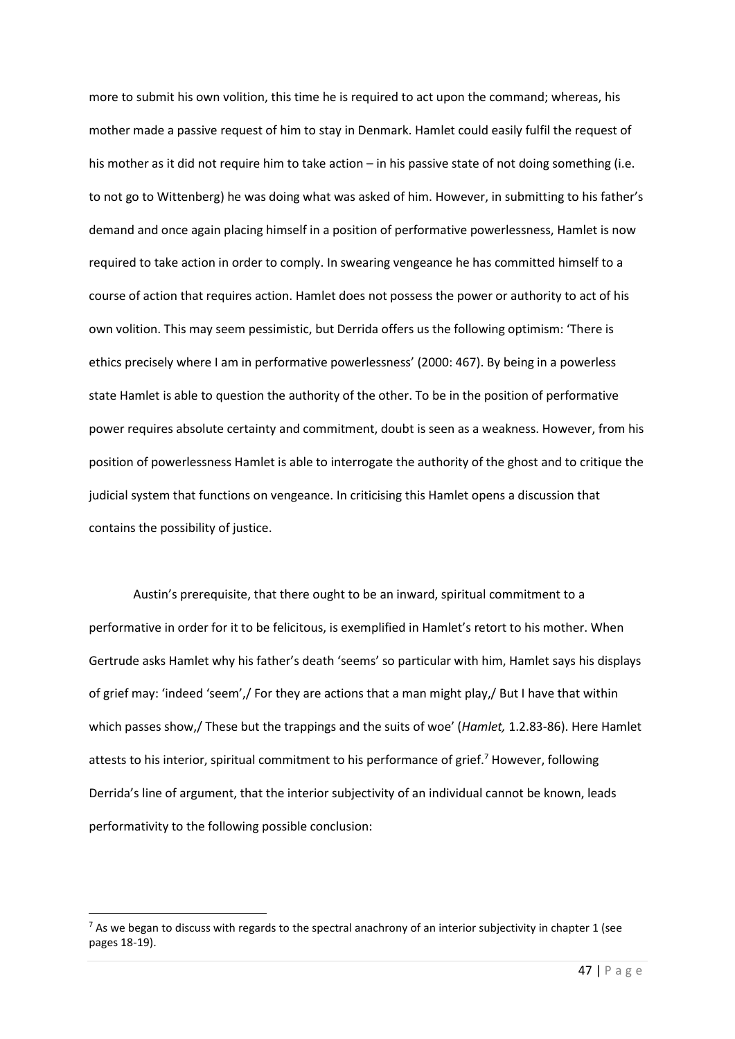more to submit his own volition, this time he is required to act upon the command; whereas, his mother made a passive request of him to stay in Denmark. Hamlet could easily fulfil the request of his mother as it did not require him to take action – in his passive state of not doing something (i.e. to not go to Wittenberg) he was doing what was asked of him. However, in submitting to his father's demand and once again placing himself in a position of performative powerlessness, Hamlet is now required to take action in order to comply. In swearing vengeance he has committed himself to a course of action that requires action. Hamlet does not possess the power or authority to act of his own volition. This may seem pessimistic, but Derrida offers us the following optimism: 'There is ethics precisely where I am in performative powerlessness' (2000: 467). By being in a powerless state Hamlet is able to question the authority of the other. To be in the position of performative power requires absolute certainty and commitment, doubt is seen as a weakness. However, from his position of powerlessness Hamlet is able to interrogate the authority of the ghost and to critique the judicial system that functions on vengeance. In criticising this Hamlet opens a discussion that contains the possibility of justice.

Austin's prerequisite, that there ought to be an inward, spiritual commitment to a performative in order for it to be felicitous, is exemplified in Hamlet's retort to his mother. When Gertrude asks Hamlet why his father's death 'seems' so particular with him, Hamlet says his displays of grief may: 'indeed 'seem',/ For they are actions that a man might play,/ But I have that within which passes show,/ These but the trappings and the suits of woe' (*Hamlet,* 1.2.83-86). Here Hamlet attests to his interior, spiritual commitment to his performance of grief.[7] However, following Derrida's line of argument, that the interior subjectivity of an individual cannot be known, leads performativity to the following possible conclusion:

[7] As we began to discuss with regards to the spectral anachrony of an interior subjectivity in chapter 1 (see pages 18-19).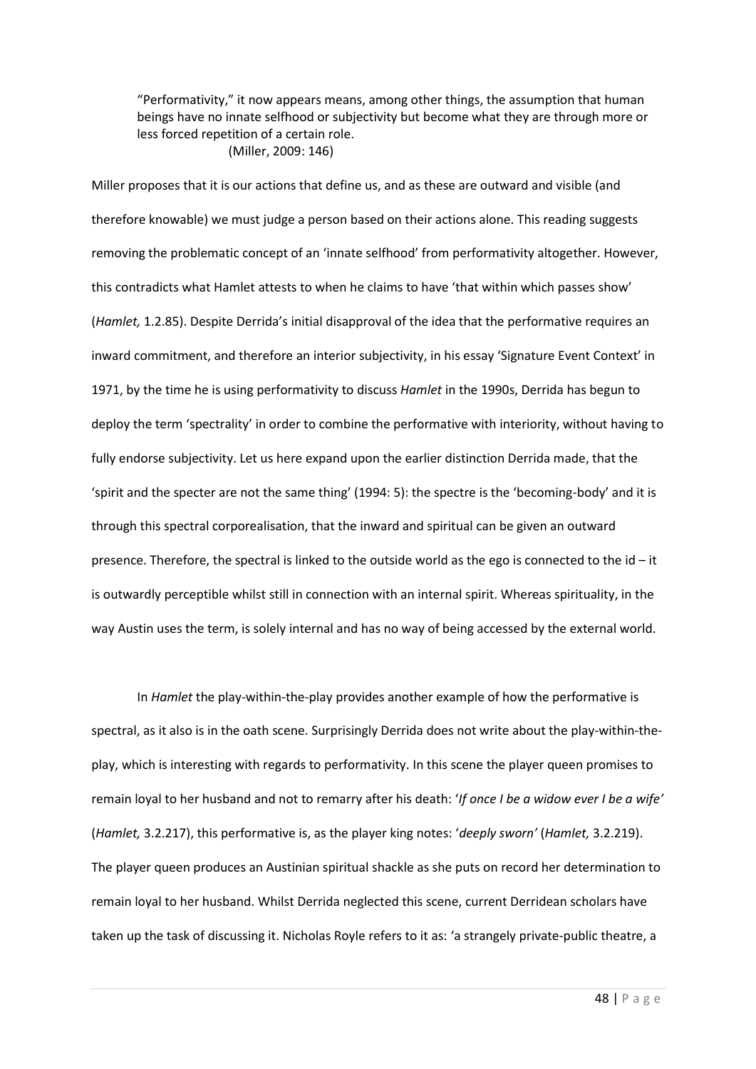> "Performativity," it now appears means, among other things, the assumption that human beings have no innate selfhood or subjectivity but become what they are through more or less forced repetition of a certain role.
> (Miller, 2009: 146)

Miller proposes that it is our actions that define us, and as these are outward and visible (and therefore knowable) we must judge a person based on their actions alone. This reading suggests removing the problematic concept of an 'innate selfhood' from performativity altogether. However, this contradicts what Hamlet attests to when he claims to have 'that within which passes show' (*Hamlet,* 1.2.85). Despite Derrida's initial disapproval of the idea that the performative requires an inward commitment, and therefore an interior subjectivity, in his essay 'Signature Event Context' in 1971, by the time he is using performativity to discuss *Hamlet* in the 1990s, Derrida has begun to deploy the term 'spectrality' in order to combine the performative with interiority, without having to fully endorse subjectivity. Let us here expand upon the earlier distinction Derrida made, that the 'spirit and the specter are not the same thing' (1994: 5): the spectre is the 'becoming-body' and it is through this spectral corporealisation, that the inward and spiritual can be given an outward presence. Therefore, the spectral is linked to the outside world as the ego is connected to the id – it is outwardly perceptible whilst still in connection with an internal spirit. Whereas spirituality, in the way Austin uses the term, is solely internal and has no way of being accessed by the external world.

In *Hamlet* the play-within-the-play provides another example of how the performative is spectral, as it also is in the oath scene. Surprisingly Derrida does not write about the play-within-the-play, which is interesting with regards to performativity. In this scene the player queen promises to remain loyal to her husband and not to remarry after his death: '*If once I be a widow ever I be a wife'* (*Hamlet,* 3.2.217), this performative is, as the player king notes: '*deeply sworn'* (*Hamlet,* 3.2.219). The player queen produces an Austinian spiritual shackle as she puts on record her determination to remain loyal to her husband. Whilst Derrida neglected this scene, current Derridean scholars have taken up the task of discussing it. Nicholas Royle refers to it as: 'a strangely private-public theatre, a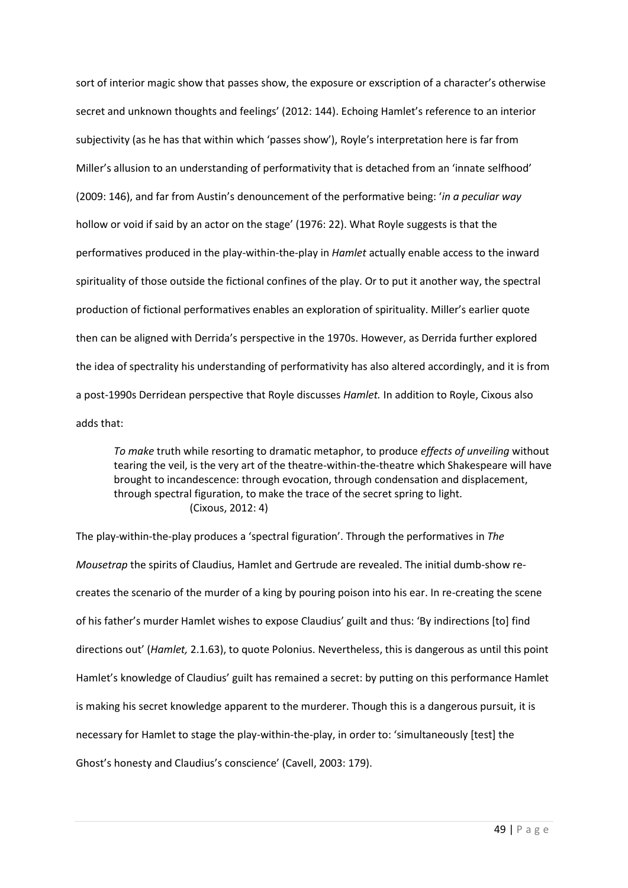sort of interior magic show that passes show, the exposure or exscription of a character's otherwise secret and unknown thoughts and feelings' (2012: 144). Echoing Hamlet's reference to an interior subjectivity (as he has that within which 'passes show'), Royle's interpretation here is far from Miller's allusion to an understanding of performativity that is detached from an 'innate selfhood' (2009: 146), and far from Austin's denouncement of the performative being: '*in a peculiar way* hollow or void if said by an actor on the stage' (1976: 22). What Royle suggests is that the performatives produced in the play-within-the-play in *Hamlet* actually enable access to the inward spirituality of those outside the fictional confines of the play. Or to put it another way, the spectral production of fictional performatives enables an exploration of spirituality. Miller's earlier quote then can be aligned with Derrida's perspective in the 1970s. However, as Derrida further explored the idea of spectrality his understanding of performativity has also altered accordingly, and it is from a post-1990s Derridean perspective that Royle discusses *Hamlet.* In addition to Royle, Cixous also adds that:

> *To make* truth while resorting to dramatic metaphor, to produce *effects of unveiling* without tearing the veil, is the very art of the theatre-within-the-theatre which Shakespeare will have brought to incandescence: through evocation, through condensation and displacement, through spectral figuration, to make the trace of the secret spring to light.
> (Cixous, 2012: 4)

The play-within-the-play produces a 'spectral figuration'. Through the performatives in *The Mousetrap* the spirits of Claudius, Hamlet and Gertrude are revealed. The initial dumb-show re-creates the scenario of the murder of a king by pouring poison into his ear. In re-creating the scene of his father's murder Hamlet wishes to expose Claudius' guilt and thus: 'By indirections [to] find directions out' (*Hamlet,* 2.1.63), to quote Polonius. Nevertheless, this is dangerous as until this point Hamlet's knowledge of Claudius' guilt has remained a secret: by putting on this performance Hamlet is making his secret knowledge apparent to the murderer. Though this is a dangerous pursuit, it is necessary for Hamlet to stage the play-within-the-play, in order to: 'simultaneously [test] the Ghost's honesty and Claudius's conscience' (Cavell, 2003: 179).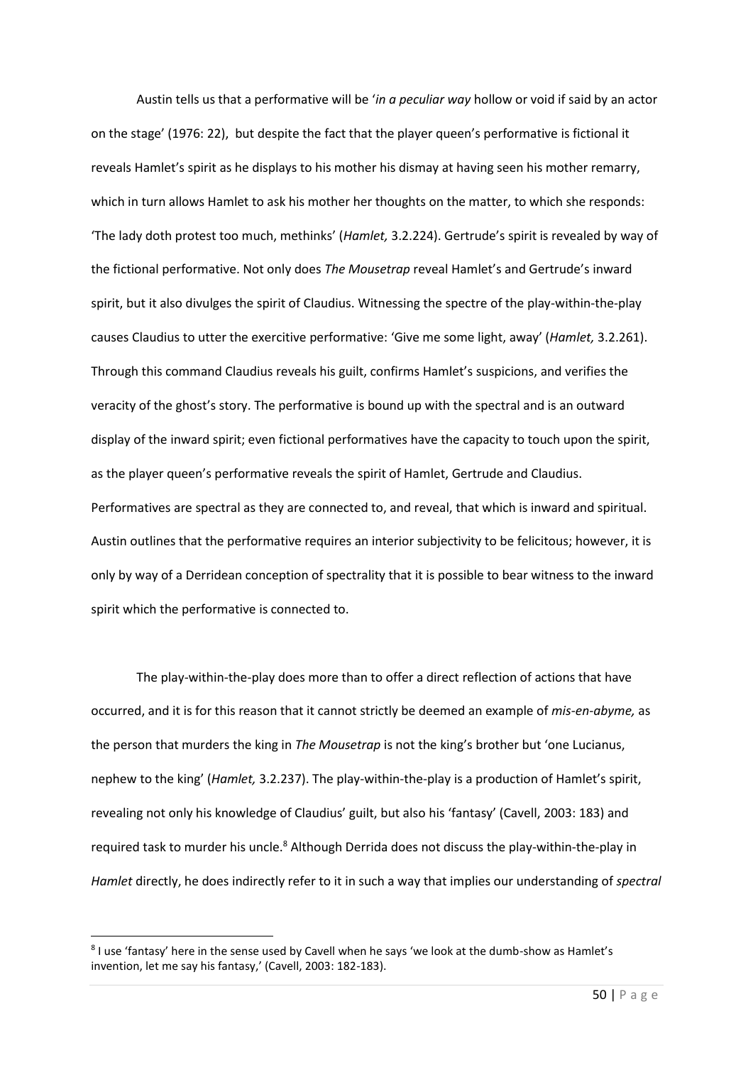Austin tells us that a performative will be '*in a peculiar way* hollow or void if said by an actor on the stage' (1976: 22), but despite the fact that the player queen's performative is fictional it reveals Hamlet's spirit as he displays to his mother his dismay at having seen his mother remarry, which in turn allows Hamlet to ask his mother her thoughts on the matter, to which she responds: 'The lady doth protest too much, methinks' (*Hamlet,* 3.2.224). Gertrude's spirit is revealed by way of the fictional performative. Not only does *The Mousetrap* reveal Hamlet's and Gertrude's inward spirit, but it also divulges the spirit of Claudius. Witnessing the spectre of the play-within-the-play causes Claudius to utter the exercitive performative: 'Give me some light, away' (*Hamlet,* 3.2.261). Through this command Claudius reveals his guilt, confirms Hamlet's suspicions, and verifies the veracity of the ghost's story. The performative is bound up with the spectral and is an outward display of the inward spirit; even fictional performatives have the capacity to touch upon the spirit, as the player queen's performative reveals the spirit of Hamlet, Gertrude and Claudius. Performatives are spectral as they are connected to, and reveal, that which is inward and spiritual. Austin outlines that the performative requires an interior subjectivity to be felicitous; however, it is only by way of a Derridean conception of spectrality that it is possible to bear witness to the inward spirit which the performative is connected to.

The play-within-the-play does more than to offer a direct reflection of actions that have occurred, and it is for this reason that it cannot strictly be deemed an example of *mis-en-abyme,* as the person that murders the king in *The Mousetrap* is not the king's brother but 'one Lucianus, nephew to the king' (*Hamlet,* 3.2.237). The play-within-the-play is a production of Hamlet's spirit, revealing not only his knowledge of Claudius' guilt, but also his 'fantasy' (Cavell, 2003: 183) and required task to murder his uncle.[8] Although Derrida does not discuss the play-within-the-play in *Hamlet* directly, he does indirectly refer to it in such a way that implies our understanding of *spectral*

---

[8] I use 'fantasy' here in the sense used by Cavell when he says 'we look at the dumb-show as Hamlet's invention, let me say his fantasy,' (Cavell, 2003: 182-183).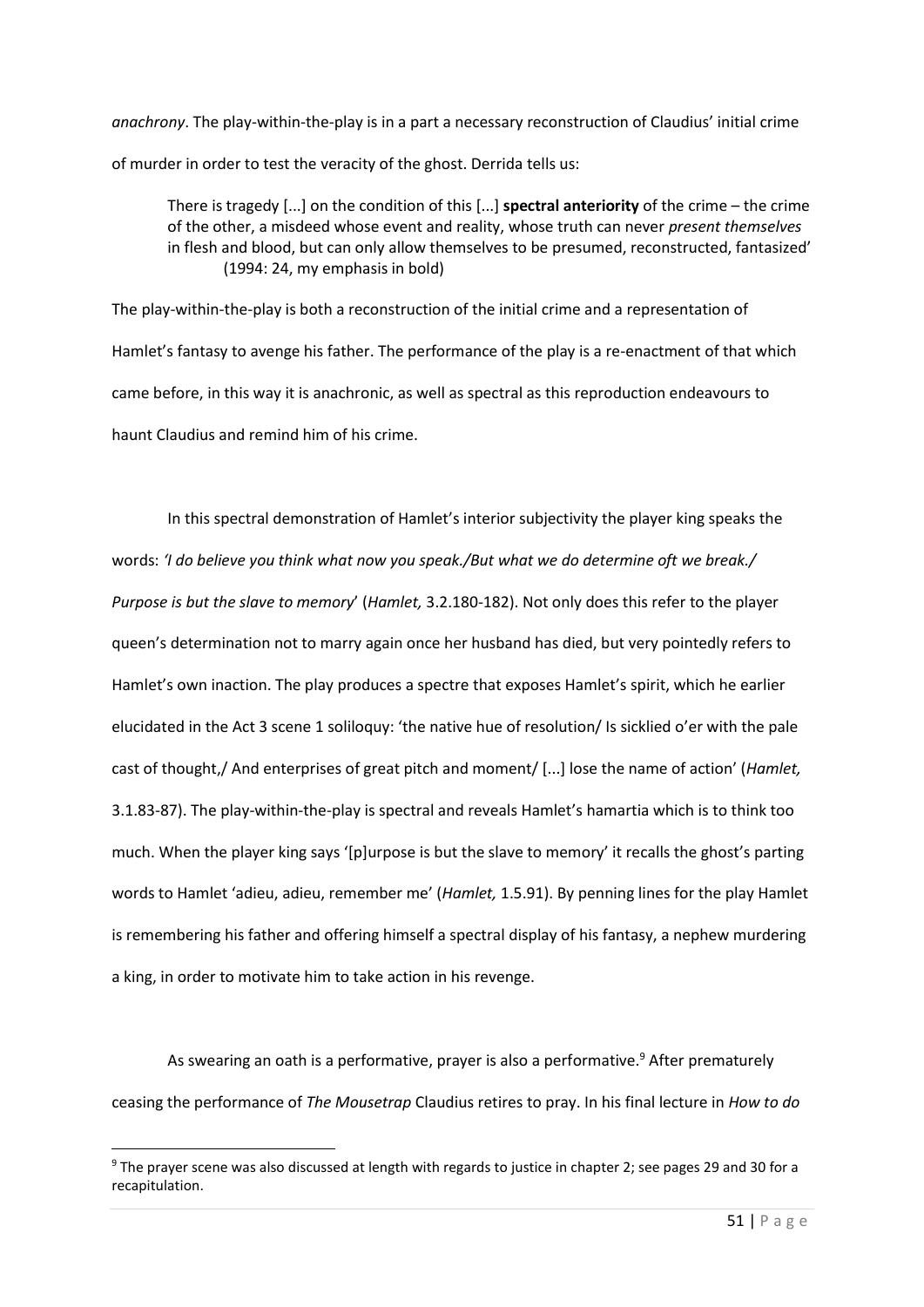*anachrony*. The play-within-the-play is in a part a necessary reconstruction of Claudius' initial crime of murder in order to test the veracity of the ghost. Derrida tells us:

> There is tragedy [...] on the condition of this [...] **spectral anteriority** of the crime – the crime of the other, a misdeed whose event and reality, whose truth can never *present themselves* in flesh and blood, but can only allow themselves to be presumed, reconstructed, fantasized' (1994: 24, my emphasis in bold)

The play-within-the-play is both a reconstruction of the initial crime and a representation of Hamlet's fantasy to avenge his father. The performance of the play is a re-enactment of that which came before, in this way it is anachronic, as well as spectral as this reproduction endeavours to haunt Claudius and remind him of his crime.

In this spectral demonstration of Hamlet's interior subjectivity the player king speaks the words: *'I do believe you think what now you speak./But what we do determine oft we break./ Purpose is but the slave to memory*' (*Hamlet,* 3.2.180-182). Not only does this refer to the player queen's determination not to marry again once her husband has died, but very pointedly refers to Hamlet's own inaction. The play produces a spectre that exposes Hamlet's spirit, which he earlier elucidated in the Act 3 scene 1 soliloquy: 'the native hue of resolution/ Is sicklied o'er with the pale cast of thought,/ And enterprises of great pitch and moment/ [...] lose the name of action' (*Hamlet,* 3.1.83-87). The play-within-the-play is spectral and reveals Hamlet's hamartia which is to think too much. When the player king says '[p]urpose is but the slave to memory' it recalls the ghost's parting words to Hamlet 'adieu, adieu, remember me' (*Hamlet,* 1.5.91). By penning lines for the play Hamlet is remembering his father and offering himself a spectral display of his fantasy, a nephew murdering a king, in order to motivate him to take action in his revenge.

As swearing an oath is a performative, prayer is also a performative.[9] After prematurely ceasing the performance of *The Mousetrap* Claudius retires to pray. In his final lecture in *How to do*

[9] The prayer scene was also discussed at length with regards to justice in chapter 2; see pages 29 and 30 for a recapitulation.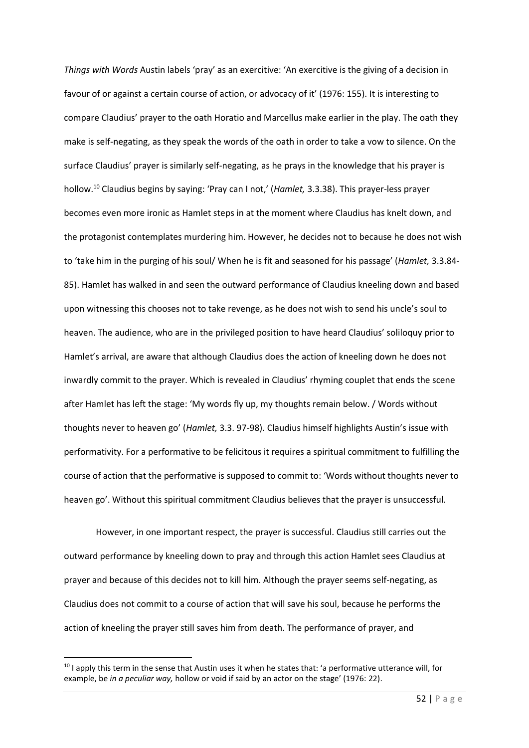*Things with Words* Austin labels 'pray' as an exercitive: 'An exercitive is the giving of a decision in favour of or against a certain course of action, or advocacy of it' (1976: 155). It is interesting to compare Claudius' prayer to the oath Horatio and Marcellus make earlier in the play. The oath they make is self-negating, as they speak the words of the oath in order to take a vow to silence. On the surface Claudius' prayer is similarly self-negating, as he prays in the knowledge that his prayer is hollow.[10] Claudius begins by saying: 'Pray can I not,' (*Hamlet,* 3.3.38). This prayer-less prayer becomes even more ironic as Hamlet steps in at the moment where Claudius has knelt down, and the protagonist contemplates murdering him. However, he decides not to because he does not wish to 'take him in the purging of his soul/ When he is fit and seasoned for his passage' (*Hamlet,* 3.3.84-85). Hamlet has walked in and seen the outward performance of Claudius kneeling down and based upon witnessing this chooses not to take revenge, as he does not wish to send his uncle's soul to heaven. The audience, who are in the privileged position to have heard Claudius' soliloquy prior to Hamlet's arrival, are aware that although Claudius does the action of kneeling down he does not inwardly commit to the prayer. Which is revealed in Claudius' rhyming couplet that ends the scene after Hamlet has left the stage: 'My words fly up, my thoughts remain below. / Words without thoughts never to heaven go' (*Hamlet,* 3.3. 97-98). Claudius himself highlights Austin's issue with performativity. For a performative to be felicitous it requires a spiritual commitment to fulfilling the course of action that the performative is supposed to commit to: 'Words without thoughts never to heaven go'. Without this spiritual commitment Claudius believes that the prayer is unsuccessful.

However, in one important respect, the prayer is successful. Claudius still carries out the outward performance by kneeling down to pray and through this action Hamlet sees Claudius at prayer and because of this decides not to kill him. Although the prayer seems self-negating, as Claudius does not commit to a course of action that will save his soul, because he performs the action of kneeling the prayer still saves him from death. The performance of prayer, and

---

[10] I apply this term in the sense that Austin uses it when he states that: 'a performative utterance will, for example, be *in a peculiar way,* hollow or void if said by an actor on the stage' (1976: 22).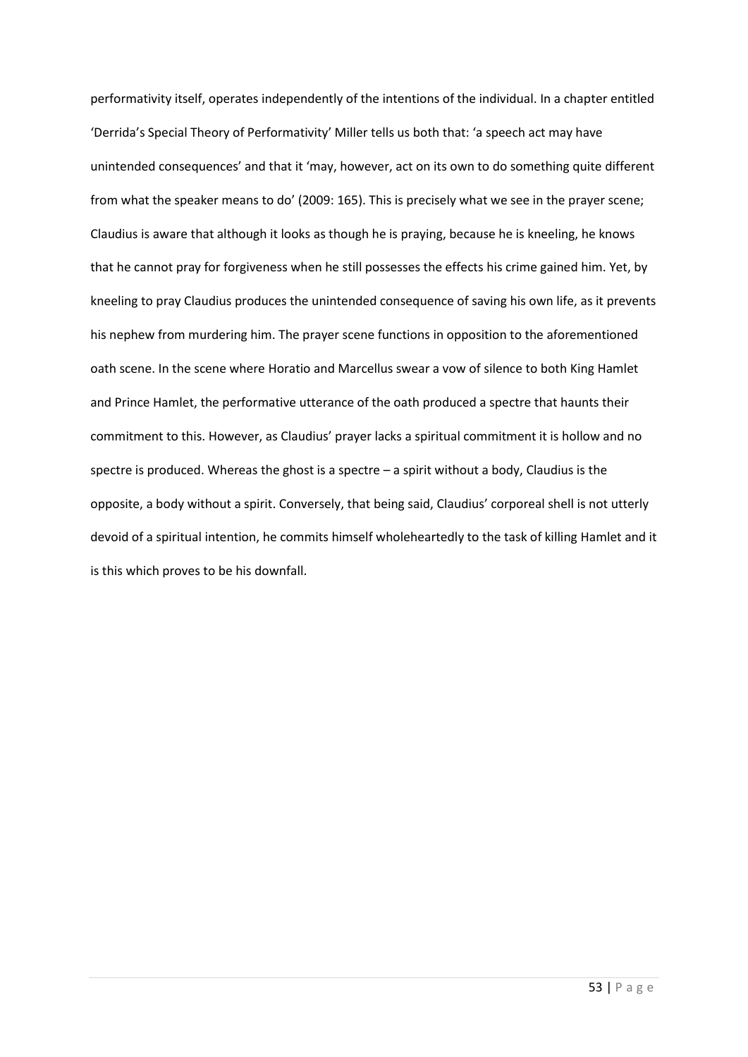performativity itself, operates independently of the intentions of the individual. In a chapter entitled 'Derrida's Special Theory of Performativity' Miller tells us both that: 'a speech act may have unintended consequences' and that it 'may, however, act on its own to do something quite different from what the speaker means to do' (2009: 165). This is precisely what we see in the prayer scene; Claudius is aware that although it looks as though he is praying, because he is kneeling, he knows that he cannot pray for forgiveness when he still possesses the effects his crime gained him. Yet, by kneeling to pray Claudius produces the unintended consequence of saving his own life, as it prevents his nephew from murdering him. The prayer scene functions in opposition to the aforementioned oath scene. In the scene where Horatio and Marcellus swear a vow of silence to both King Hamlet and Prince Hamlet, the performative utterance of the oath produced a spectre that haunts their commitment to this. However, as Claudius' prayer lacks a spiritual commitment it is hollow and no spectre is produced. Whereas the ghost is a spectre – a spirit without a body, Claudius is the opposite, a body without a spirit. Conversely, that being said, Claudius' corporeal shell is not utterly devoid of a spiritual intention, he commits himself wholeheartedly to the task of killing Hamlet and it is this which proves to be his downfall.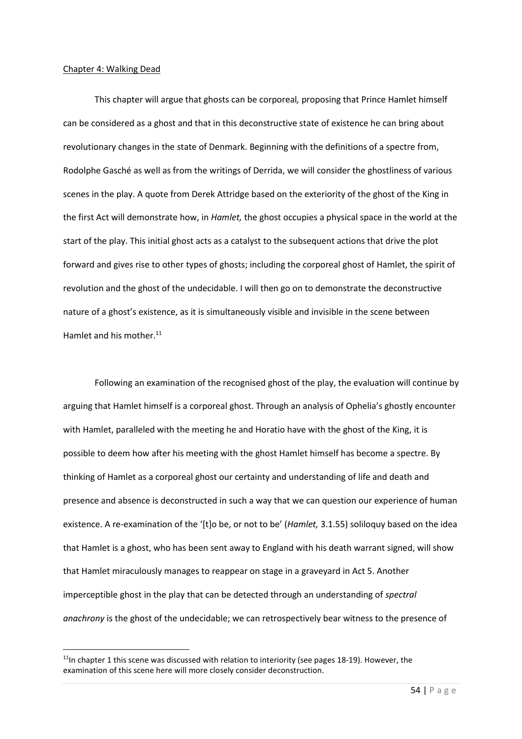Chapter 4: Walking Dead

This chapter will argue that ghosts can be corporeal*,* proposing that Prince Hamlet himself can be considered as a ghost and that in this deconstructive state of existence he can bring about revolutionary changes in the state of Denmark. Beginning with the definitions of a spectre from, Rodolphe Gasché as well as from the writings of Derrida, we will consider the ghostliness of various scenes in the play. A quote from Derek Attridge based on the exteriority of the ghost of the King in the first Act will demonstrate how, in *Hamlet,* the ghost occupies a physical space in the world at the start of the play. This initial ghost acts as a catalyst to the subsequent actions that drive the plot forward and gives rise to other types of ghosts; including the corporeal ghost of Hamlet, the spirit of revolution and the ghost of the undecidable. I will then go on to demonstrate the deconstructive nature of a ghost's existence, as it is simultaneously visible and invisible in the scene between Hamlet and his mother.[11]

Following an examination of the recognised ghost of the play, the evaluation will continue by arguing that Hamlet himself is a corporeal ghost. Through an analysis of Ophelia's ghostly encounter with Hamlet, paralleled with the meeting he and Horatio have with the ghost of the King, it is possible to deem how after his meeting with the ghost Hamlet himself has become a spectre. By thinking of Hamlet as a corporeal ghost our certainty and understanding of life and death and presence and absence is deconstructed in such a way that we can question our experience of human existence. A re-examination of the '[t]o be, or not to be' (*Hamlet,* 3.1.55) soliloquy based on the idea that Hamlet is a ghost, who has been sent away to England with his death warrant signed, will show that Hamlet miraculously manages to reappear on stage in a graveyard in Act 5. Another imperceptible ghost in the play that can be detected through an understanding of *spectral anachrony* is the ghost of the undecidable; we can retrospectively bear witness to the presence of

[11]In chapter 1 this scene was discussed with relation to interiority (see pages 18-19). However, the examination of this scene here will more closely consider deconstruction.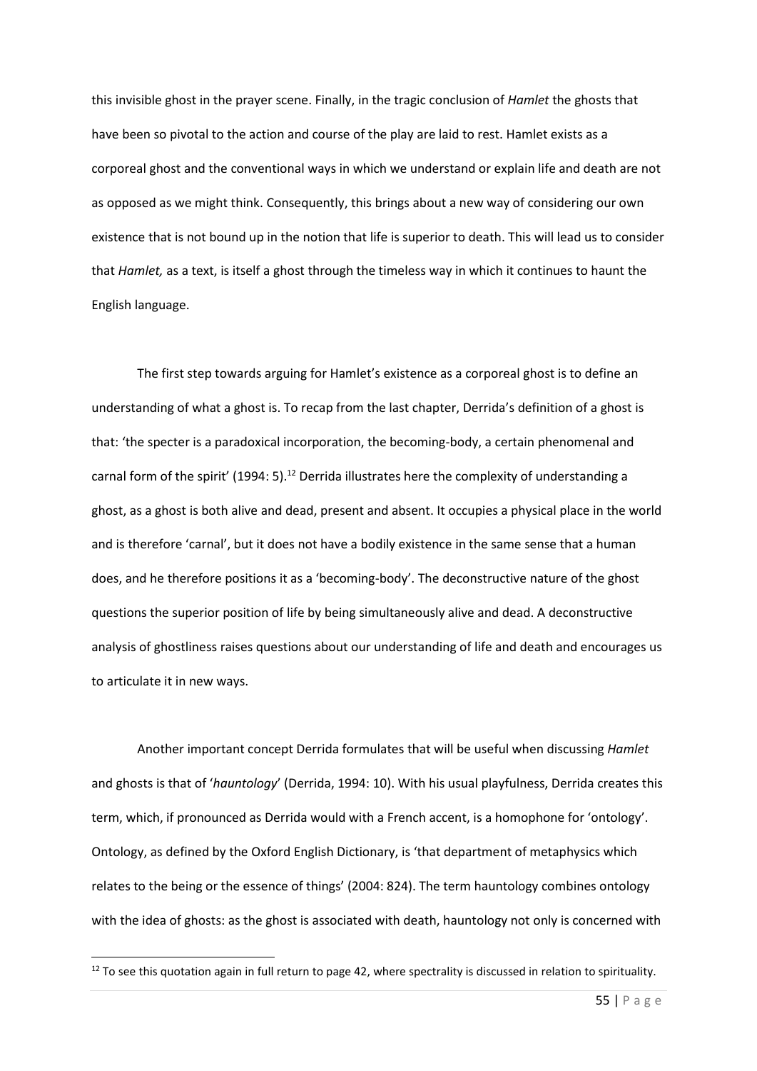this invisible ghost in the prayer scene. Finally, in the tragic conclusion of *Hamlet* the ghosts that have been so pivotal to the action and course of the play are laid to rest. Hamlet exists as a corporeal ghost and the conventional ways in which we understand or explain life and death are not as opposed as we might think. Consequently, this brings about a new way of considering our own existence that is not bound up in the notion that life is superior to death. This will lead us to consider that *Hamlet,* as a text, is itself a ghost through the timeless way in which it continues to haunt the English language.

The first step towards arguing for Hamlet's existence as a corporeal ghost is to define an understanding of what a ghost is. To recap from the last chapter, Derrida's definition of a ghost is that: 'the specter is a paradoxical incorporation, the becoming-body, a certain phenomenal and carnal form of the spirit' (1994: 5).[12] Derrida illustrates here the complexity of understanding a ghost, as a ghost is both alive and dead, present and absent. It occupies a physical place in the world and is therefore 'carnal', but it does not have a bodily existence in the same sense that a human does, and he therefore positions it as a 'becoming-body'. The deconstructive nature of the ghost questions the superior position of life by being simultaneously alive and dead. A deconstructive analysis of ghostliness raises questions about our understanding of life and death and encourages us to articulate it in new ways.

Another important concept Derrida formulates that will be useful when discussing *Hamlet* and ghosts is that of '*hauntology*' (Derrida, 1994: 10). With his usual playfulness, Derrida creates this term, which, if pronounced as Derrida would with a French accent, is a homophone for 'ontology'. Ontology, as defined by the Oxford English Dictionary, is 'that department of metaphysics which relates to the being or the essence of things' (2004: 824). The term hauntology combines ontology with the idea of ghosts: as the ghost is associated with death, hauntology not only is concerned with

---

[12] To see this quotation again in full return to page 42, where spectrality is discussed in relation to spirituality.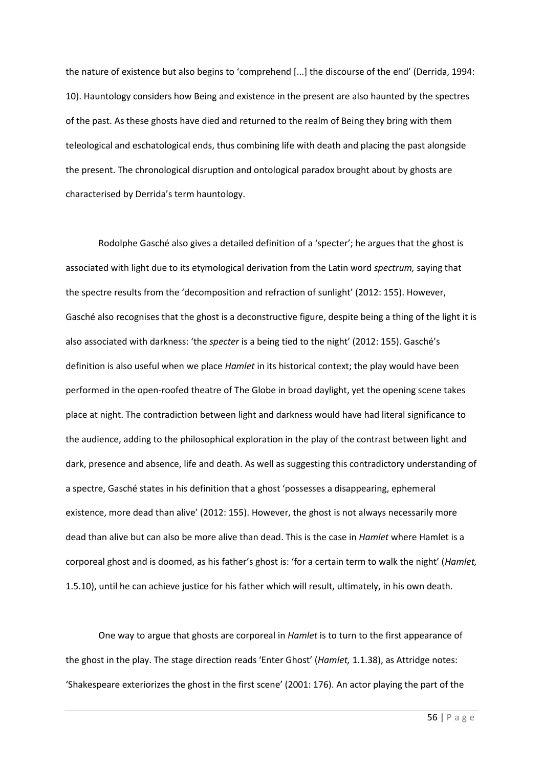the nature of existence but also begins to 'comprehend [...] the discourse of the end' (Derrida, 1994: 10). Hauntology considers how Being and existence in the present are also haunted by the spectres of the past. As these ghosts have died and returned to the realm of Being they bring with them teleological and eschatological ends, thus combining life with death and placing the past alongside the present. The chronological disruption and ontological paradox brought about by ghosts are characterised by Derrida's term hauntology.

Rodolphe Gasché also gives a detailed definition of a 'specter'; he argues that the ghost is associated with light due to its etymological derivation from the Latin word *spectrum,* saying that the spectre results from the 'decomposition and refraction of sunlight' (2012: 155). However, Gasché also recognises that the ghost is a deconstructive figure, despite being a thing of the light it is also associated with darkness: 'the *specter* is a being tied to the night' (2012: 155). Gasché's definition is also useful when we place *Hamlet* in its historical context; the play would have been performed in the open-roofed theatre of The Globe in broad daylight, yet the opening scene takes place at night. The contradiction between light and darkness would have had literal significance to the audience, adding to the philosophical exploration in the play of the contrast between light and dark, presence and absence, life and death. As well as suggesting this contradictory understanding of a spectre, Gasché states in his definition that a ghost 'possesses a disappearing, ephemeral existence, more dead than alive' (2012: 155). However, the ghost is not always necessarily more dead than alive but can also be more alive than dead. This is the case in *Hamlet* where Hamlet is a corporeal ghost and is doomed, as his father's ghost is: 'for a certain term to walk the night' (*Hamlet,* 1.5.10), until he can achieve justice for his father which will result, ultimately, in his own death.

One way to argue that ghosts are corporeal in *Hamlet* is to turn to the first appearance of the ghost in the play. The stage direction reads 'Enter Ghost' (*Hamlet,* 1.1.38), as Attridge notes: 'Shakespeare exteriorizes the ghost in the first scene' (2001: 176). An actor playing the part of the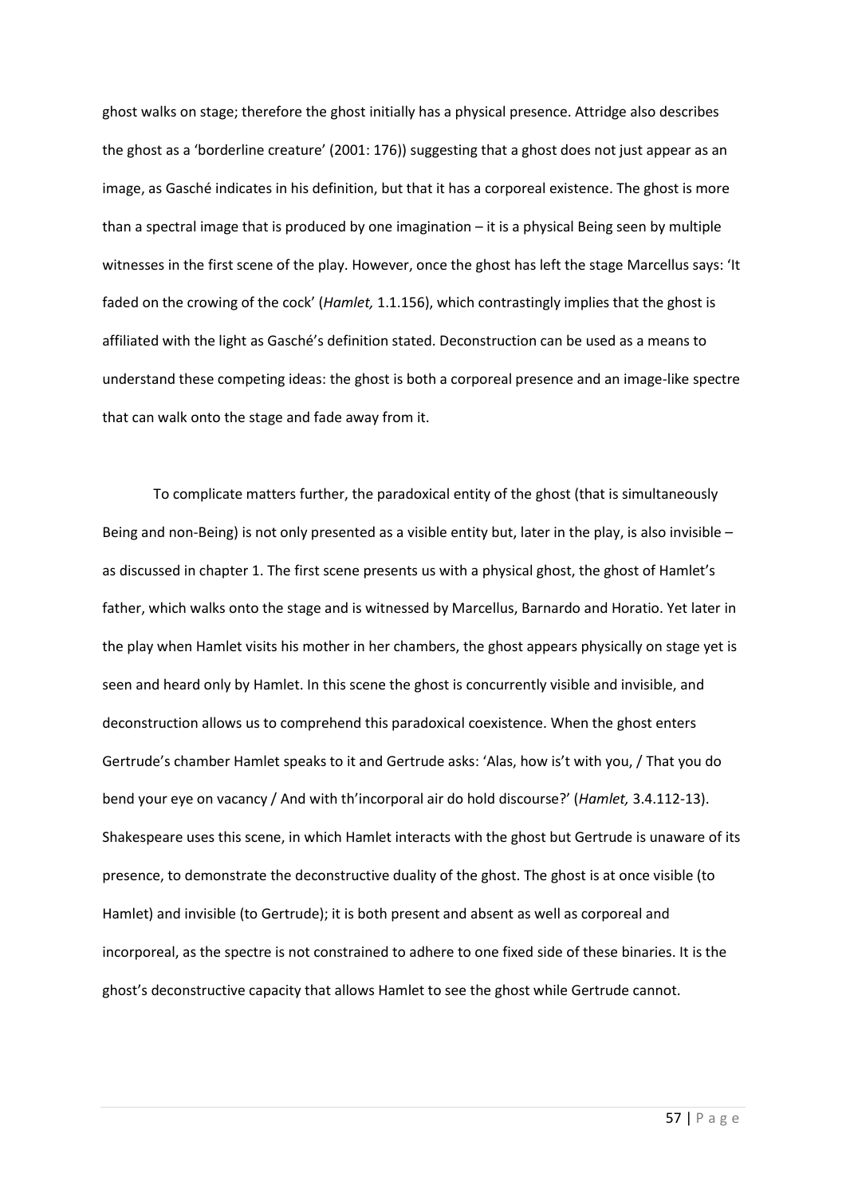ghost walks on stage; therefore the ghost initially has a physical presence. Attridge also describes the ghost as a 'borderline creature' (2001: 176)) suggesting that a ghost does not just appear as an image, as Gasché indicates in his definition, but that it has a corporeal existence. The ghost is more than a spectral image that is produced by one imagination – it is a physical Being seen by multiple witnesses in the first scene of the play. However, once the ghost has left the stage Marcellus says: 'It faded on the crowing of the cock' (*Hamlet,* 1.1.156), which contrastingly implies that the ghost is affiliated with the light as Gasché's definition stated. Deconstruction can be used as a means to understand these competing ideas: the ghost is both a corporeal presence and an image-like spectre that can walk onto the stage and fade away from it.

To complicate matters further, the paradoxical entity of the ghost (that is simultaneously Being and non-Being) is not only presented as a visible entity but, later in the play, is also invisible – as discussed in chapter 1. The first scene presents us with a physical ghost, the ghost of Hamlet's father, which walks onto the stage and is witnessed by Marcellus, Barnardo and Horatio. Yet later in the play when Hamlet visits his mother in her chambers, the ghost appears physically on stage yet is seen and heard only by Hamlet. In this scene the ghost is concurrently visible and invisible, and deconstruction allows us to comprehend this paradoxical coexistence. When the ghost enters Gertrude's chamber Hamlet speaks to it and Gertrude asks: 'Alas, how is't with you, / That you do bend your eye on vacancy / And with th'incorporal air do hold discourse?' (*Hamlet,* 3.4.112-13). Shakespeare uses this scene, in which Hamlet interacts with the ghost but Gertrude is unaware of its presence, to demonstrate the deconstructive duality of the ghost. The ghost is at once visible (to Hamlet) and invisible (to Gertrude); it is both present and absent as well as corporeal and incorporeal, as the spectre is not constrained to adhere to one fixed side of these binaries. It is the ghost's deconstructive capacity that allows Hamlet to see the ghost while Gertrude cannot.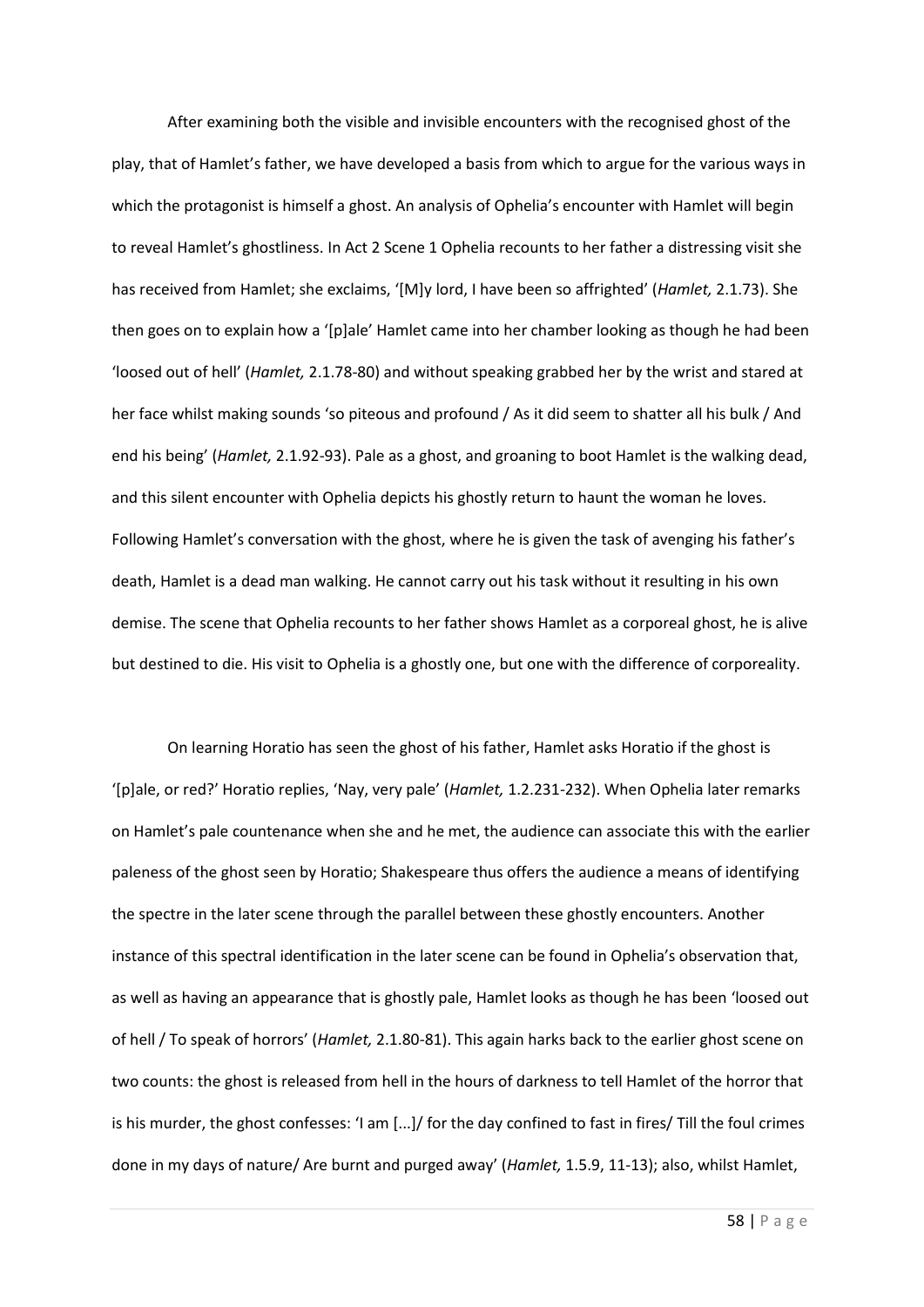After examining both the visible and invisible encounters with the recognised ghost of the play, that of Hamlet's father, we have developed a basis from which to argue for the various ways in which the protagonist is himself a ghost. An analysis of Ophelia's encounter with Hamlet will begin to reveal Hamlet's ghostliness. In Act 2 Scene 1 Ophelia recounts to her father a distressing visit she has received from Hamlet; she exclaims, '[M]y lord, I have been so affrighted' (*Hamlet,* 2.1.73). She then goes on to explain how a '[p]ale' Hamlet came into her chamber looking as though he had been 'loosed out of hell' (*Hamlet,* 2.1.78-80) and without speaking grabbed her by the wrist and stared at her face whilst making sounds 'so piteous and profound / As it did seem to shatter all his bulk / And end his being' (*Hamlet,* 2.1.92-93). Pale as a ghost, and groaning to boot Hamlet is the walking dead, and this silent encounter with Ophelia depicts his ghostly return to haunt the woman he loves. Following Hamlet's conversation with the ghost, where he is given the task of avenging his father's death, Hamlet is a dead man walking. He cannot carry out his task without it resulting in his own demise. The scene that Ophelia recounts to her father shows Hamlet as a corporeal ghost, he is alive but destined to die. His visit to Ophelia is a ghostly one, but one with the difference of corporeality.

On learning Horatio has seen the ghost of his father, Hamlet asks Horatio if the ghost is '[p]ale, or red?' Horatio replies, 'Nay, very pale' (*Hamlet,* 1.2.231-232). When Ophelia later remarks on Hamlet's pale countenance when she and he met, the audience can associate this with the earlier paleness of the ghost seen by Horatio; Shakespeare thus offers the audience a means of identifying the spectre in the later scene through the parallel between these ghostly encounters. Another instance of this spectral identification in the later scene can be found in Ophelia's observation that, as well as having an appearance that is ghostly pale, Hamlet looks as though he has been 'loosed out of hell / To speak of horrors' (*Hamlet,* 2.1.80-81). This again harks back to the earlier ghost scene on two counts: the ghost is released from hell in the hours of darkness to tell Hamlet of the horror that is his murder, the ghost confesses: 'I am [...]/ for the day confined to fast in fires/ Till the foul crimes done in my days of nature/ Are burnt and purged away' (*Hamlet,* 1.5.9, 11-13); also, whilst Hamlet,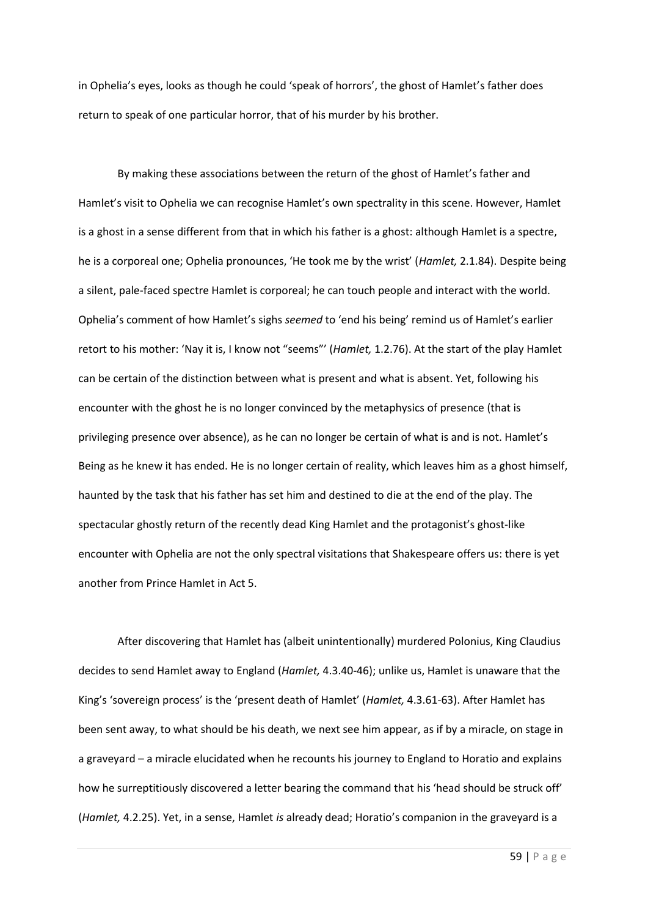in Ophelia's eyes, looks as though he could 'speak of horrors', the ghost of Hamlet's father does return to speak of one particular horror, that of his murder by his brother.

By making these associations between the return of the ghost of Hamlet's father and Hamlet's visit to Ophelia we can recognise Hamlet's own spectrality in this scene. However, Hamlet is a ghost in a sense different from that in which his father is a ghost: although Hamlet is a spectre, he is a corporeal one; Ophelia pronounces, 'He took me by the wrist' (*Hamlet,* 2.1.84). Despite being a silent, pale-faced spectre Hamlet is corporeal; he can touch people and interact with the world. Ophelia's comment of how Hamlet's sighs *seemed* to 'end his being' remind us of Hamlet's earlier retort to his mother: 'Nay it is, I know not "seems"' (*Hamlet,* 1.2.76). At the start of the play Hamlet can be certain of the distinction between what is present and what is absent. Yet, following his encounter with the ghost he is no longer convinced by the metaphysics of presence (that is privileging presence over absence), as he can no longer be certain of what is and is not. Hamlet's Being as he knew it has ended. He is no longer certain of reality, which leaves him as a ghost himself, haunted by the task that his father has set him and destined to die at the end of the play. The spectacular ghostly return of the recently dead King Hamlet and the protagonist's ghost-like encounter with Ophelia are not the only spectral visitations that Shakespeare offers us: there is yet another from Prince Hamlet in Act 5.

After discovering that Hamlet has (albeit unintentionally) murdered Polonius, King Claudius decides to send Hamlet away to England (*Hamlet,* 4.3.40-46); unlike us, Hamlet is unaware that the King's 'sovereign process' is the 'present death of Hamlet' (*Hamlet,* 4.3.61-63). After Hamlet has been sent away, to what should be his death, we next see him appear, as if by a miracle, on stage in a graveyard – a miracle elucidated when he recounts his journey to England to Horatio and explains how he surreptitiously discovered a letter bearing the command that his 'head should be struck off' (*Hamlet,* 4.2.25). Yet, in a sense, Hamlet *is* already dead; Horatio's companion in the graveyard is a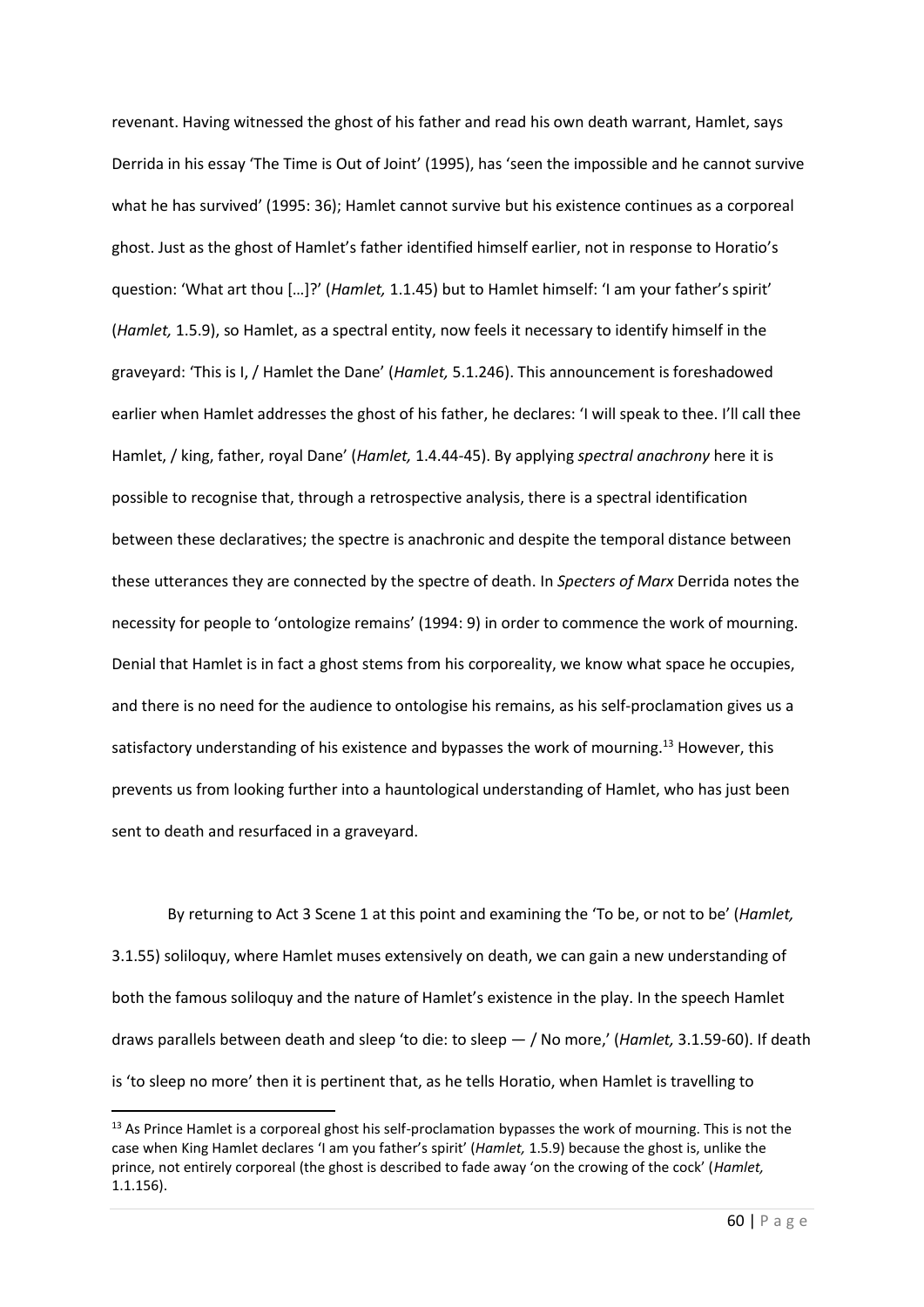revenant. Having witnessed the ghost of his father and read his own death warrant, Hamlet, says Derrida in his essay 'The Time is Out of Joint' (1995), has 'seen the impossible and he cannot survive what he has survived' (1995: 36); Hamlet cannot survive but his existence continues as a corporeal ghost. Just as the ghost of Hamlet's father identified himself earlier, not in response to Horatio's question: 'What art thou […]?' (*Hamlet,* 1.1.45) but to Hamlet himself: 'I am your father's spirit' (*Hamlet,* 1.5.9), so Hamlet, as a spectral entity, now feels it necessary to identify himself in the graveyard: 'This is I, / Hamlet the Dane' (*Hamlet,* 5.1.246). This announcement is foreshadowed earlier when Hamlet addresses the ghost of his father, he declares: 'I will speak to thee. I'll call thee Hamlet, / king, father, royal Dane' (*Hamlet,* 1.4.44-45). By applying *spectral anachrony* here it is possible to recognise that, through a retrospective analysis, there is a spectral identification between these declaratives; the spectre is anachronic and despite the temporal distance between these utterances they are connected by the spectre of death. In *Specters of Marx* Derrida notes the necessity for people to 'ontologize remains' (1994: 9) in order to commence the work of mourning. Denial that Hamlet is in fact a ghost stems from his corporeality, we know what space he occupies, and there is no need for the audience to ontologise his remains, as his self-proclamation gives us a satisfactory understanding of his existence and bypasses the work of mourning.[13] However, this prevents us from looking further into a hauntological understanding of Hamlet, who has just been sent to death and resurfaced in a graveyard.

By returning to Act 3 Scene 1 at this point and examining the 'To be, or not to be' (*Hamlet,* 3.1.55) soliloquy, where Hamlet muses extensively on death, we can gain a new understanding of both the famous soliloquy and the nature of Hamlet's existence in the play. In the speech Hamlet draws parallels between death and sleep 'to die: to sleep — / No more,' (*Hamlet,* 3.1.59-60). If death is 'to sleep no more' then it is pertinent that, as he tells Horatio, when Hamlet is travelling to

---

[13] As Prince Hamlet is a corporeal ghost his self-proclamation bypasses the work of mourning. This is not the case when King Hamlet declares 'I am you father's spirit' (*Hamlet,* 1.5.9) because the ghost is, unlike the prince, not entirely corporeal (the ghost is described to fade away 'on the crowing of the cock' (*Hamlet,* 1.1.156).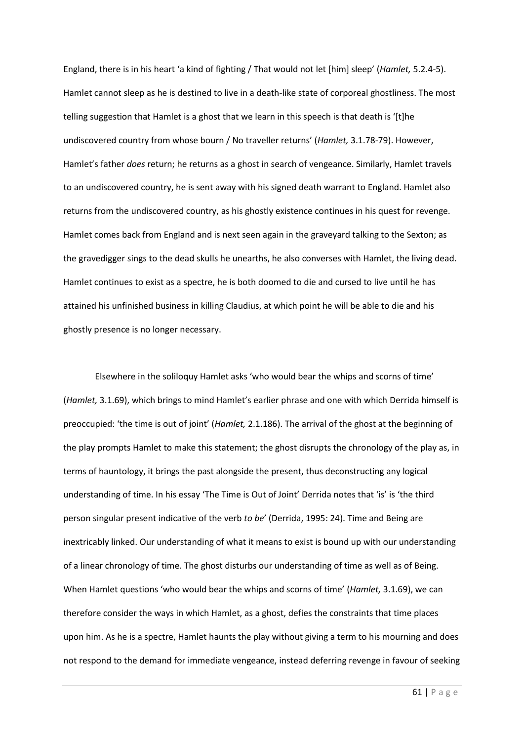England, there is in his heart 'a kind of fighting / That would not let [him] sleep' (*Hamlet,* 5.2.4-5). Hamlet cannot sleep as he is destined to live in a death-like state of corporeal ghostliness. The most telling suggestion that Hamlet is a ghost that we learn in this speech is that death is '[t]he undiscovered country from whose bourn / No traveller returns' (*Hamlet,* 3.1.78-79). However, Hamlet's father *does* return; he returns as a ghost in search of vengeance. Similarly, Hamlet travels to an undiscovered country, he is sent away with his signed death warrant to England. Hamlet also returns from the undiscovered country, as his ghostly existence continues in his quest for revenge. Hamlet comes back from England and is next seen again in the graveyard talking to the Sexton; as the gravedigger sings to the dead skulls he unearths, he also converses with Hamlet, the living dead. Hamlet continues to exist as a spectre, he is both doomed to die and cursed to live until he has attained his unfinished business in killing Claudius, at which point he will be able to die and his ghostly presence is no longer necessary.

Elsewhere in the soliloquy Hamlet asks 'who would bear the whips and scorns of time' (*Hamlet,* 3.1.69), which brings to mind Hamlet's earlier phrase and one with which Derrida himself is preoccupied: 'the time is out of joint' (*Hamlet,* 2.1.186). The arrival of the ghost at the beginning of the play prompts Hamlet to make this statement; the ghost disrupts the chronology of the play as, in terms of hauntology, it brings the past alongside the present, thus deconstructing any logical understanding of time. In his essay 'The Time is Out of Joint' Derrida notes that 'is' is 'the third person singular present indicative of the verb *to be*' (Derrida, 1995: 24). Time and Being are inextricably linked. Our understanding of what it means to exist is bound up with our understanding of a linear chronology of time. The ghost disturbs our understanding of time as well as of Being. When Hamlet questions 'who would bear the whips and scorns of time' (*Hamlet,* 3.1.69), we can therefore consider the ways in which Hamlet, as a ghost, defies the constraints that time places upon him. As he is a spectre, Hamlet haunts the play without giving a term to his mourning and does not respond to the demand for immediate vengeance, instead deferring revenge in favour of seeking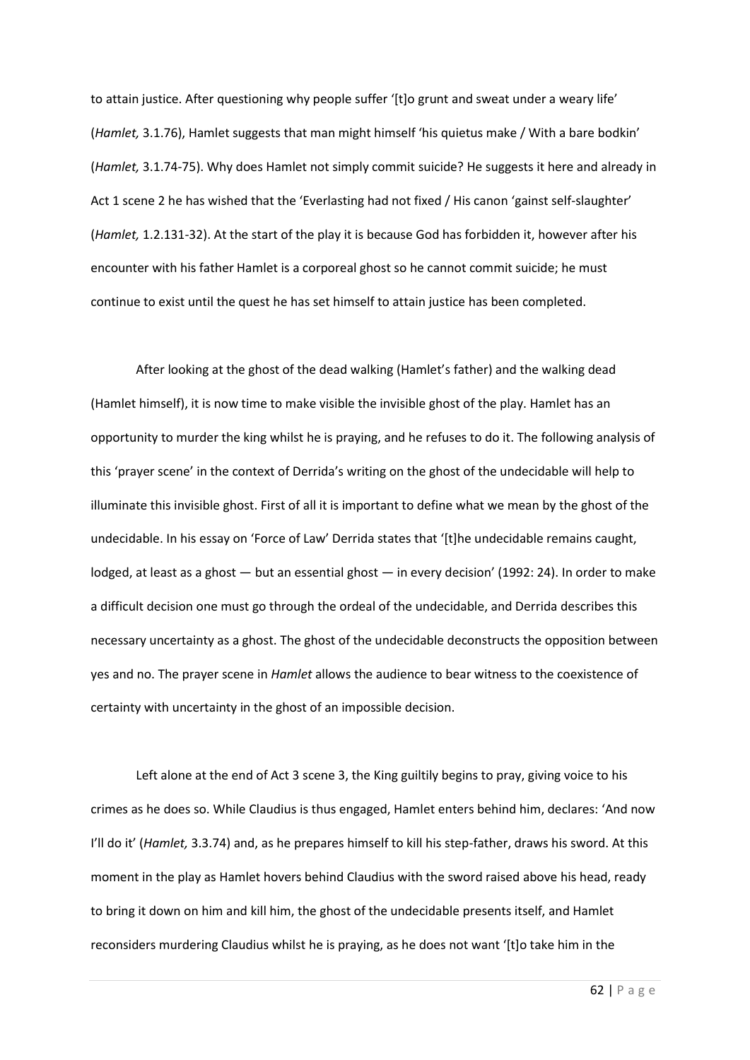to attain justice. After questioning why people suffer '[t]o grunt and sweat under a weary life' (*Hamlet,* 3.1.76), Hamlet suggests that man might himself 'his quietus make / With a bare bodkin' (*Hamlet,* 3.1.74-75). Why does Hamlet not simply commit suicide? He suggests it here and already in Act 1 scene 2 he has wished that the 'Everlasting had not fixed / His canon 'gainst self-slaughter' (*Hamlet,* 1.2.131-32). At the start of the play it is because God has forbidden it, however after his encounter with his father Hamlet is a corporeal ghost so he cannot commit suicide; he must continue to exist until the quest he has set himself to attain justice has been completed.

After looking at the ghost of the dead walking (Hamlet's father) and the walking dead (Hamlet himself), it is now time to make visible the invisible ghost of the play. Hamlet has an opportunity to murder the king whilst he is praying, and he refuses to do it. The following analysis of this 'prayer scene' in the context of Derrida's writing on the ghost of the undecidable will help to illuminate this invisible ghost. First of all it is important to define what we mean by the ghost of the undecidable. In his essay on 'Force of Law' Derrida states that '[t]he undecidable remains caught, lodged, at least as a ghost — but an essential ghost — in every decision' (1992: 24). In order to make a difficult decision one must go through the ordeal of the undecidable, and Derrida describes this necessary uncertainty as a ghost. The ghost of the undecidable deconstructs the opposition between yes and no. The prayer scene in *Hamlet* allows the audience to bear witness to the coexistence of certainty with uncertainty in the ghost of an impossible decision.

Left alone at the end of Act 3 scene 3, the King guiltily begins to pray, giving voice to his crimes as he does so. While Claudius is thus engaged, Hamlet enters behind him, declares: 'And now I'll do it' (*Hamlet,* 3.3.74) and, as he prepares himself to kill his step-father, draws his sword. At this moment in the play as Hamlet hovers behind Claudius with the sword raised above his head, ready to bring it down on him and kill him, the ghost of the undecidable presents itself, and Hamlet reconsiders murdering Claudius whilst he is praying, as he does not want '[t]o take him in the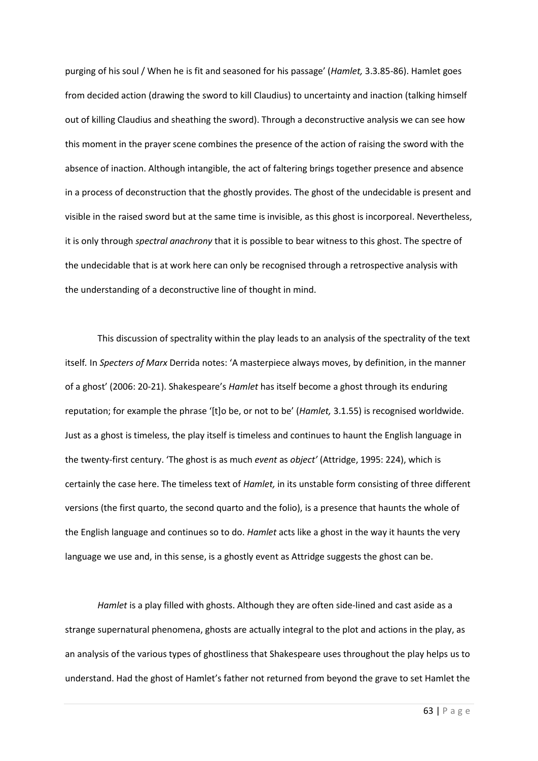purging of his soul / When he is fit and seasoned for his passage' (*Hamlet,* 3.3.85-86). Hamlet goes from decided action (drawing the sword to kill Claudius) to uncertainty and inaction (talking himself out of killing Claudius and sheathing the sword). Through a deconstructive analysis we can see how this moment in the prayer scene combines the presence of the action of raising the sword with the absence of inaction. Although intangible, the act of faltering brings together presence and absence in a process of deconstruction that the ghostly provides. The ghost of the undecidable is present and visible in the raised sword but at the same time is invisible, as this ghost is incorporeal. Nevertheless, it is only through *spectral anachrony* that it is possible to bear witness to this ghost. The spectre of the undecidable that is at work here can only be recognised through a retrospective analysis with the understanding of a deconstructive line of thought in mind.

This discussion of spectrality within the play leads to an analysis of the spectrality of the text itself. In *Specters of Marx* Derrida notes: 'A masterpiece always moves, by definition, in the manner of a ghost' (2006: 20-21). Shakespeare's *Hamlet* has itself become a ghost through its enduring reputation; for example the phrase '[t]o be, or not to be' (*Hamlet,* 3.1.55) is recognised worldwide. Just as a ghost is timeless, the play itself is timeless and continues to haunt the English language in the twenty-first century. 'The ghost is as much *event* as *object'* (Attridge, 1995: 224), which is certainly the case here. The timeless text of *Hamlet,* in its unstable form consisting of three different versions (the first quarto, the second quarto and the folio), is a presence that haunts the whole of the English language and continues so to do. *Hamlet* acts like a ghost in the way it haunts the very language we use and, in this sense, is a ghostly event as Attridge suggests the ghost can be.

*Hamlet* is a play filled with ghosts. Although they are often side-lined and cast aside as a strange supernatural phenomena, ghosts are actually integral to the plot and actions in the play, as an analysis of the various types of ghostliness that Shakespeare uses throughout the play helps us to understand. Had the ghost of Hamlet's father not returned from beyond the grave to set Hamlet the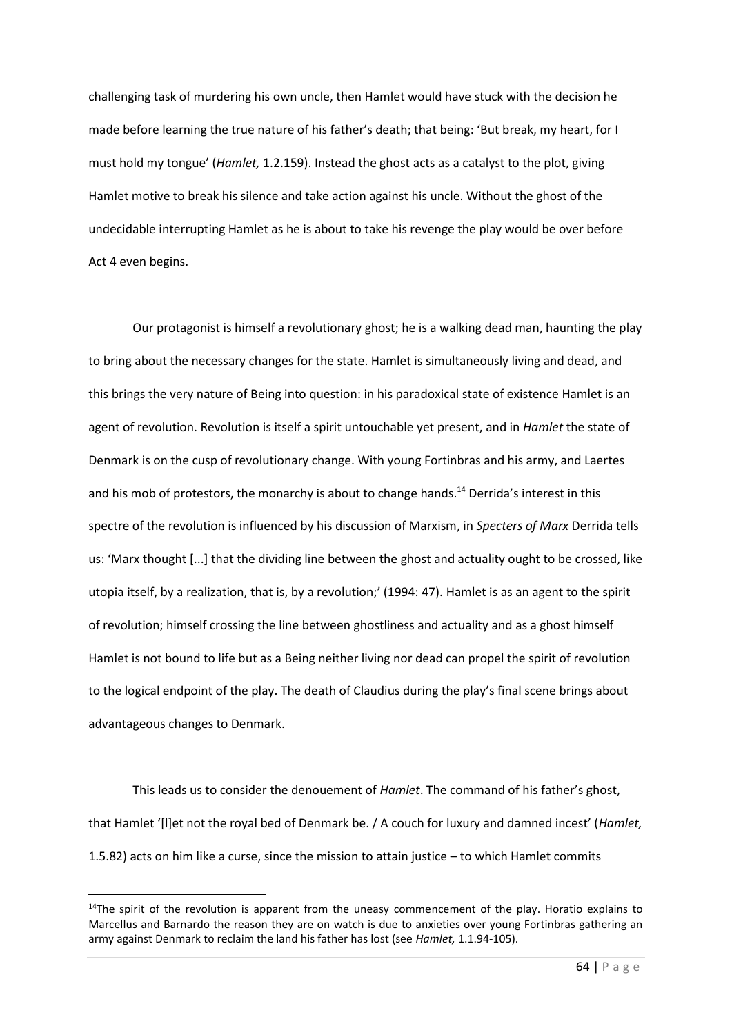challenging task of murdering his own uncle, then Hamlet would have stuck with the decision he made before learning the true nature of his father's death; that being: 'But break, my heart, for I must hold my tongue' (*Hamlet,* 1.2.159). Instead the ghost acts as a catalyst to the plot, giving Hamlet motive to break his silence and take action against his uncle. Without the ghost of the undecidable interrupting Hamlet as he is about to take his revenge the play would be over before Act 4 even begins.

Our protagonist is himself a revolutionary ghost; he is a walking dead man, haunting the play to bring about the necessary changes for the state. Hamlet is simultaneously living and dead, and this brings the very nature of Being into question: in his paradoxical state of existence Hamlet is an agent of revolution. Revolution is itself a spirit untouchable yet present, and in *Hamlet* the state of Denmark is on the cusp of revolutionary change. With young Fortinbras and his army, and Laertes and his mob of protestors, the monarchy is about to change hands.[14] Derrida's interest in this spectre of the revolution is influenced by his discussion of Marxism, in *Specters of Marx* Derrida tells us: 'Marx thought [...] that the dividing line between the ghost and actuality ought to be crossed, like utopia itself, by a realization, that is, by a revolution;' (1994: 47). Hamlet is as an agent to the spirit of revolution; himself crossing the line between ghostliness and actuality and as a ghost himself Hamlet is not bound to life but as a Being neither living nor dead can propel the spirit of revolution to the logical endpoint of the play. The death of Claudius during the play's final scene brings about advantageous changes to Denmark.

This leads us to consider the denouement of *Hamlet*. The command of his father's ghost, that Hamlet '[l]et not the royal bed of Denmark be. / A couch for luxury and damned incest' (*Hamlet,* 1.5.82) acts on him like a curse, since the mission to attain justice – to which Hamlet commits

[14]The spirit of the revolution is apparent from the uneasy commencement of the play. Horatio explains to Marcellus and Barnardo the reason they are on watch is due to anxieties over young Fortinbras gathering an army against Denmark to reclaim the land his father has lost (see *Hamlet,* 1.1.94-105).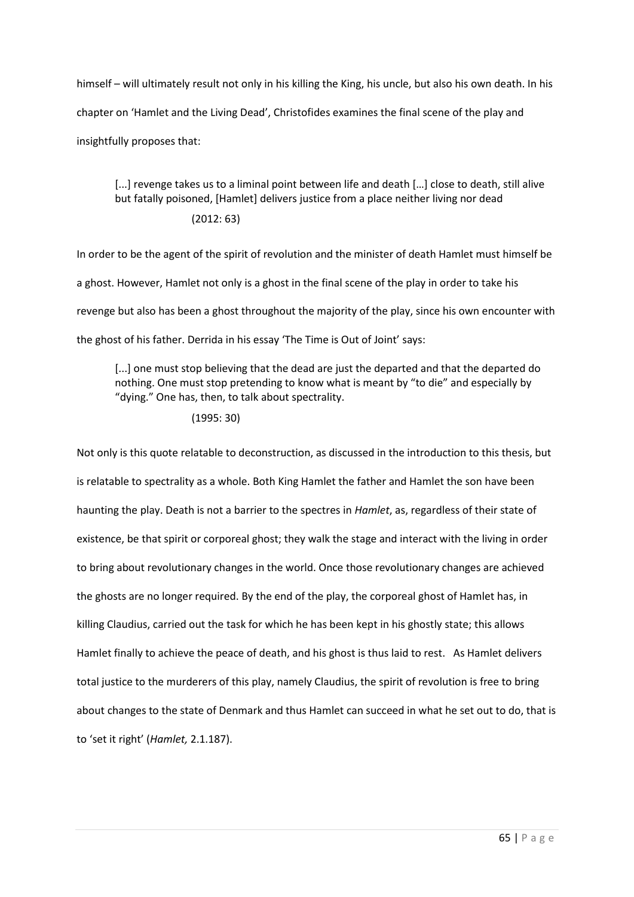himself – will ultimately result not only in his killing the King, his uncle, but also his own death. In his chapter on 'Hamlet and the Living Dead', Christofides examines the final scene of the play and insightfully proposes that:

> [...] revenge takes us to a liminal point between life and death […] close to death, still alive but fatally poisoned, [Hamlet] delivers justice from a place neither living nor dead
>
> (2012: 63)

In order to be the agent of the spirit of revolution and the minister of death Hamlet must himself be a ghost. However, Hamlet not only is a ghost in the final scene of the play in order to take his revenge but also has been a ghost throughout the majority of the play, since his own encounter with the ghost of his father. Derrida in his essay 'The Time is Out of Joint' says:

> [...] one must stop believing that the dead are just the departed and that the departed do nothing. One must stop pretending to know what is meant by "to die" and especially by "dying." One has, then, to talk about spectrality.
>
> (1995: 30)

Not only is this quote relatable to deconstruction, as discussed in the introduction to this thesis, but is relatable to spectrality as a whole. Both King Hamlet the father and Hamlet the son have been haunting the play. Death is not a barrier to the spectres in *Hamlet*, as, regardless of their state of existence, be that spirit or corporeal ghost; they walk the stage and interact with the living in order to bring about revolutionary changes in the world. Once those revolutionary changes are achieved the ghosts are no longer required. By the end of the play, the corporeal ghost of Hamlet has, in killing Claudius, carried out the task for which he has been kept in his ghostly state; this allows Hamlet finally to achieve the peace of death, and his ghost is thus laid to rest. As Hamlet delivers total justice to the murderers of this play, namely Claudius, the spirit of revolution is free to bring about changes to the state of Denmark and thus Hamlet can succeed in what he set out to do, that is to 'set it right' (*Hamlet,* 2.1.187).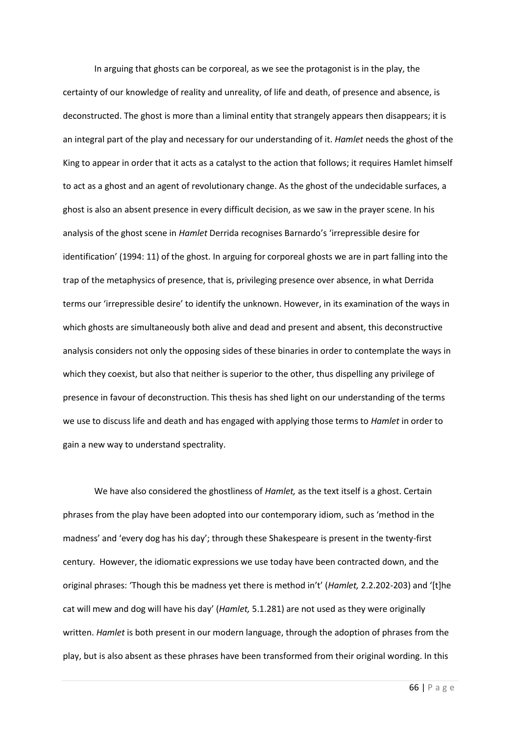In arguing that ghosts can be corporeal, as we see the protagonist is in the play, the certainty of our knowledge of reality and unreality, of life and death, of presence and absence, is deconstructed. The ghost is more than a liminal entity that strangely appears then disappears; it is an integral part of the play and necessary for our understanding of it. *Hamlet* needs the ghost of the King to appear in order that it acts as a catalyst to the action that follows; it requires Hamlet himself to act as a ghost and an agent of revolutionary change. As the ghost of the undecidable surfaces, a ghost is also an absent presence in every difficult decision, as we saw in the prayer scene. In his analysis of the ghost scene in *Hamlet* Derrida recognises Barnardo's 'irrepressible desire for identification' (1994: 11) of the ghost. In arguing for corporeal ghosts we are in part falling into the trap of the metaphysics of presence, that is, privileging presence over absence, in what Derrida terms our 'irrepressible desire' to identify the unknown. However, in its examination of the ways in which ghosts are simultaneously both alive and dead and present and absent, this deconstructive analysis considers not only the opposing sides of these binaries in order to contemplate the ways in which they coexist, but also that neither is superior to the other, thus dispelling any privilege of presence in favour of deconstruction. This thesis has shed light on our understanding of the terms we use to discuss life and death and has engaged with applying those terms to *Hamlet* in order to gain a new way to understand spectrality.

We have also considered the ghostliness of *Hamlet,* as the text itself is a ghost. Certain phrases from the play have been adopted into our contemporary idiom, such as 'method in the madness' and 'every dog has his day'; through these Shakespeare is present in the twenty-first century. However, the idiomatic expressions we use today have been contracted down, and the original phrases: 'Though this be madness yet there is method in't' (*Hamlet,* 2.2.202-203) and '[t]he cat will mew and dog will have his day' (*Hamlet,* 5.1.281) are not used as they were originally written. *Hamlet* is both present in our modern language, through the adoption of phrases from the play, but is also absent as these phrases have been transformed from their original wording. In this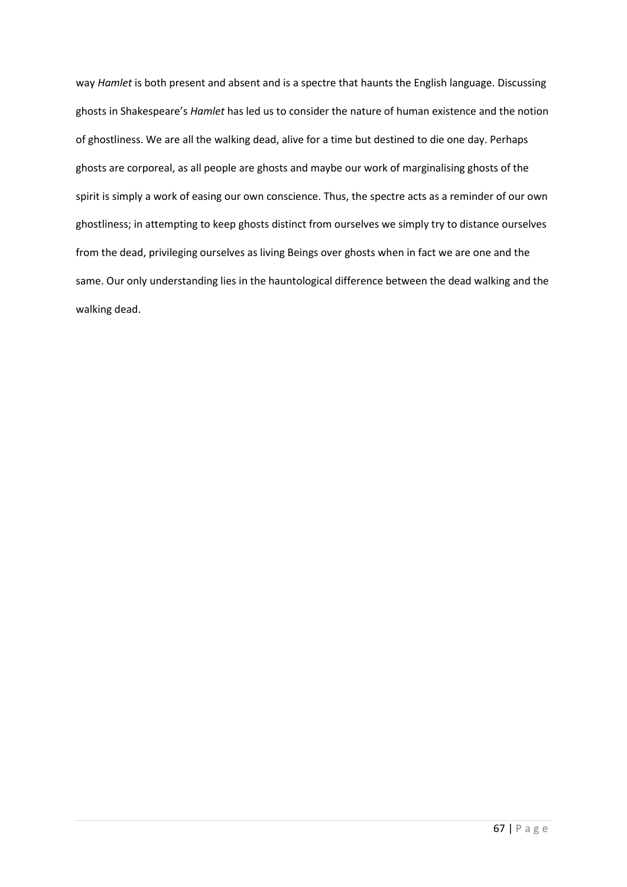way *Hamlet* is both present and absent and is a spectre that haunts the English language. Discussing ghosts in Shakespeare's *Hamlet* has led us to consider the nature of human existence and the notion of ghostliness. We are all the walking dead, alive for a time but destined to die one day. Perhaps ghosts are corporeal, as all people are ghosts and maybe our work of marginalising ghosts of the spirit is simply a work of easing our own conscience. Thus, the spectre acts as a reminder of our own ghostliness; in attempting to keep ghosts distinct from ourselves we simply try to distance ourselves from the dead, privileging ourselves as living Beings over ghosts when in fact we are one and the same. Our only understanding lies in the hauntological difference between the dead walking and the walking dead.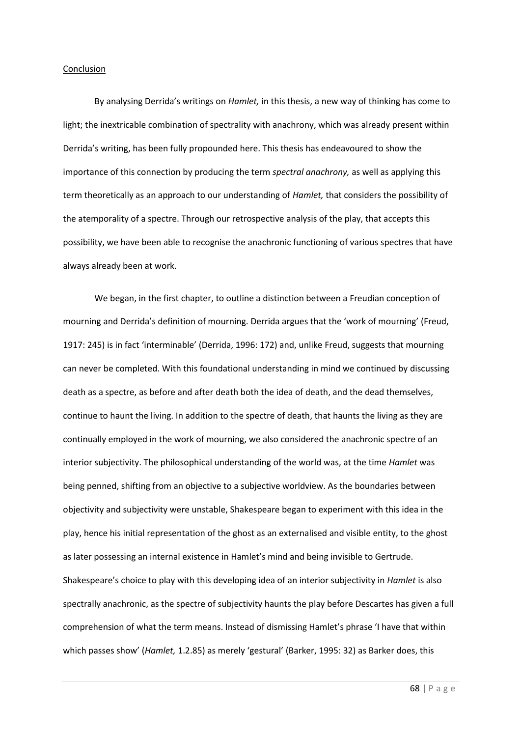Conclusion

By analysing Derrida's writings on *Hamlet,* in this thesis, a new way of thinking has come to light; the inextricable combination of spectrality with anachrony, which was already present within Derrida's writing, has been fully propounded here. This thesis has endeavoured to show the importance of this connection by producing the term *spectral anachrony,* as well as applying this term theoretically as an approach to our understanding of *Hamlet,* that considers the possibility of the atemporality of a spectre. Through our retrospective analysis of the play, that accepts this possibility, we have been able to recognise the anachronic functioning of various spectres that have always already been at work.

We began, in the first chapter, to outline a distinction between a Freudian conception of mourning and Derrida's definition of mourning. Derrida argues that the 'work of mourning' (Freud, 1917: 245) is in fact 'interminable' (Derrida, 1996: 172) and, unlike Freud, suggests that mourning can never be completed. With this foundational understanding in mind we continued by discussing death as a spectre, as before and after death both the idea of death, and the dead themselves, continue to haunt the living. In addition to the spectre of death, that haunts the living as they are continually employed in the work of mourning, we also considered the anachronic spectre of an interior subjectivity. The philosophical understanding of the world was, at the time *Hamlet* was being penned, shifting from an objective to a subjective worldview. As the boundaries between objectivity and subjectivity were unstable, Shakespeare began to experiment with this idea in the play, hence his initial representation of the ghost as an externalised and visible entity, to the ghost as later possessing an internal existence in Hamlet's mind and being invisible to Gertrude. Shakespeare's choice to play with this developing idea of an interior subjectivity in *Hamlet* is also spectrally anachronic, as the spectre of subjectivity haunts the play before Descartes has given a full comprehension of what the term means. Instead of dismissing Hamlet's phrase 'I have that within which passes show' (*Hamlet,* 1.2.85) as merely 'gestural' (Barker, 1995: 32) as Barker does, this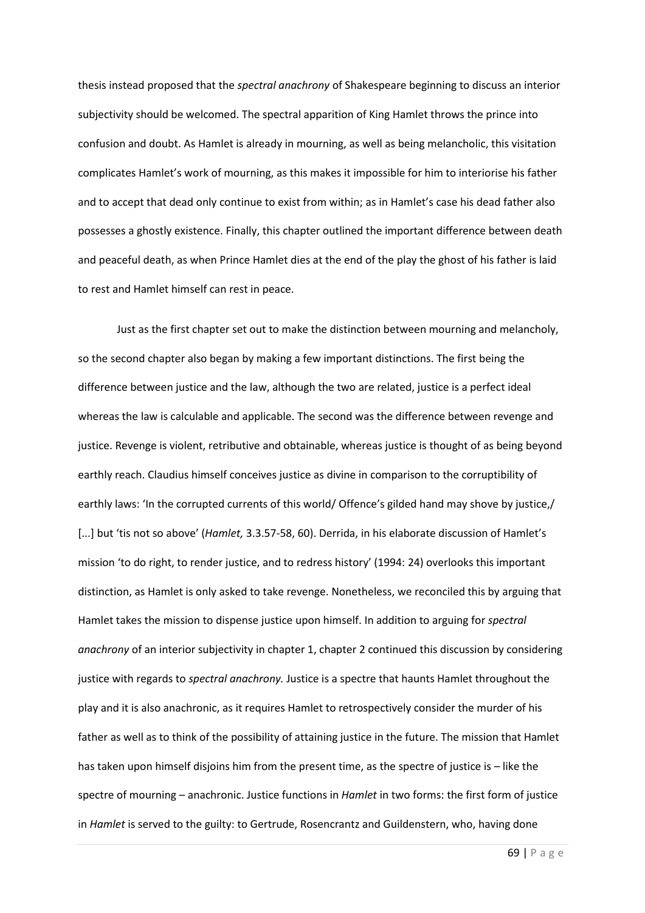thesis instead proposed that the *spectral anachrony* of Shakespeare beginning to discuss an interior subjectivity should be welcomed. The spectral apparition of King Hamlet throws the prince into confusion and doubt. As Hamlet is already in mourning, as well as being melancholic, this visitation complicates Hamlet's work of mourning, as this makes it impossible for him to interiorise his father and to accept that dead only continue to exist from within; as in Hamlet's case his dead father also possesses a ghostly existence. Finally, this chapter outlined the important difference between death and peaceful death, as when Prince Hamlet dies at the end of the play the ghost of his father is laid to rest and Hamlet himself can rest in peace.

Just as the first chapter set out to make the distinction between mourning and melancholy, so the second chapter also began by making a few important distinctions. The first being the difference between justice and the law, although the two are related, justice is a perfect ideal whereas the law is calculable and applicable. The second was the difference between revenge and justice. Revenge is violent, retributive and obtainable, whereas justice is thought of as being beyond earthly reach. Claudius himself conceives justice as divine in comparison to the corruptibility of earthly laws: 'In the corrupted currents of this world/ Offence's gilded hand may shove by justice,/ [...] but 'tis not so above' (*Hamlet,* 3.3.57-58, 60). Derrida, in his elaborate discussion of Hamlet's mission 'to do right, to render justice, and to redress history' (1994: 24) overlooks this important distinction, as Hamlet is only asked to take revenge. Nonetheless, we reconciled this by arguing that Hamlet takes the mission to dispense justice upon himself. In addition to arguing for *spectral anachrony* of an interior subjectivity in chapter 1, chapter 2 continued this discussion by considering justice with regards to *spectral anachrony.* Justice is a spectre that haunts Hamlet throughout the play and it is also anachronic, as it requires Hamlet to retrospectively consider the murder of his father as well as to think of the possibility of attaining justice in the future. The mission that Hamlet has taken upon himself disjoins him from the present time, as the spectre of justice is – like the spectre of mourning – anachronic. Justice functions in *Hamlet* in two forms: the first form of justice in *Hamlet* is served to the guilty: to Gertrude, Rosencrantz and Guildenstern, who, having done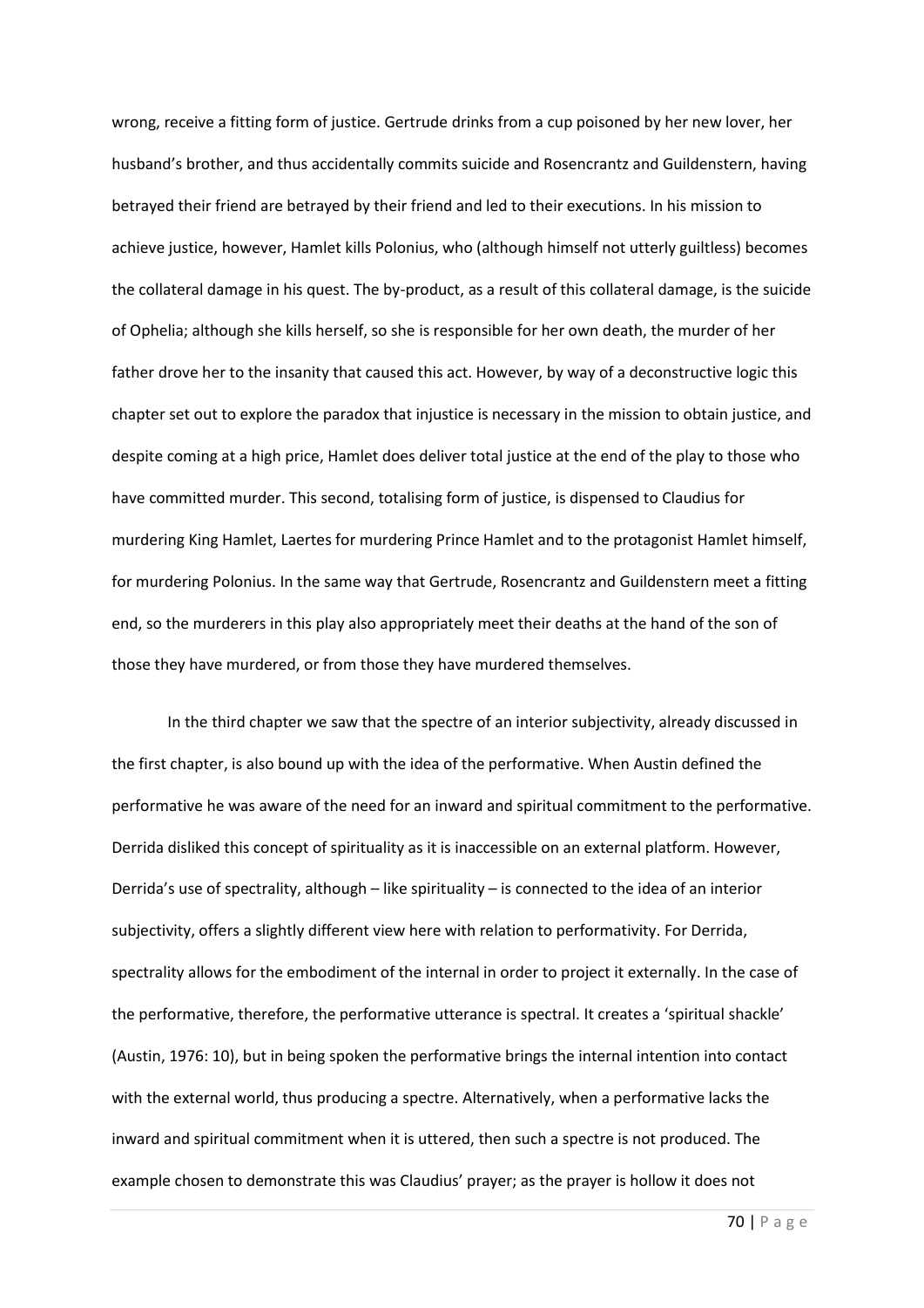wrong, receive a fitting form of justice. Gertrude drinks from a cup poisoned by her new lover, her husband's brother, and thus accidentally commits suicide and Rosencrantz and Guildenstern, having betrayed their friend are betrayed by their friend and led to their executions. In his mission to achieve justice, however, Hamlet kills Polonius, who (although himself not utterly guiltless) becomes the collateral damage in his quest. The by-product, as a result of this collateral damage, is the suicide of Ophelia; although she kills herself, so she is responsible for her own death, the murder of her father drove her to the insanity that caused this act. However, by way of a deconstructive logic this chapter set out to explore the paradox that injustice is necessary in the mission to obtain justice, and despite coming at a high price, Hamlet does deliver total justice at the end of the play to those who have committed murder. This second, totalising form of justice, is dispensed to Claudius for murdering King Hamlet, Laertes for murdering Prince Hamlet and to the protagonist Hamlet himself, for murdering Polonius. In the same way that Gertrude, Rosencrantz and Guildenstern meet a fitting end, so the murderers in this play also appropriately meet their deaths at the hand of the son of those they have murdered, or from those they have murdered themselves.

In the third chapter we saw that the spectre of an interior subjectivity, already discussed in the first chapter, is also bound up with the idea of the performative. When Austin defined the performative he was aware of the need for an inward and spiritual commitment to the performative. Derrida disliked this concept of spirituality as it is inaccessible on an external platform. However, Derrida's use of spectrality, although – like spirituality – is connected to the idea of an interior subjectivity, offers a slightly different view here with relation to performativity. For Derrida, spectrality allows for the embodiment of the internal in order to project it externally. In the case of the performative, therefore, the performative utterance is spectral. It creates a 'spiritual shackle' (Austin, 1976: 10), but in being spoken the performative brings the internal intention into contact with the external world, thus producing a spectre. Alternatively, when a performative lacks the inward and spiritual commitment when it is uttered, then such a spectre is not produced. The example chosen to demonstrate this was Claudius' prayer; as the prayer is hollow it does not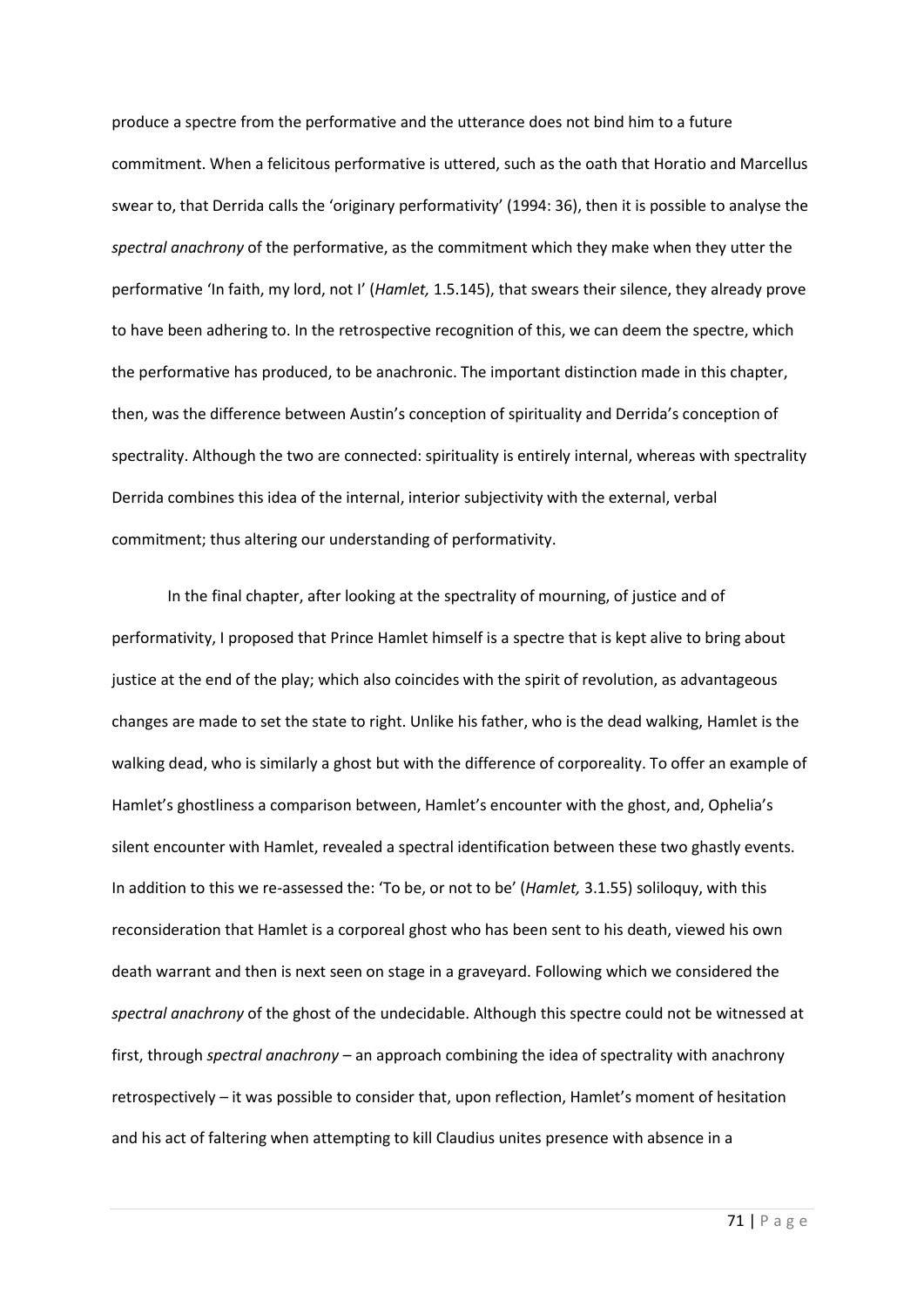produce a spectre from the performative and the utterance does not bind him to a future commitment. When a felicitous performative is uttered, such as the oath that Horatio and Marcellus swear to, that Derrida calls the 'originary performativity' (1994: 36), then it is possible to analyse the *spectral anachrony* of the performative, as the commitment which they make when they utter the performative 'In faith, my lord, not I' (*Hamlet,* 1.5.145), that swears their silence, they already prove to have been adhering to. In the retrospective recognition of this, we can deem the spectre, which the performative has produced, to be anachronic. The important distinction made in this chapter, then, was the difference between Austin's conception of spirituality and Derrida's conception of spectrality. Although the two are connected: spirituality is entirely internal, whereas with spectrality Derrida combines this idea of the internal, interior subjectivity with the external, verbal commitment; thus altering our understanding of performativity.

In the final chapter, after looking at the spectrality of mourning, of justice and of performativity, I proposed that Prince Hamlet himself is a spectre that is kept alive to bring about justice at the end of the play; which also coincides with the spirit of revolution, as advantageous changes are made to set the state to right. Unlike his father, who is the dead walking, Hamlet is the walking dead, who is similarly a ghost but with the difference of corporeality. To offer an example of Hamlet's ghostliness a comparison between, Hamlet's encounter with the ghost, and, Ophelia's silent encounter with Hamlet, revealed a spectral identification between these two ghastly events. In addition to this we re-assessed the: 'To be, or not to be' (*Hamlet,* 3.1.55) soliloquy, with this reconsideration that Hamlet is a corporeal ghost who has been sent to his death, viewed his own death warrant and then is next seen on stage in a graveyard. Following which we considered the *spectral anachrony* of the ghost of the undecidable. Although this spectre could not be witnessed at first, through *spectral anachrony* – an approach combining the idea of spectrality with anachrony retrospectively – it was possible to consider that, upon reflection, Hamlet's moment of hesitation and his act of faltering when attempting to kill Claudius unites presence with absence in a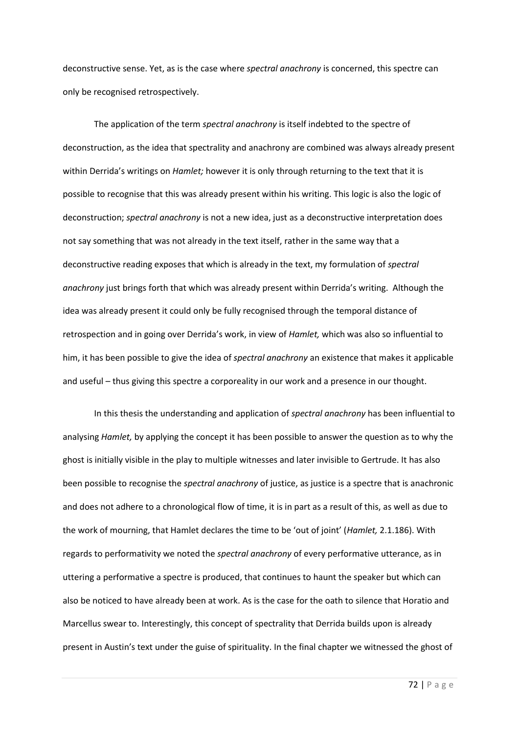deconstructive sense. Yet, as is the case where *spectral anachrony* is concerned, this spectre can only be recognised retrospectively.

The application of the term *spectral anachrony* is itself indebted to the spectre of deconstruction, as the idea that spectrality and anachrony are combined was always already present within Derrida's writings on *Hamlet;* however it is only through returning to the text that it is possible to recognise that this was already present within his writing. This logic is also the logic of deconstruction; *spectral anachrony* is not a new idea, just as a deconstructive interpretation does not say something that was not already in the text itself, rather in the same way that a deconstructive reading exposes that which is already in the text, my formulation of *spectral anachrony* just brings forth that which was already present within Derrida's writing. Although the idea was already present it could only be fully recognised through the temporal distance of retrospection and in going over Derrida's work, in view of *Hamlet,* which was also so influential to him, it has been possible to give the idea of *spectral anachrony* an existence that makes it applicable and useful – thus giving this spectre a corporeality in our work and a presence in our thought.

In this thesis the understanding and application of *spectral anachrony* has been influential to analysing *Hamlet,* by applying the concept it has been possible to answer the question as to why the ghost is initially visible in the play to multiple witnesses and later invisible to Gertrude. It has also been possible to recognise the *spectral anachrony* of justice, as justice is a spectre that is anachronic and does not adhere to a chronological flow of time, it is in part as a result of this, as well as due to the work of mourning, that Hamlet declares the time to be 'out of joint' (*Hamlet,* 2.1.186). With regards to performativity we noted the *spectral anachrony* of every performative utterance, as in uttering a performative a spectre is produced, that continues to haunt the speaker but which can also be noticed to have already been at work. As is the case for the oath to silence that Horatio and Marcellus swear to. Interestingly, this concept of spectrality that Derrida builds upon is already present in Austin's text under the guise of spirituality. In the final chapter we witnessed the ghost of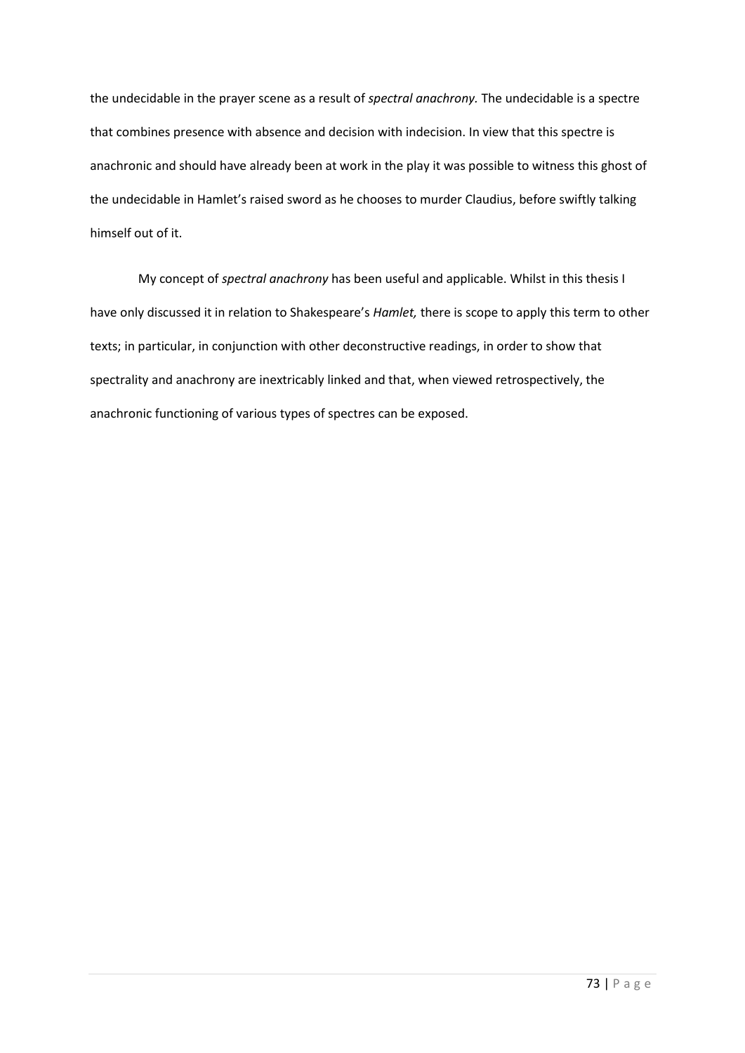the undecidable in the prayer scene as a result of *spectral anachrony.* The undecidable is a spectre that combines presence with absence and decision with indecision. In view that this spectre is anachronic and should have already been at work in the play it was possible to witness this ghost of the undecidable in Hamlet's raised sword as he chooses to murder Claudius, before swiftly talking himself out of it.

My concept of *spectral anachrony* has been useful and applicable. Whilst in this thesis I have only discussed it in relation to Shakespeare's *Hamlet,* there is scope to apply this term to other texts; in particular, in conjunction with other deconstructive readings, in order to show that spectrality and anachrony are inextricably linked and that, when viewed retrospectively, the anachronic functioning of various types of spectres can be exposed.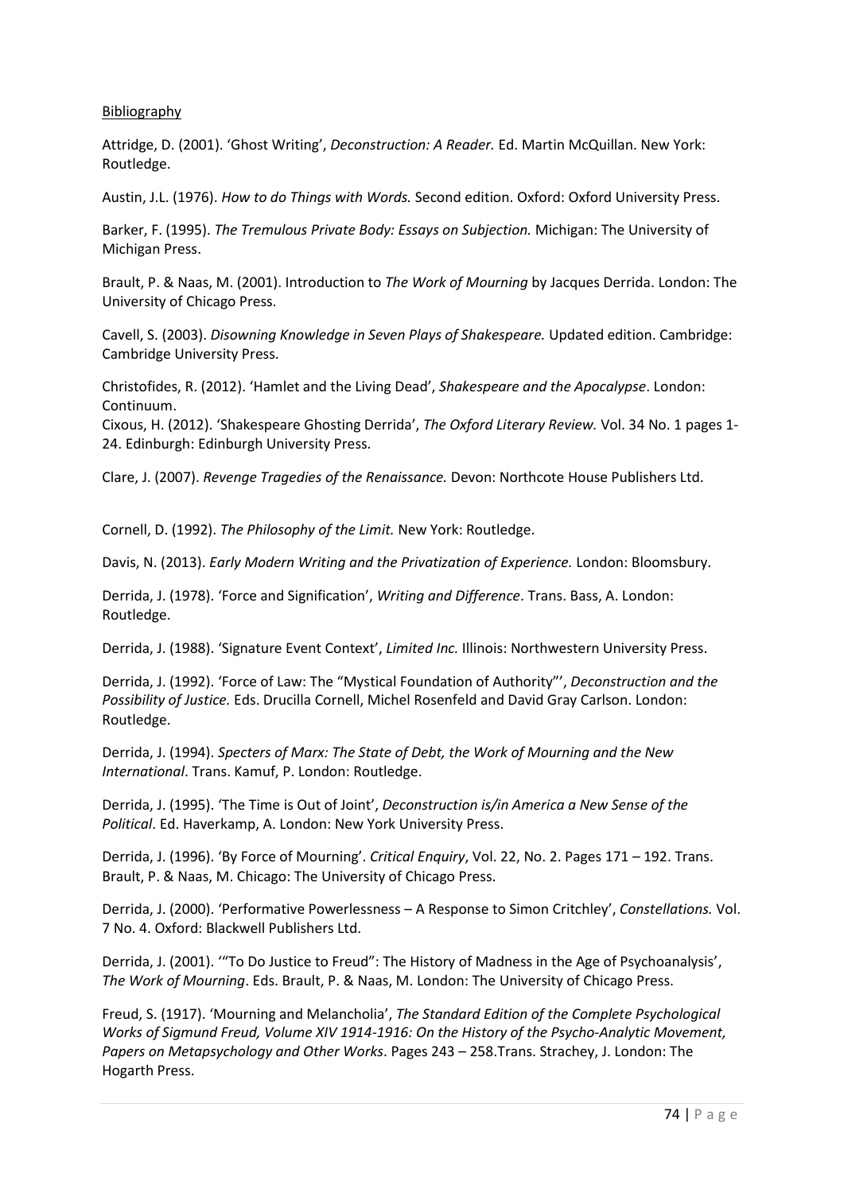Bibliography

Attridge, D. (2001). 'Ghost Writing', *Deconstruction: A Reader.* Ed. Martin McQuillan. New York: Routledge.

Austin, J.L. (1976). *How to do Things with Words.* Second edition. Oxford: Oxford University Press.

Barker, F. (1995). *The Tremulous Private Body: Essays on Subjection.* Michigan: The University of Michigan Press.

Brault, P. & Naas, M. (2001). Introduction to *The Work of Mourning* by Jacques Derrida. London: The University of Chicago Press.

Cavell, S. (2003). *Disowning Knowledge in Seven Plays of Shakespeare.* Updated edition. Cambridge: Cambridge University Press.

Christofides, R. (2012). 'Hamlet and the Living Dead', *Shakespeare and the Apocalypse*. London: Continuum.

Cixous, H. (2012). 'Shakespeare Ghosting Derrida', *The Oxford Literary Review.* Vol. 34 No. 1 pages 1-24. Edinburgh: Edinburgh University Press.

Clare, J. (2007). *Revenge Tragedies of the Renaissance.* Devon: Northcote House Publishers Ltd.

Cornell, D. (1992). *The Philosophy of the Limit.* New York: Routledge.

Davis, N. (2013). *Early Modern Writing and the Privatization of Experience.* London: Bloomsbury.

Derrida, J. (1978). 'Force and Signification', *Writing and Difference*. Trans. Bass, A. London: Routledge.

Derrida, J. (1988). 'Signature Event Context', *Limited Inc.* Illinois: Northwestern University Press.

Derrida, J. (1992). 'Force of Law: The "Mystical Foundation of Authority"', *Deconstruction and the Possibility of Justice.* Eds. Drucilla Cornell, Michel Rosenfeld and David Gray Carlson. London: Routledge.

Derrida, J. (1994). *Specters of Marx: The State of Debt, the Work of Mourning and the New International*. Trans. Kamuf, P. London: Routledge.

Derrida, J. (1995). 'The Time is Out of Joint', *Deconstruction is/in America a New Sense of the Political*. Ed. Haverkamp, A. London: New York University Press.

Derrida, J. (1996). 'By Force of Mourning'. *Critical Enquiry*, Vol. 22, No. 2. Pages 171 – 192. Trans. Brault, P. & Naas, M. Chicago: The University of Chicago Press.

Derrida, J. (2000). 'Performative Powerlessness – A Response to Simon Critchley', *Constellations.* Vol. 7 No. 4. Oxford: Blackwell Publishers Ltd.

Derrida, J. (2001). '"To Do Justice to Freud": The History of Madness in the Age of Psychoanalysis', *The Work of Mourning*. Eds. Brault, P. & Naas, M. London: The University of Chicago Press.

Freud, S. (1917). 'Mourning and Melancholia', *The Standard Edition of the Complete Psychological Works of Sigmund Freud, Volume XIV 1914-1916: On the History of the Psycho-Analytic Movement, Papers on Metapsychology and Other Works*. Pages 243 – 258.Trans. Strachey, J. London: The Hogarth Press.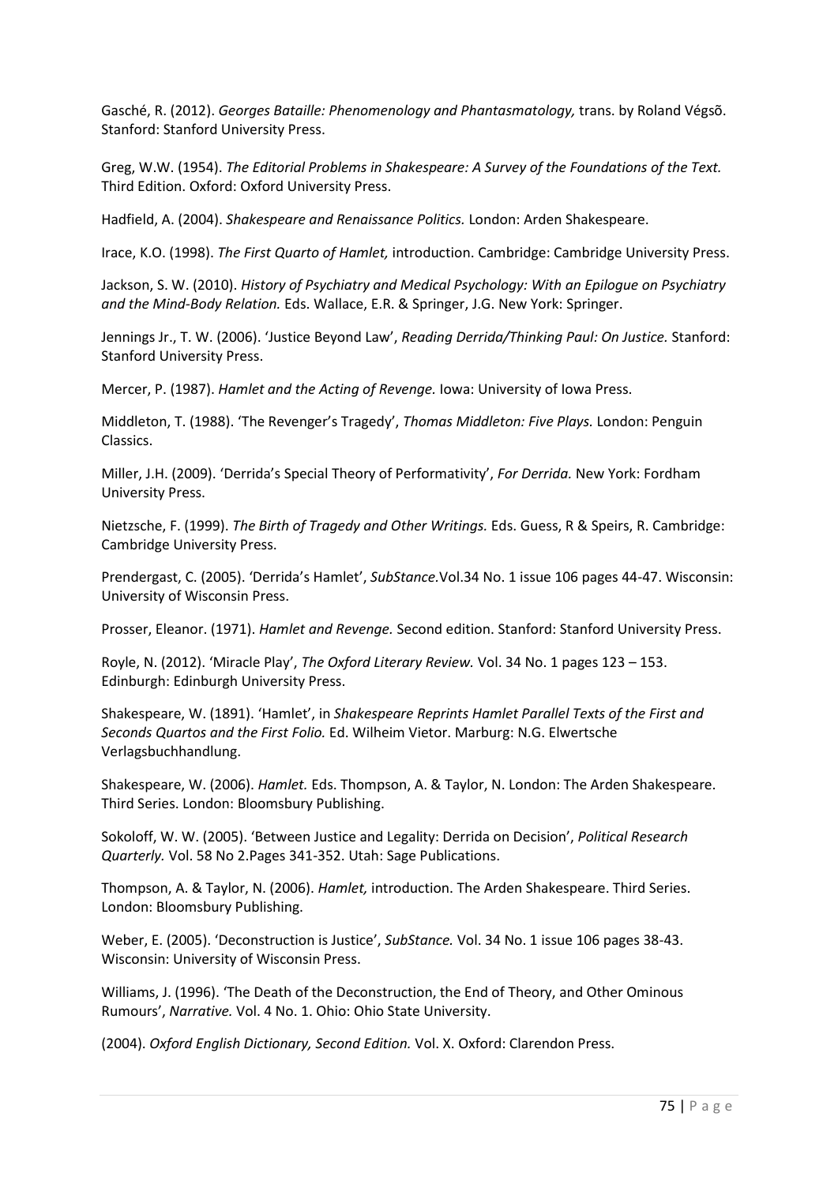Gasché, R. (2012). *Georges Bataille: Phenomenology and Phantasmatology,* trans. by Roland Végsõ. Stanford: Stanford University Press.

Greg, W.W. (1954). *The Editorial Problems in Shakespeare: A Survey of the Foundations of the Text.* Third Edition. Oxford: Oxford University Press.

Hadfield, A. (2004). *Shakespeare and Renaissance Politics.* London: Arden Shakespeare.

Irace, K.O. (1998). *The First Quarto of Hamlet,* introduction. Cambridge: Cambridge University Press.

Jackson, S. W. (2010). *History of Psychiatry and Medical Psychology: With an Epilogue on Psychiatry and the Mind-Body Relation.* Eds. Wallace, E.R. & Springer, J.G. New York: Springer.

Jennings Jr., T. W. (2006). 'Justice Beyond Law', *Reading Derrida/Thinking Paul: On Justice.* Stanford: Stanford University Press.

Mercer, P. (1987). *Hamlet and the Acting of Revenge.* Iowa: University of Iowa Press.

Middleton, T. (1988). 'The Revenger's Tragedy', *Thomas Middleton: Five Plays.* London: Penguin Classics.

Miller, J.H. (2009). 'Derrida's Special Theory of Performativity', *For Derrida.* New York: Fordham University Press.

Nietzsche, F. (1999). *The Birth of Tragedy and Other Writings.* Eds. Guess, R & Speirs, R. Cambridge: Cambridge University Press.

Prendergast, C. (2005). 'Derrida's Hamlet', *SubStance.*Vol.34 No. 1 issue 106 pages 44-47. Wisconsin: University of Wisconsin Press.

Prosser, Eleanor. (1971). *Hamlet and Revenge.* Second edition. Stanford: Stanford University Press.

Royle, N. (2012). 'Miracle Play', *The Oxford Literary Review.* Vol. 34 No. 1 pages 123 – 153. Edinburgh: Edinburgh University Press.

Shakespeare, W. (1891). 'Hamlet', in *Shakespeare Reprints Hamlet Parallel Texts of the First and Seconds Quartos and the First Folio.* Ed. Wilheim Vietor. Marburg: N.G. Elwertsche Verlagsbuchhandlung.

Shakespeare, W. (2006). *Hamlet.* Eds. Thompson, A. & Taylor, N. London: The Arden Shakespeare. Third Series. London: Bloomsbury Publishing.

Sokoloff, W. W. (2005). 'Between Justice and Legality: Derrida on Decision', *Political Research Quarterly.* Vol. 58 No 2.Pages 341-352. Utah: Sage Publications.

Thompson, A. & Taylor, N. (2006). *Hamlet,* introduction. The Arden Shakespeare. Third Series. London: Bloomsbury Publishing.

Weber, E. (2005). 'Deconstruction is Justice', *SubStance.* Vol. 34 No. 1 issue 106 pages 38-43. Wisconsin: University of Wisconsin Press.

Williams, J. (1996). 'The Death of the Deconstruction, the End of Theory, and Other Ominous Rumours', *Narrative.* Vol. 4 No. 1. Ohio: Ohio State University.

(2004). *Oxford English Dictionary, Second Edition.* Vol. X. Oxford: Clarendon Press.